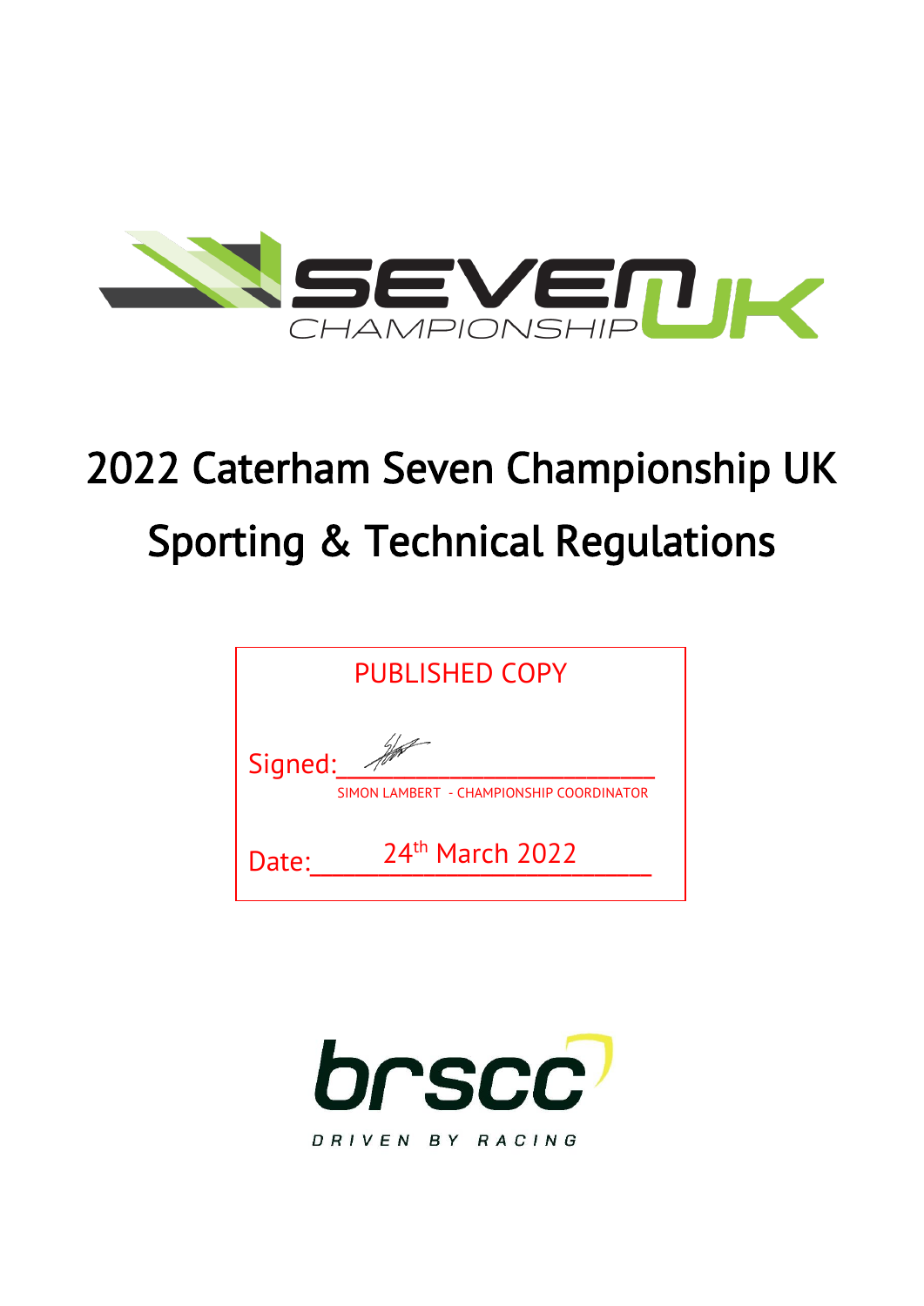# 2022 Caterham Seven Championship UK

# Sporting & Technical Regulations

PUBLISHED COPY

Signed: ____________________

SIMON LAMBERT - CHAMPIONSHIP COORDINATOR

Date: 24th March 2022

brscc

DRIVEN BY RACING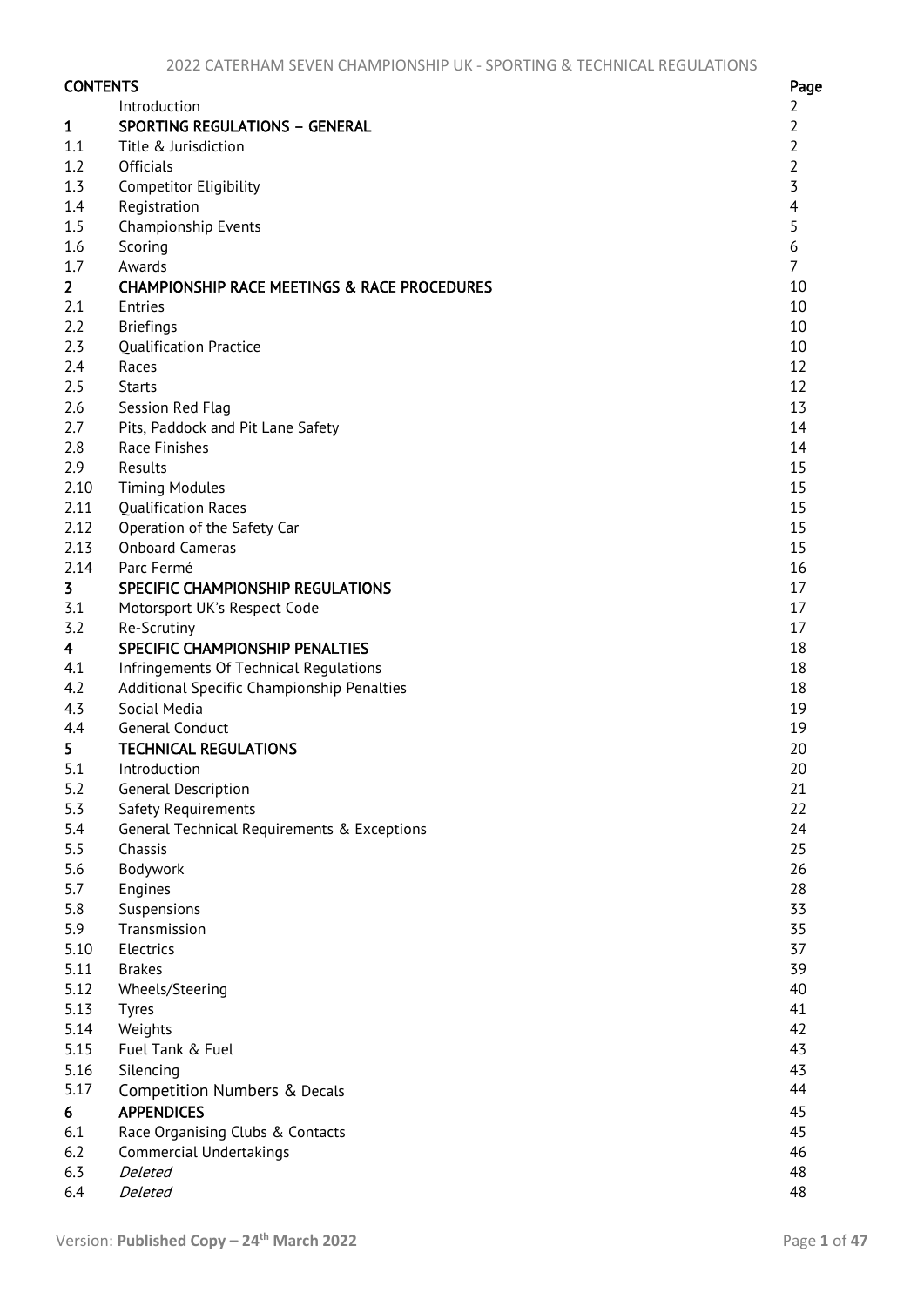| CONTENTS | | Page |
|---|---|---|
| | Introduction | 2 |
| **1** | **SPORTING REGULATIONS – GENERAL** | 2 |
| 1.1 | Title & Jurisdiction | 2 |
| 1.2 | Officials | 2 |
| 1.3 | Competitor Eligibility | 3 |
| 1.4 | Registration | 4 |
| 1.5 | Championship Events | 5 |
| 1.6 | Scoring | 6 |
| 1.7 | Awards | 7 |
| **2** | **CHAMPIONSHIP RACE MEETINGS & RACE PROCEDURES** | 10 |
| 2.1 | Entries | 10 |
| 2.2 | Briefings | 10 |
| 2.3 | Qualification Practice | 10 |
| 2.4 | Races | 12 |
| 2.5 | Starts | 12 |
| 2.6 | Session Red Flag | 13 |
| 2.7 | Pits, Paddock and Pit Lane Safety | 14 |
| 2.8 | Race Finishes | 14 |
| 2.9 | Results | 15 |
| 2.10 | Timing Modules | 15 |
| 2.11 | Qualification Races | 15 |
| 2.12 | Operation of the Safety Car | 15 |
| 2.13 | Onboard Cameras | 15 |
| 2.14 | Parc Fermé | 16 |
| **3** | **SPECIFIC CHAMPIONSHIP REGULATIONS** | 17 |
| 3.1 | Motorsport UK's Respect Code | 17 |
| 3.2 | Re-Scrutiny | 17 |
| **4** | **SPECIFIC CHAMPIONSHIP PENALTIES** | 18 |
| 4.1 | Infringements Of Technical Regulations | 18 |
| 4.2 | Additional Specific Championship Penalties | 18 |
| 4.3 | Social Media | 19 |
| 4.4 | General Conduct | 19 |
| **5** | **TECHNICAL REGULATIONS** | 20 |
| 5.1 | Introduction | 20 |
| 5.2 | General Description | 21 |
| 5.3 | Safety Requirements | 22 |
| 5.4 | General Technical Requirements & Exceptions | 24 |
| 5.5 | Chassis | 25 |
| 5.6 | Bodywork | 26 |
| 5.7 | Engines | 28 |
| 5.8 | Suspensions | 33 |
| 5.9 | Transmission | 35 |
| 5.10 | Electrics | 37 |
| 5.11 | Brakes | 39 |
| 5.12 | Wheels/Steering | 40 |
| 5.13 | Tyres | 41 |
| 5.14 | Weights | 42 |
| 5.15 | Fuel Tank & Fuel | 43 |
| 5.16 | Silencing | 43 |
| 5.17 | Competition Numbers & Decals | 44 |
| **6** | **APPENDICES** | 45 |
| 6.1 | Race Organising Clubs & Contacts | 45 |
| 6.2 | Commercial Undertakings | 46 |
| 6.3 | *Deleted* | 48 |
| 6.4 | *Deleted* | 48 |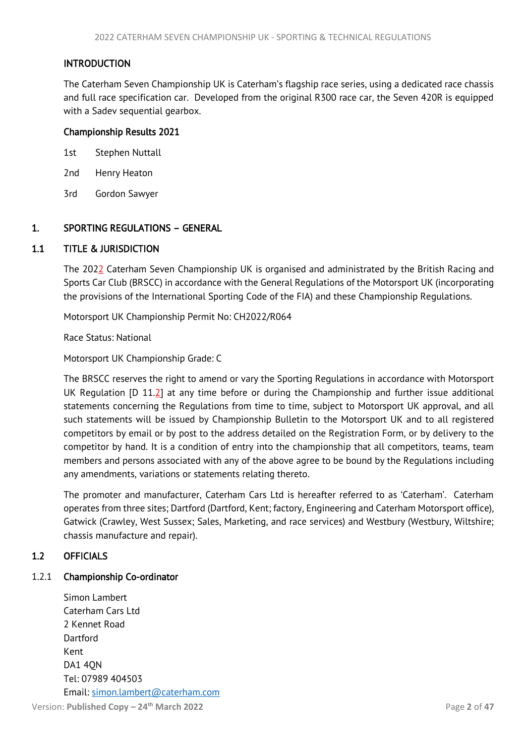## INTRODUCTION

The Caterham Seven Championship UK is Caterham's flagship race series, using a dedicated race chassis and full race specification car. Developed from the original R300 race car, the Seven 420R is equipped with a Sadev sequential gearbox.

### Championship Results 2021

1st Stephen Nuttall

2nd Henry Heaton

3rd Gordon Sawyer

## 1. SPORTING REGULATIONS – GENERAL

### 1.1 TITLE & JURISDICTION

The 2022 Caterham Seven Championship UK is organised and administrated by the British Racing and Sports Car Club (BRSCC) in accordance with the General Regulations of the Motorsport UK (incorporating the provisions of the International Sporting Code of the FIA) and these Championship Regulations.

Motorsport UK Championship Permit No: CH2022/R064

Race Status: National

Motorsport UK Championship Grade: C

The BRSCC reserves the right to amend or vary the Sporting Regulations in accordance with Motorsport UK Regulation [D 11.2] at any time before or during the Championship and further issue additional statements concerning the Regulations from time to time, subject to Motorsport UK approval, and all such statements will be issued by Championship Bulletin to the Motorsport UK and to all registered competitors by email or by post to the address detailed on the Registration Form, or by delivery to the competitor by hand. It is a condition of entry into the championship that all competitors, teams, team members and persons associated with any of the above agree to be bound by the Regulations including any amendments, variations or statements relating thereto.

The promoter and manufacturer, Caterham Cars Ltd is hereafter referred to as 'Caterham'. Caterham operates from three sites; Dartford (Dartford, Kent; factory, Engineering and Caterham Motorsport office), Gatwick (Crawley, West Sussex; Sales, Marketing, and race services) and Westbury (Westbury, Wiltshire; chassis manufacture and repair).

### 1.2 OFFICIALS

#### 1.2.1 Championship Co-ordinator

Simon Lambert
Caterham Cars Ltd
2 Kennet Road
Dartford
Kent
DA1 4QN
Tel: 07989 404503
Email: simon.lambert@caterham.com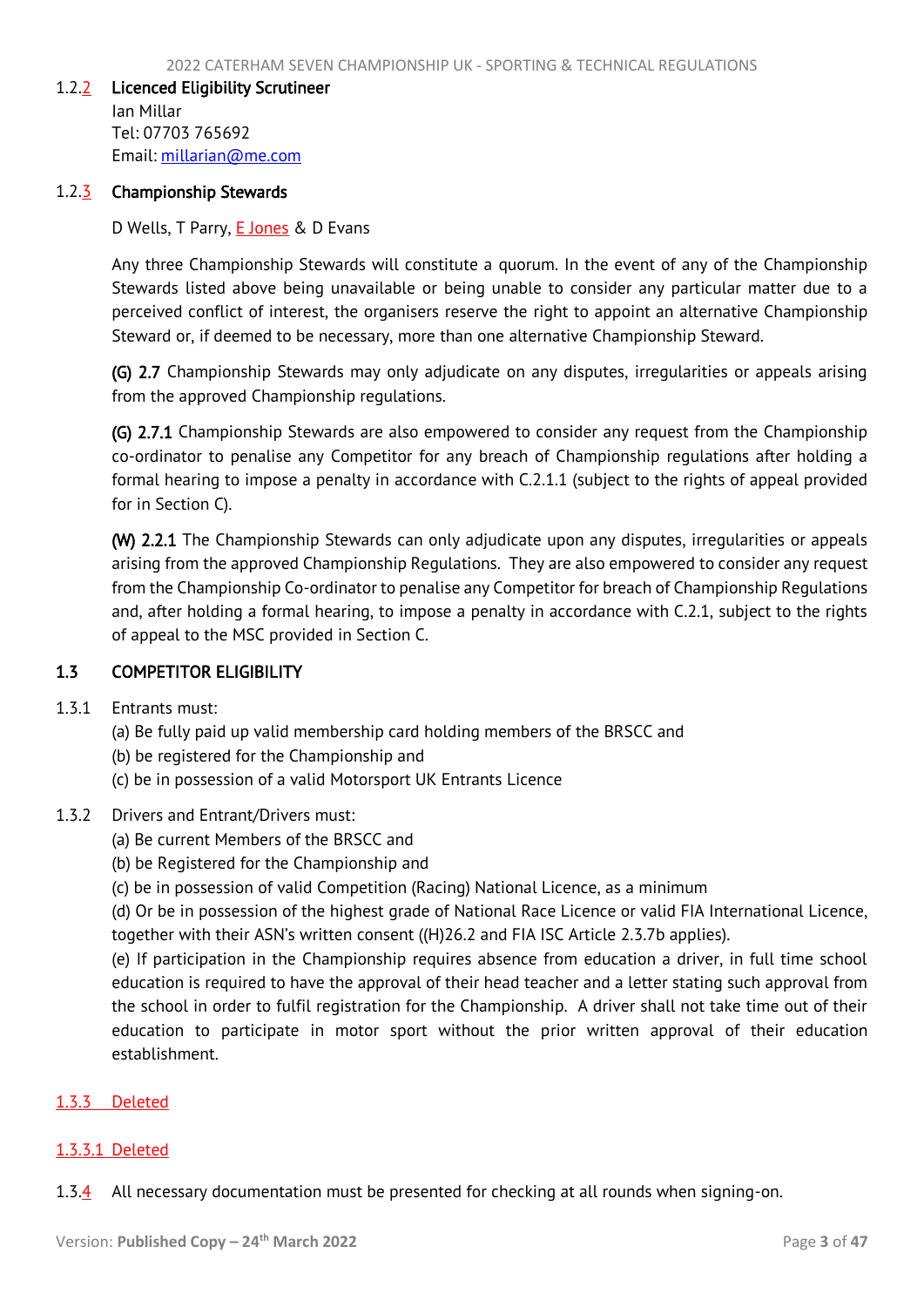1.2.2 **Licenced Eligibility Scrutineer**

Ian Millar
Tel: 07703 765692
Email: millarian@me.com

1.2.3 **Championship Stewards**

D Wells, T Parry, E Jones & D Evans

Any three Championship Stewards will constitute a quorum. In the event of any of the Championship Stewards listed above being unavailable or being unable to consider any particular matter due to a perceived conflict of interest, the organisers reserve the right to appoint an alternative Championship Steward or, if deemed to be necessary, more than one alternative Championship Steward.

**(G) 2.7** Championship Stewards may only adjudicate on any disputes, irregularities or appeals arising from the approved Championship regulations.

**(G) 2.7.1** Championship Stewards are also empowered to consider any request from the Championship co-ordinator to penalise any Competitor for any breach of Championship regulations after holding a formal hearing to impose a penalty in accordance with C.2.1.1 (subject to the rights of appeal provided for in Section C).

**(W) 2.2.1** The Championship Stewards can only adjudicate upon any disputes, irregularities or appeals arising from the approved Championship Regulations. They are also empowered to consider any request from the Championship Co-ordinator to penalise any Competitor for breach of Championship Regulations and, after holding a formal hearing, to impose a penalty in accordance with C.2.1, subject to the rights of appeal to the MSC provided in Section C.

## 1.3 COMPETITOR ELIGIBILITY

1.3.1 Entrants must:
(a) Be fully paid up valid membership card holding members of the BRSCC and
(b) be registered for the Championship and
(c) be in possession of a valid Motorsport UK Entrants Licence

1.3.2 Drivers and Entrant/Drivers must:
(a) Be current Members of the BRSCC and
(b) be Registered for the Championship and
(c) be in possession of valid Competition (Racing) National Licence, as a minimum
(d) Or be in possession of the highest grade of National Race Licence or valid FIA International Licence, together with their ASN's written consent ((H)26.2 and FIA ISC Article 2.3.7b applies).
(e) If participation in the Championship requires absence from education a driver, in full time school education is required to have the approval of their head teacher and a letter stating such approval from the school in order to fulfil registration for the Championship. A driver shall not take time out of their education to participate in motor sport without the prior written approval of their education establishment.

1.3.3 Deleted

1.3.3.1 Deleted

1.3.4 All necessary documentation must be presented for checking at all rounds when signing-on.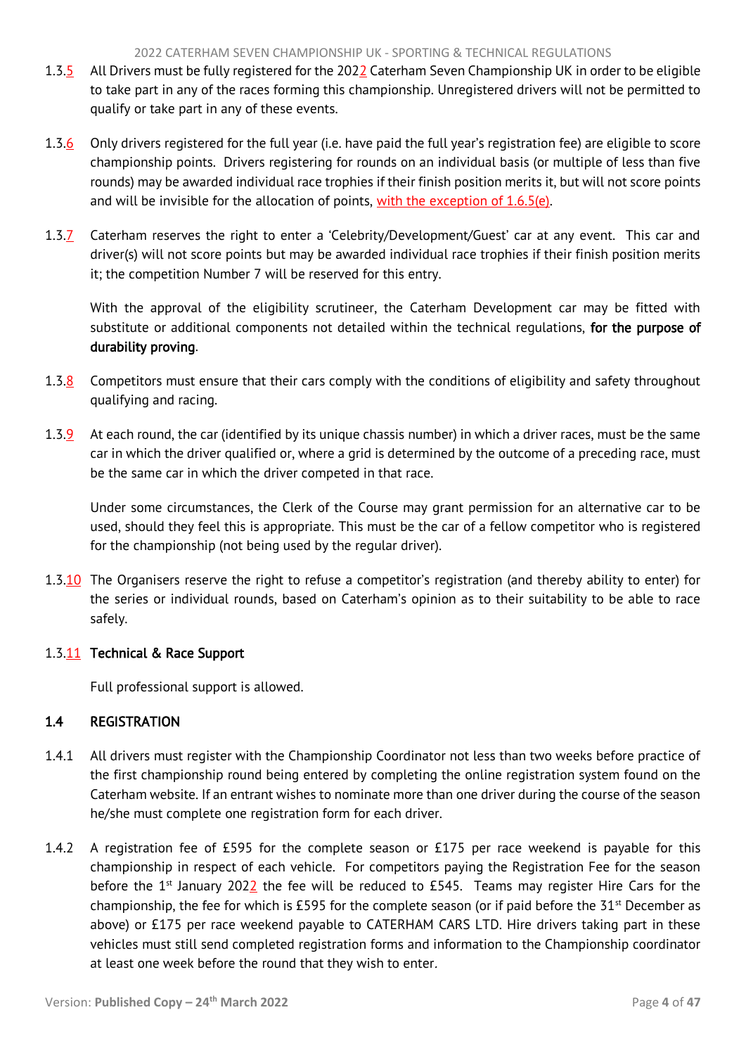1.3.5 All Drivers must be fully registered for the 2022 Caterham Seven Championship UK in order to be eligible to take part in any of the races forming this championship. Unregistered drivers will not be permitted to qualify or take part in any of these events.

1.3.6 Only drivers registered for the full year (i.e. have paid the full year's registration fee) are eligible to score championship points. Drivers registering for rounds on an individual basis (or multiple of less than five rounds) may be awarded individual race trophies if their finish position merits it, but will not score points and will be invisible for the allocation of points, with the exception of 1.6.5(e).

1.3.7 Caterham reserves the right to enter a 'Celebrity/Development/Guest' car at any event. This car and driver(s) will not score points but may be awarded individual race trophies if their finish position merits it; the competition Number 7 will be reserved for this entry.

With the approval of the eligibility scrutineer, the Caterham Development car may be fitted with substitute or additional components not detailed within the technical regulations, **for the purpose of durability proving**.

1.3.8 Competitors must ensure that their cars comply with the conditions of eligibility and safety throughout qualifying and racing.

1.3.9 At each round, the car (identified by its unique chassis number) in which a driver races, must be the same car in which the driver qualified or, where a grid is determined by the outcome of a preceding race, must be the same car in which the driver competed in that race.

Under some circumstances, the Clerk of the Course may grant permission for an alternative car to be used, should they feel this is appropriate. This must be the car of a fellow competitor who is registered for the championship (not being used by the regular driver).

1.3.10 The Organisers reserve the right to refuse a competitor's registration (and thereby ability to enter) for the series or individual rounds, based on Caterham's opinion as to their suitability to be able to race safely.

1.3.11 **Technical & Race Support**

Full professional support is allowed.

## 1.4 REGISTRATION

1.4.1 All drivers must register with the Championship Coordinator not less than two weeks before practice of the first championship round being entered by completing the online registration system found on the Caterham website. If an entrant wishes to nominate more than one driver during the course of the season he/she must complete one registration form for each driver.

1.4.2 A registration fee of £595 for the complete season or £175 per race weekend is payable for this championship in respect of each vehicle. For competitors paying the Registration Fee for the season before the 1st January 2022 the fee will be reduced to £545. Teams may register Hire Cars for the championship, the fee for which is £595 for the complete season (or if paid before the 31st December as above) or £175 per race weekend payable to CATERHAM CARS LTD. Hire drivers taking part in these vehicles must still send completed registration forms and information to the Championship coordinator at least one week before the round that they wish to enter.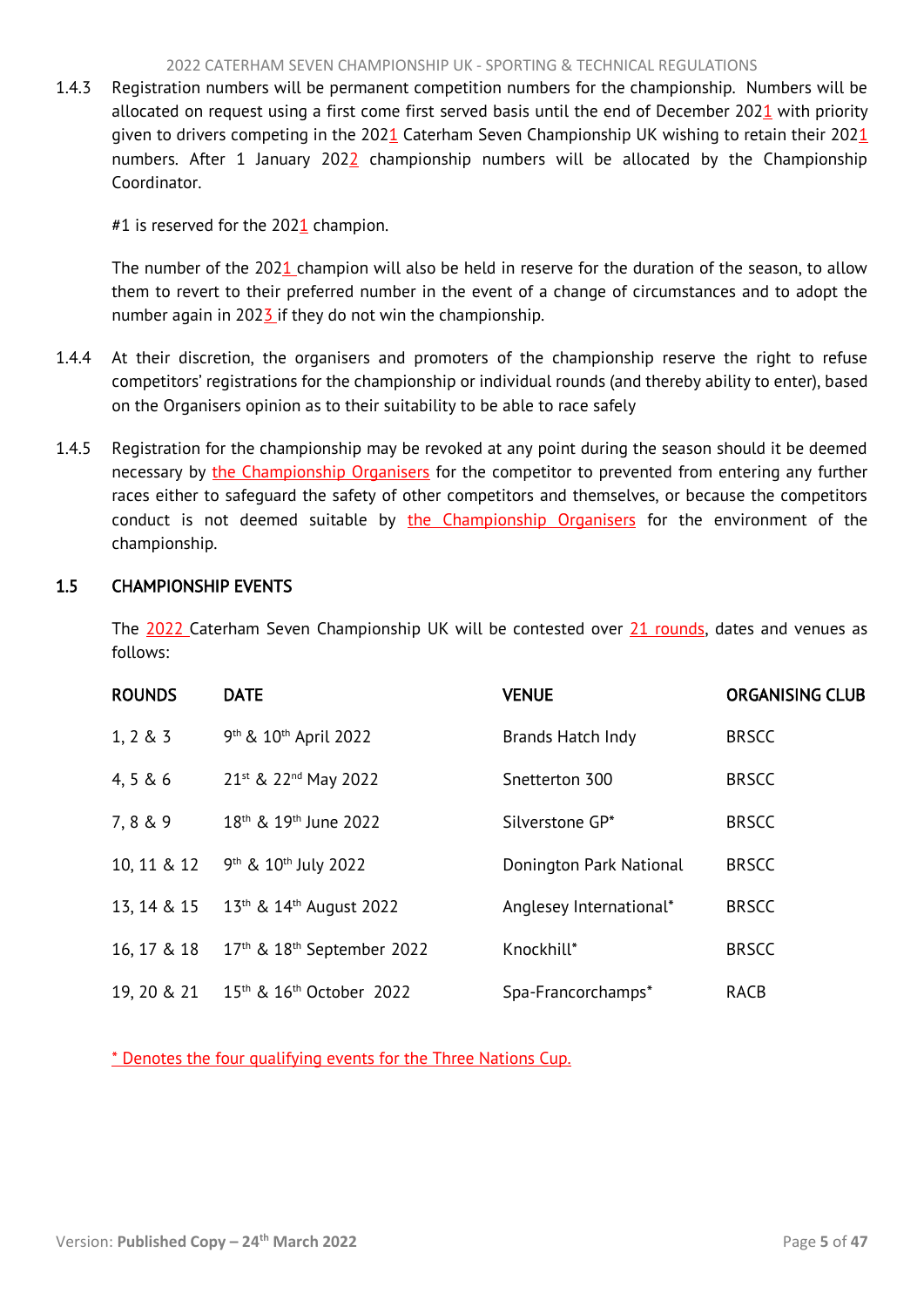1.4.3 Registration numbers will be permanent competition numbers for the championship. Numbers will be allocated on request using a first come first served basis until the end of December 2021 with priority given to drivers competing in the 2021 Caterham Seven Championship UK wishing to retain their 2021 numbers. After 1 January 2022 championship numbers will be allocated by the Championship Coordinator.

#1 is reserved for the 2021 champion.

The number of the 2021 champion will also be held in reserve for the duration of the season, to allow them to revert to their preferred number in the event of a change of circumstances and to adopt the number again in 2023 if they do not win the championship.

1.4.4 At their discretion, the organisers and promoters of the championship reserve the right to refuse competitors' registrations for the championship or individual rounds (and thereby ability to enter), based on the Organisers opinion as to their suitability to be able to race safely

1.4.5 Registration for the championship may be revoked at any point during the season should it be deemed necessary by the Championship Organisers for the competitor to prevented from entering any further races either to safeguard the safety of other competitors and themselves, or because the competitors conduct is not deemed suitable by the Championship Organisers for the environment of the championship.

## 1.5 CHAMPIONSHIP EVENTS

The 2022 Caterham Seven Championship UK will be contested over 21 rounds, dates and venues as follows:

| ROUNDS | DATE | VENUE | ORGANISING CLUB |
|---|---|---|---|
| 1, 2 & 3 | 9th & 10th April 2022 | Brands Hatch Indy | BRSCC |
| 4, 5 & 6 | 21st & 22nd May 2022 | Snetterton 300 | BRSCC |
| 7, 8 & 9 | 18th & 19th June 2022 | Silverstone GP* | BRSCC |
| 10, 11 & 12 | 9th & 10th July 2022 | Donington Park National | BRSCC |
| 13, 14 & 15 | 13th & 14th August 2022 | Anglesey International* | BRSCC |
| 16, 17 & 18 | 17th & 18th September 2022 | Knockhill* | BRSCC |
| 19, 20 & 21 | 15th & 16th October 2022 | Spa-Francorchamps* | RACB |

* Denotes the four qualifying events for the Three Nations Cup.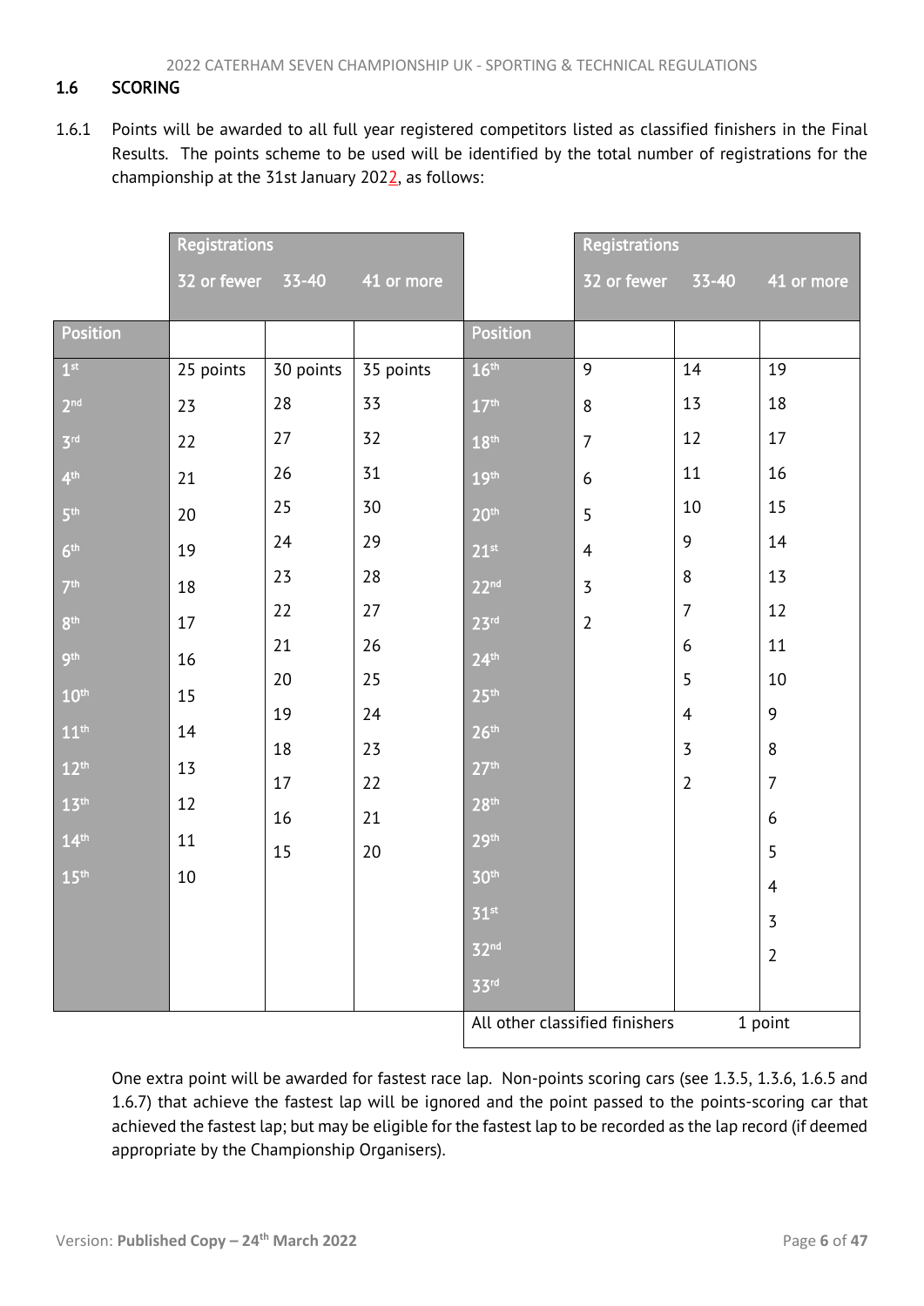### 1.6 SCORING

1.6.1 Points will be awarded to all full year registered competitors listed as classified finishers in the Final Results. The points scheme to be used will be identified by the total number of registrations for the championship at the 31st January 2022, as follows:

| | Registrations | | | | Registrations | | |
|---|---|---|---|---|---|---|---|
| | 32 or fewer | 33-40 | 41 or more | | 32 or fewer | 33-40 | 41 or more |
| **Position** | | | | **Position** | | | |
| 1st | 25 points | 30 points | 35 points | 16th | 9 | 14 | 19 |
| 2nd | 23 | 28 | 33 | 17th | 8 | 13 | 18 |
| 3rd | 22 | 27 | 32 | 18th | 7 | 12 | 17 |
| 4th | 21 | 26 | 31 | 19th | 6 | 11 | 16 |
| 5th | 20 | 25 | 30 | 20th | 5 | 10 | 15 |
| 6th | 19 | 24 | 29 | 21st | 4 | 9 | 14 |
| 7th | 18 | 23 | 28 | 22nd | 3 | 8 | 13 |
| 8th | 17 | 22 | 27 | 23rd | 2 | 7 | 12 |
| 9th | 16 | 21 | 26 | 24th | | 6 | 11 |
| 10th | 15 | 20 | 25 | 25th | | 5 | 10 |
| 11th | 14 | 19 | 24 | 26th | | 4 | 9 |
| 12th | 13 | 18 | 23 | 27th | | 3 | 8 |
| 13th | 12 | 17 | 22 | 28th | | 2 | 7 |
| 14th | 11 | 16 | 21 | 29th | | | 6 |
| 15th | 10 | 15 | 20 | 30th | | | 5 |
| | | | | 31st | | | 4 |
| | | | | 32nd | | | 3 |
| | | | | 33rd | | | 2 |
| | | | | All other classified finishers | | 1 point | |

One extra point will be awarded for fastest race lap. Non-points scoring cars (see 1.3.5, 1.3.6, 1.6.5 and 1.6.7) that achieve the fastest lap will be ignored and the point passed to the points-scoring car that achieved the fastest lap; but may be eligible for the fastest lap to be recorded as the lap record (if deemed appropriate by the Championship Organisers).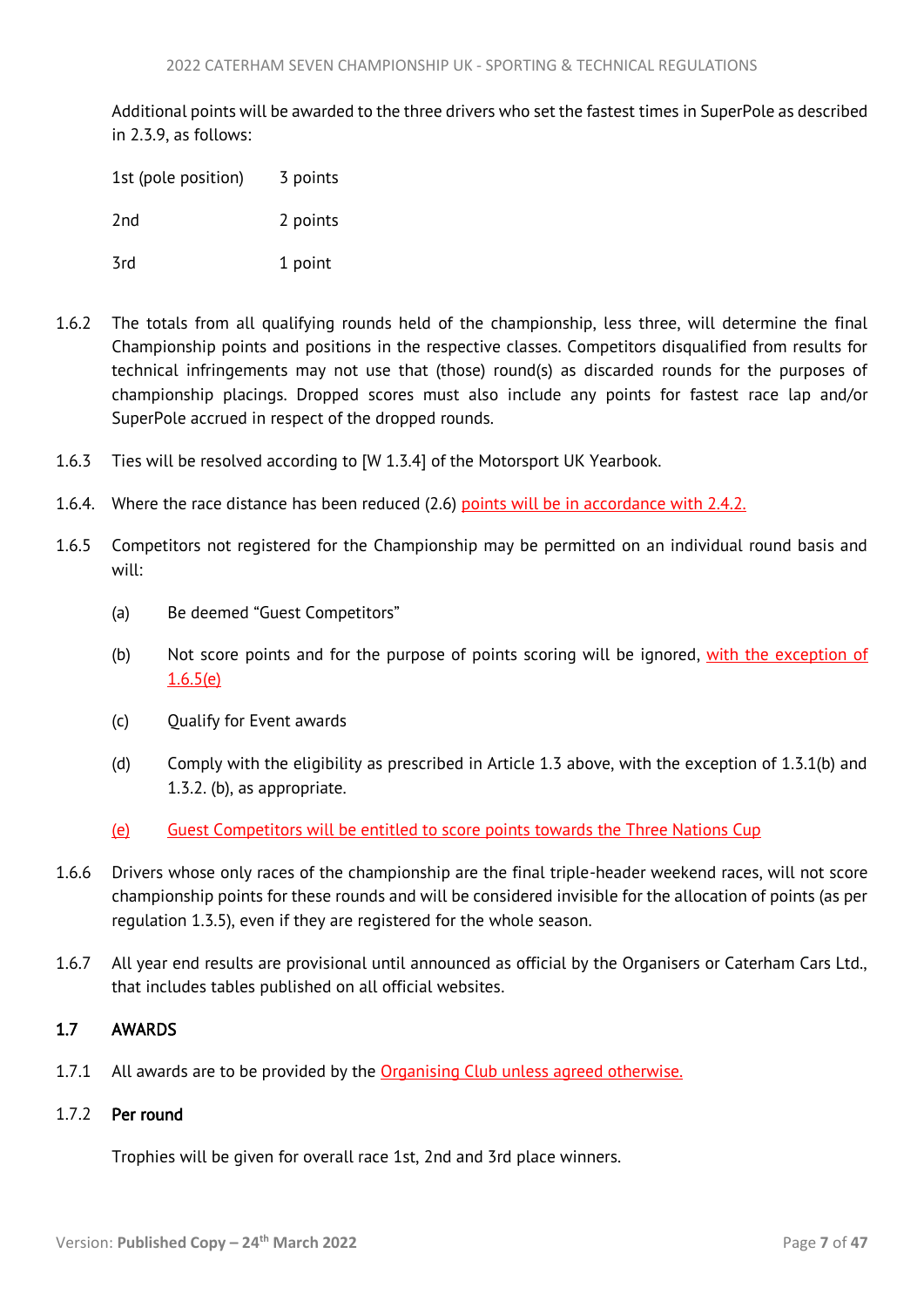Additional points will be awarded to the three drivers who set the fastest times in SuperPole as described in 2.3.9, as follows:

| | |
|---|---|
| 1st (pole position) | 3 points |
| 2nd | 2 points |
| 3rd | 1 point |

1.6.2 The totals from all qualifying rounds held of the championship, less three, will determine the final Championship points and positions in the respective classes. Competitors disqualified from results for technical infringements may not use that (those) round(s) as discarded rounds for the purposes of championship placings. Dropped scores must also include any points for fastest race lap and/or SuperPole accrued in respect of the dropped rounds.

1.6.3 Ties will be resolved according to [W 1.3.4] of the Motorsport UK Yearbook.

1.6.4. Where the race distance has been reduced (2.6) points will be in accordance with 2.4.2.

1.6.5 Competitors not registered for the Championship may be permitted on an individual round basis and will:

(a) Be deemed "Guest Competitors"

(b) Not score points and for the purpose of points scoring will be ignored, with the exception of 1.6.5(e)

(c) Qualify for Event awards

(d) Comply with the eligibility as prescribed in Article 1.3 above, with the exception of 1.3.1(b) and 1.3.2. (b), as appropriate.

(e) Guest Competitors will be entitled to score points towards the Three Nations Cup

1.6.6 Drivers whose only races of the championship are the final triple-header weekend races, will not score championship points for these rounds and will be considered invisible for the allocation of points (as per regulation 1.3.5), even if they are registered for the whole season.

1.6.7 All year end results are provisional until announced as official by the Organisers or Caterham Cars Ltd., that includes tables published on all official websites.

## 1.7 AWARDS

1.7.1 All awards are to be provided by the Organising Club unless agreed otherwise.

### 1.7.2 Per round

Trophies will be given for overall race 1st, 2nd and 3rd place winners.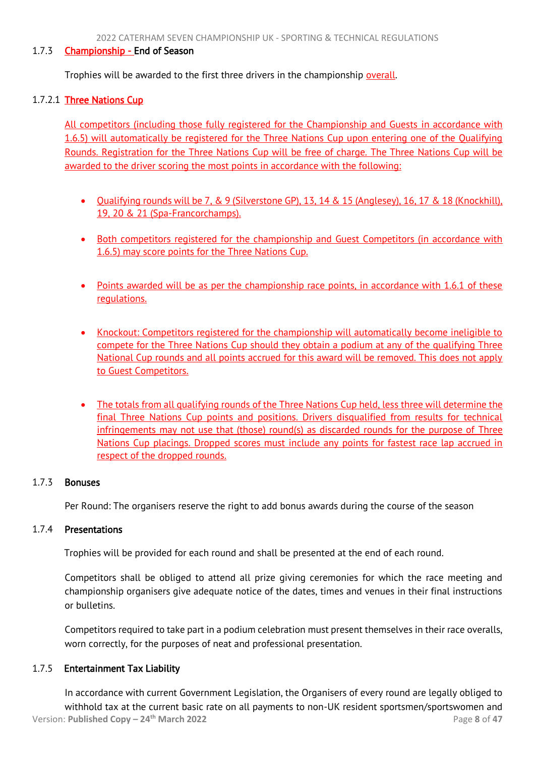### 1.7.3 Championship - End of Season

Trophies will be awarded to the first three drivers in the championship overall.

#### 1.7.2.1 Three Nations Cup

All competitors (including those fully registered for the Championship and Guests in accordance with 1.6.5) will automatically be registered for the Three Nations Cup upon entering one of the Qualifying Rounds. Registration for the Three Nations Cup will be free of charge. The Three Nations Cup will be awarded to the driver scoring the most points in accordance with the following:

- Qualifying rounds will be 7, & 9 (Silverstone GP), 13, 14 & 15 (Anglesey), 16, 17 & 18 (Knockhill), 19, 20 & 21 (Spa-Francorchamps).
- Both competitors registered for the championship and Guest Competitors (in accordance with 1.6.5) may score points for the Three Nations Cup.
- Points awarded will be as per the championship race points, in accordance with 1.6.1 of these regulations.
- Knockout: Competitors registered for the championship will automatically become ineligible to compete for the Three Nations Cup should they obtain a podium at any of the qualifying Three National Cup rounds and all points accrued for this award will be removed. This does not apply to Guest Competitors.
- The totals from all qualifying rounds of the Three Nations Cup held, less three will determine the final Three Nations Cup points and positions. Drivers disqualified from results for technical infringements may not use that (those) round(s) as discarded rounds for the purpose of Three Nations Cup placings. Dropped scores must include any points for fastest race lap accrued in respect of the dropped rounds.

### 1.7.3 Bonuses

Per Round: The organisers reserve the right to add bonus awards during the course of the season

### 1.7.4 Presentations

Trophies will be provided for each round and shall be presented at the end of each round.

Competitors shall be obliged to attend all prize giving ceremonies for which the race meeting and championship organisers give adequate notice of the dates, times and venues in their final instructions or bulletins.

Competitors required to take part in a podium celebration must present themselves in their race overalls, worn correctly, for the purposes of neat and professional presentation.

### 1.7.5 Entertainment Tax Liability

In accordance with current Government Legislation, the Organisers of every round are legally obliged to withhold tax at the current basic rate on all payments to non-UK resident sportsmen/sportswomen and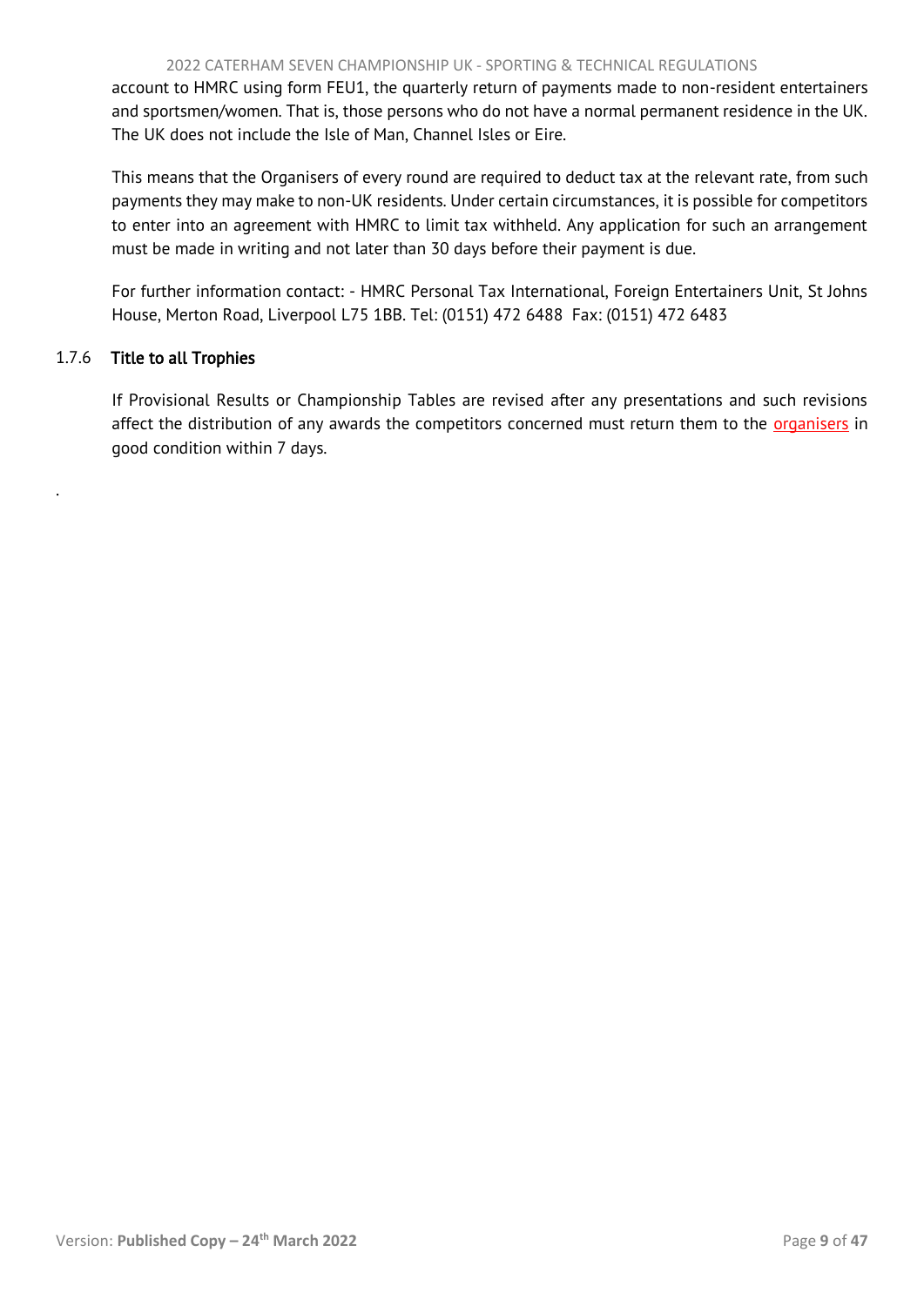account to HMRC using form FEU1, the quarterly return of payments made to non-resident entertainers and sportsmen/women. That is, those persons who do not have a normal permanent residence in the UK. The UK does not include the Isle of Man, Channel Isles or Eire.

This means that the Organisers of every round are required to deduct tax at the relevant rate, from such payments they may make to non-UK residents. Under certain circumstances, it is possible for competitors to enter into an agreement with HMRC to limit tax withheld. Any application for such an arrangement must be made in writing and not later than 30 days before their payment is due.

For further information contact: - HMRC Personal Tax International, Foreign Entertainers Unit, St Johns House, Merton Road, Liverpool L75 1BB. Tel: (0151) 472 6488 Fax: (0151) 472 6483

### 1.7.6 Title to all Trophies

If Provisional Results or Championship Tables are revised after any presentations and such revisions affect the distribution of any awards the competitors concerned must return them to the organisers in good condition within 7 days.

.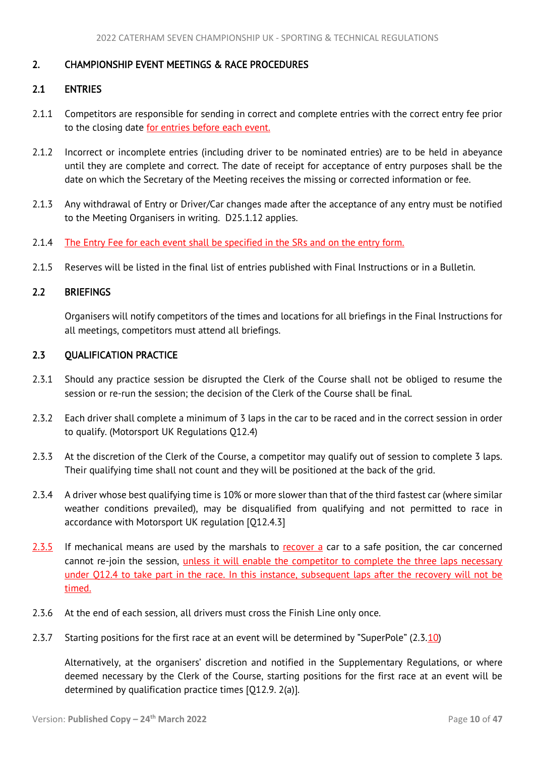## 2. CHAMPIONSHIP EVENT MEETINGS & RACE PROCEDURES

### 2.1 ENTRIES

2.1.1 Competitors are responsible for sending in correct and complete entries with the correct entry fee prior to the closing date for entries before each event.

2.1.2 Incorrect or incomplete entries (including driver to be nominated entries) are to be held in abeyance until they are complete and correct. The date of receipt for acceptance of entry purposes shall be the date on which the Secretary of the Meeting receives the missing or corrected information or fee.

2.1.3 Any withdrawal of Entry or Driver/Car changes made after the acceptance of any entry must be notified to the Meeting Organisers in writing. D25.1.12 applies.

2.1.4 The Entry Fee for each event shall be specified in the SRs and on the entry form.

2.1.5 Reserves will be listed in the final list of entries published with Final Instructions or in a Bulletin.

### 2.2 BRIEFINGS

Organisers will notify competitors of the times and locations for all briefings in the Final Instructions for all meetings, competitors must attend all briefings.

### 2.3 QUALIFICATION PRACTICE

2.3.1 Should any practice session be disrupted the Clerk of the Course shall not be obliged to resume the session or re-run the session; the decision of the Clerk of the Course shall be final.

2.3.2 Each driver shall complete a minimum of 3 laps in the car to be raced and in the correct session in order to qualify. (Motorsport UK Regulations Q12.4)

2.3.3 At the discretion of the Clerk of the Course, a competitor may qualify out of session to complete 3 laps. Their qualifying time shall not count and they will be positioned at the back of the grid.

2.3.4 A driver whose best qualifying time is 10% or more slower than that of the third fastest car (where similar weather conditions prevailed), may be disqualified from qualifying and not permitted to race in accordance with Motorsport UK regulation [Q12.4.3]

2.3.5 If mechanical means are used by the marshals to recover a car to a safe position, the car concerned cannot re-join the session, unless it will enable the competitor to complete the three laps necessary under Q12.4 to take part in the race. In this instance, subsequent laps after the recovery will not be timed.

2.3.6 At the end of each session, all drivers must cross the Finish Line only once.

2.3.7 Starting positions for the first race at an event will be determined by "SuperPole" (2.3.10)

Alternatively, at the organisers' discretion and notified in the Supplementary Regulations, or where deemed necessary by the Clerk of the Course, starting positions for the first race at an event will be determined by qualification practice times [Q12.9. 2(a)].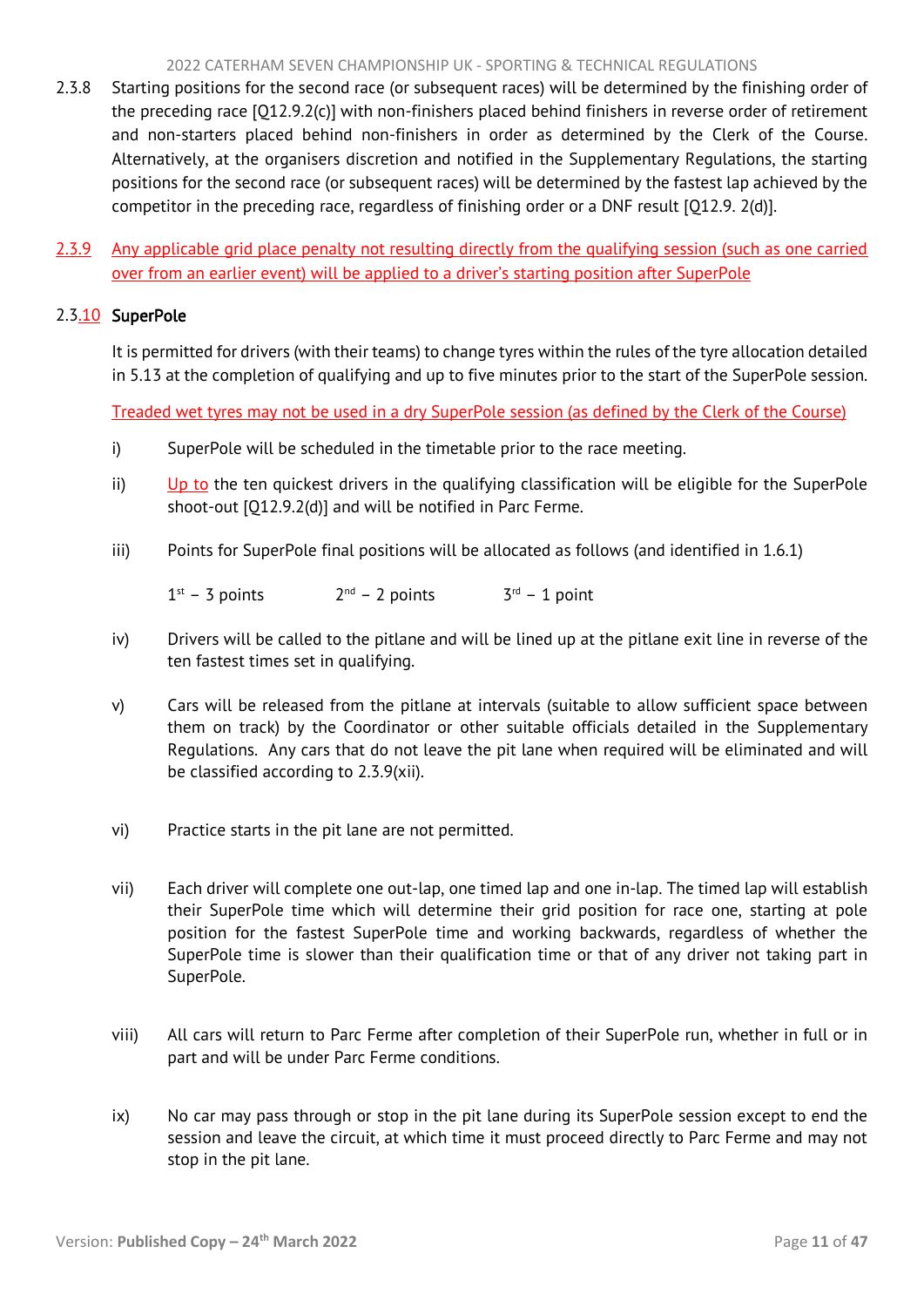2.3.8 Starting positions for the second race (or subsequent races) will be determined by the finishing order of the preceding race [Q12.9.2(c)] with non-finishers placed behind finishers in reverse order of retirement and non-starters placed behind non-finishers in order as determined by the Clerk of the Course. Alternatively, at the organisers discretion and notified in the Supplementary Regulations, the starting positions for the second race (or subsequent races) will be determined by the fastest lap achieved by the competitor in the preceding race, regardless of finishing order or a DNF result [Q12.9. 2(d)].

2.3.9 Any applicable grid place penalty not resulting directly from the qualifying session (such as one carried over from an earlier event) will be applied to a driver's starting position after SuperPole

### 2.3.10 SuperPole

It is permitted for drivers (with their teams) to change tyres within the rules of the tyre allocation detailed in 5.13 at the completion of qualifying and up to five minutes prior to the start of the SuperPole session.

Treaded wet tyres may not be used in a dry SuperPole session (as defined by the Clerk of the Course)

i) SuperPole will be scheduled in the timetable prior to the race meeting.

ii) Up to the ten quickest drivers in the qualifying classification will be eligible for the SuperPole shoot-out [Q12.9.2(d)] and will be notified in Parc Ferme.

iii) Points for SuperPole final positions will be allocated as follows (and identified in 1.6.1)

1st – 3 points    2nd – 2 points    3rd – 1 point

iv) Drivers will be called to the pitlane and will be lined up at the pitlane exit line in reverse of the ten fastest times set in qualifying.

v) Cars will be released from the pitlane at intervals (suitable to allow sufficient space between them on track) by the Coordinator or other suitable officials detailed in the Supplementary Regulations. Any cars that do not leave the pit lane when required will be eliminated and will be classified according to 2.3.9(xii).

vi) Practice starts in the pit lane are not permitted.

vii) Each driver will complete one out-lap, one timed lap and one in-lap. The timed lap will establish their SuperPole time which will determine their grid position for race one, starting at pole position for the fastest SuperPole time and working backwards, regardless of whether the SuperPole time is slower than their qualification time or that of any driver not taking part in SuperPole.

viii) All cars will return to Parc Ferme after completion of their SuperPole run, whether in full or in part and will be under Parc Ferme conditions.

ix) No car may pass through or stop in the pit lane during its SuperPole session except to end the session and leave the circuit, at which time it must proceed directly to Parc Ferme and may not stop in the pit lane.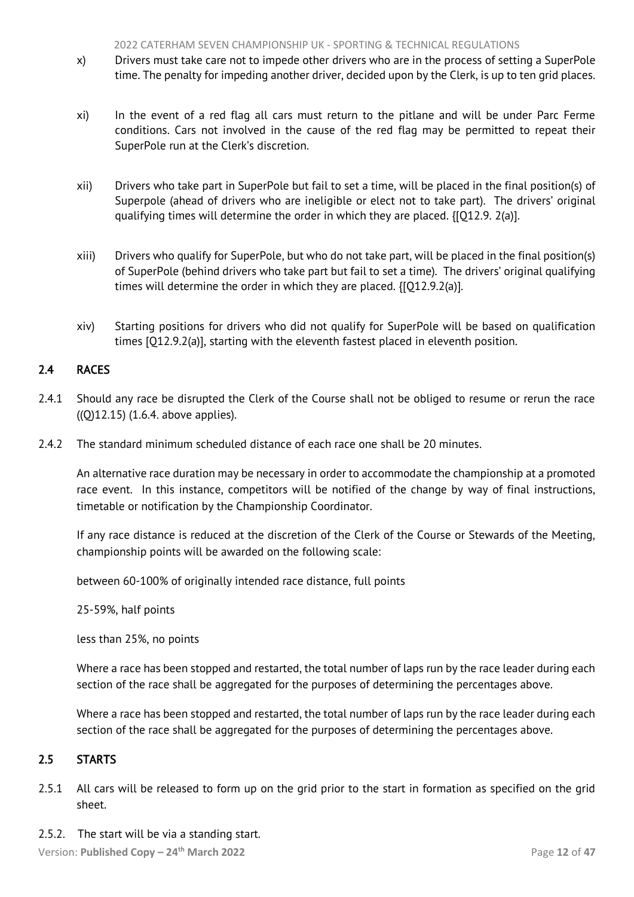x) Drivers must take care not to impede other drivers who are in the process of setting a SuperPole time. The penalty for impeding another driver, decided upon by the Clerk, is up to ten grid places.

xi) In the event of a red flag all cars must return to the pitlane and will be under Parc Ferme conditions. Cars not involved in the cause of the red flag may be permitted to repeat their SuperPole run at the Clerk's discretion.

xii) Drivers who take part in SuperPole but fail to set a time, will be placed in the final position(s) of Superpole (ahead of drivers who are ineligible or elect not to take part). The drivers' original qualifying times will determine the order in which they are placed. {[Q12.9. 2(a)].

xiii) Drivers who qualify for SuperPole, but who do not take part, will be placed in the final position(s) of SuperPole (behind drivers who take part but fail to set a time). The drivers' original qualifying times will determine the order in which they are placed. {[Q12.9.2(a)].

xiv) Starting positions for drivers who did not qualify for SuperPole will be based on qualification times [Q12.9.2(a)], starting with the eleventh fastest placed in eleventh position.

## 2.4 RACES

2.4.1 Should any race be disrupted the Clerk of the Course shall not be obliged to resume or rerun the race ((Q)12.15) (1.6.4. above applies).

2.4.2 The standard minimum scheduled distance of each race one shall be 20 minutes.

An alternative race duration may be necessary in order to accommodate the championship at a promoted race event. In this instance, competitors will be notified of the change by way of final instructions, timetable or notification by the Championship Coordinator.

If any race distance is reduced at the discretion of the Clerk of the Course or Stewards of the Meeting, championship points will be awarded on the following scale:

between 60-100% of originally intended race distance, full points

25-59%, half points

less than 25%, no points

Where a race has been stopped and restarted, the total number of laps run by the race leader during each section of the race shall be aggregated for the purposes of determining the percentages above.

Where a race has been stopped and restarted, the total number of laps run by the race leader during each section of the race shall be aggregated for the purposes of determining the percentages above.

## 2.5 STARTS

2.5.1 All cars will be released to form up on the grid prior to the start in formation as specified on the grid sheet.

2.5.2. The start will be via a standing start.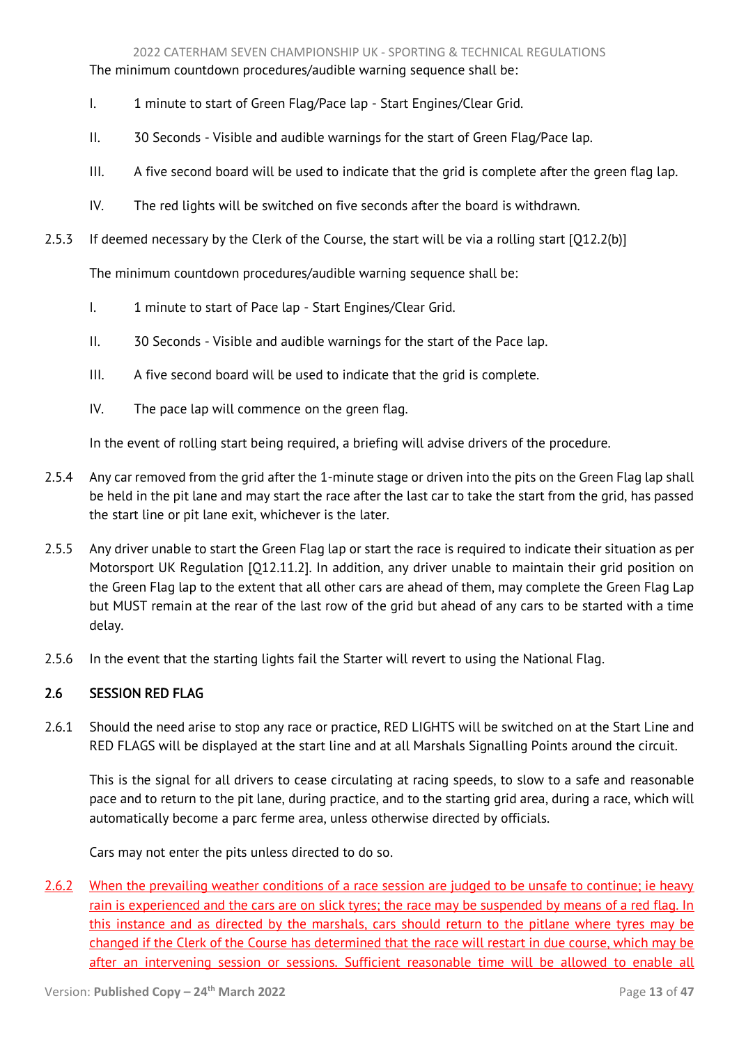The minimum countdown procedures/audible warning sequence shall be:

I. 1 minute to start of Green Flag/Pace lap - Start Engines/Clear Grid.

II. 30 Seconds - Visible and audible warnings for the start of Green Flag/Pace lap.

III. A five second board will be used to indicate that the grid is complete after the green flag lap.

IV. The red lights will be switched on five seconds after the board is withdrawn.

2.5.3 If deemed necessary by the Clerk of the Course, the start will be via a rolling start [Q12.2(b)]

The minimum countdown procedures/audible warning sequence shall be:

I. 1 minute to start of Pace lap - Start Engines/Clear Grid.

II. 30 Seconds - Visible and audible warnings for the start of the Pace lap.

III. A five second board will be used to indicate that the grid is complete.

IV. The pace lap will commence on the green flag.

In the event of rolling start being required, a briefing will advise drivers of the procedure.

2.5.4 Any car removed from the grid after the 1-minute stage or driven into the pits on the Green Flag lap shall be held in the pit lane and may start the race after the last car to take the start from the grid, has passed the start line or pit lane exit, whichever is the later.

2.5.5 Any driver unable to start the Green Flag lap or start the race is required to indicate their situation as per Motorsport UK Regulation [Q12.11.2]. In addition, any driver unable to maintain their grid position on the Green Flag lap to the extent that all other cars are ahead of them, may complete the Green Flag Lap but MUST remain at the rear of the last row of the grid but ahead of any cars to be started with a time delay.

2.5.6 In the event that the starting lights fail the Starter will revert to using the National Flag.

## 2.6 SESSION RED FLAG

2.6.1 Should the need arise to stop any race or practice, RED LIGHTS will be switched on at the Start Line and RED FLAGS will be displayed at the start line and at all Marshals Signalling Points around the circuit.

This is the signal for all drivers to cease circulating at racing speeds, to slow to a safe and reasonable pace and to return to the pit lane, during practice, and to the starting grid area, during a race, which will automatically become a parc ferme area, unless otherwise directed by officials.

Cars may not enter the pits unless directed to do so.

2.6.2 When the prevailing weather conditions of a race session are judged to be unsafe to continue; ie heavy rain is experienced and the cars are on slick tyres; the race may be suspended by means of a red flag. In this instance and as directed by the marshals, cars should return to the pitlane where tyres may be changed if the Clerk of the Course has determined that the race will restart in due course, which may be after an intervening session or sessions. Sufficient reasonable time will be allowed to enable all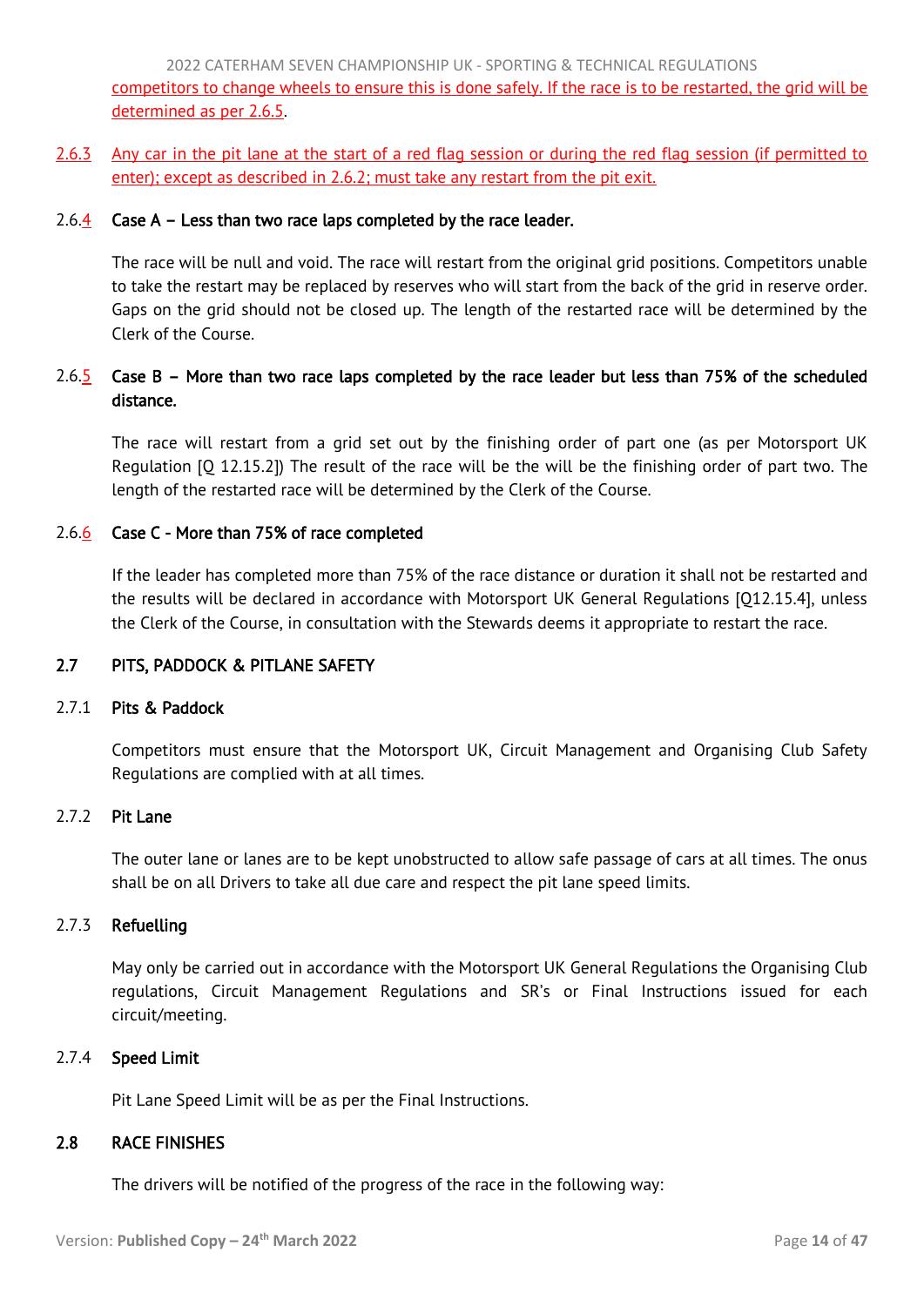competitors to change wheels to ensure this is done safely. If the race is to be restarted, the grid will be determined as per 2.6.5.

2.6.3 Any car in the pit lane at the start of a red flag session or during the red flag session (if permitted to enter); except as described in 2.6.2; must take any restart from the pit exit.

### 2.6.4 Case A – Less than two race laps completed by the race leader.

The race will be null and void. The race will restart from the original grid positions. Competitors unable to take the restart may be replaced by reserves who will start from the back of the grid in reserve order. Gaps on the grid should not be closed up. The length of the restarted race will be determined by the Clerk of the Course.

### 2.6.5 Case B – More than two race laps completed by the race leader but less than 75% of the scheduled distance.

The race will restart from a grid set out by the finishing order of part one (as per Motorsport UK Regulation [Q 12.15.2]) The result of the race will be the will be the finishing order of part two. The length of the restarted race will be determined by the Clerk of the Course.

### 2.6.6 Case C - More than 75% of race completed

If the leader has completed more than 75% of the race distance or duration it shall not be restarted and the results will be declared in accordance with Motorsport UK General Regulations [Q12.15.4], unless the Clerk of the Course, in consultation with the Stewards deems it appropriate to restart the race.

## 2.7 PITS, PADDOCK & PITLANE SAFETY

### 2.7.1 Pits & Paddock

Competitors must ensure that the Motorsport UK, Circuit Management and Organising Club Safety Regulations are complied with at all times.

### 2.7.2 Pit Lane

The outer lane or lanes are to be kept unobstructed to allow safe passage of cars at all times. The onus shall be on all Drivers to take all due care and respect the pit lane speed limits.

### 2.7.3 Refuelling

May only be carried out in accordance with the Motorsport UK General Regulations the Organising Club regulations, Circuit Management Regulations and SR's or Final Instructions issued for each circuit/meeting.

### 2.7.4 Speed Limit

Pit Lane Speed Limit will be as per the Final Instructions.

## 2.8 RACE FINISHES

The drivers will be notified of the progress of the race in the following way: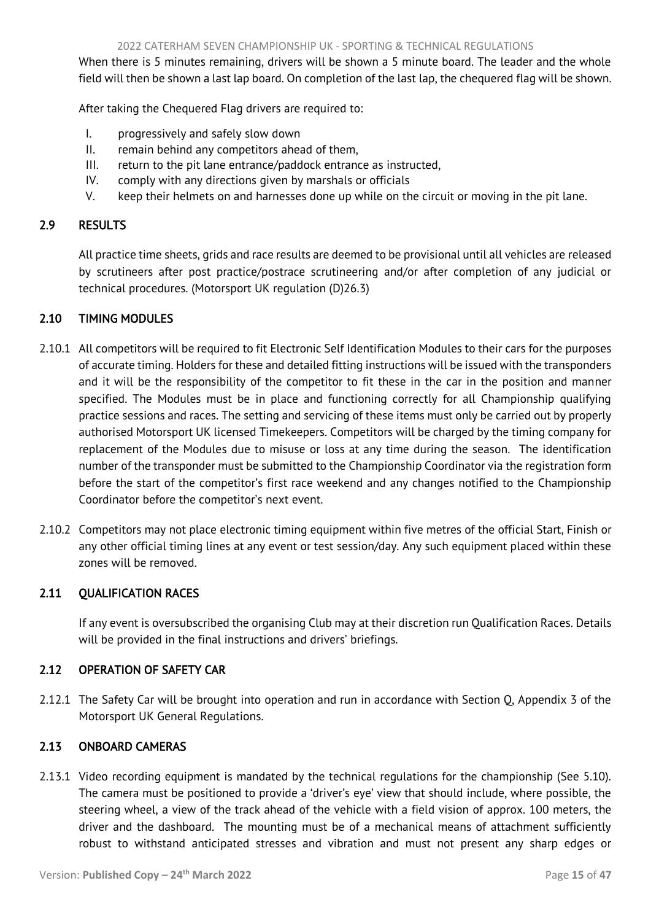When there is 5 minutes remaining, drivers will be shown a 5 minute board. The leader and the whole field will then be shown a last lap board. On completion of the last lap, the chequered flag will be shown.

After taking the Chequered Flag drivers are required to:

I. progressively and safely slow down
II. remain behind any competitors ahead of them,
III. return to the pit lane entrance/paddock entrance as instructed,
IV. comply with any directions given by marshals or officials
V. keep their helmets on and harnesses done up while on the circuit or moving in the pit lane.

## 2.9 RESULTS

All practice time sheets, grids and race results are deemed to be provisional until all vehicles are released by scrutineers after post practice/postrace scrutineering and/or after completion of any judicial or technical procedures. (Motorsport UK regulation (D)26.3)

## 2.10 TIMING MODULES

2.10.1 All competitors will be required to fit Electronic Self Identification Modules to their cars for the purposes of accurate timing. Holders for these and detailed fitting instructions will be issued with the transponders and it will be the responsibility of the competitor to fit these in the car in the position and manner specified. The Modules must be in place and functioning correctly for all Championship qualifying practice sessions and races. The setting and servicing of these items must only be carried out by properly authorised Motorsport UK licensed Timekeepers. Competitors will be charged by the timing company for replacement of the Modules due to misuse or loss at any time during the season. The identification number of the transponder must be submitted to the Championship Coordinator via the registration form before the start of the competitor's first race weekend and any changes notified to the Championship Coordinator before the competitor's next event.

2.10.2 Competitors may not place electronic timing equipment within five metres of the official Start, Finish or any other official timing lines at any event or test session/day. Any such equipment placed within these zones will be removed.

## 2.11 QUALIFICATION RACES

If any event is oversubscribed the organising Club may at their discretion run Qualification Races. Details will be provided in the final instructions and drivers' briefings.

## 2.12 OPERATION OF SAFETY CAR

2.12.1 The Safety Car will be brought into operation and run in accordance with Section Q, Appendix 3 of the Motorsport UK General Regulations.

## 2.13 ONBOARD CAMERAS

2.13.1 Video recording equipment is mandated by the technical regulations for the championship (See 5.10). The camera must be positioned to provide a 'driver's eye' view that should include, where possible, the steering wheel, a view of the track ahead of the vehicle with a field vision of approx. 100 meters, the driver and the dashboard. The mounting must be of a mechanical means of attachment sufficiently robust to withstand anticipated stresses and vibration and must not present any sharp edges or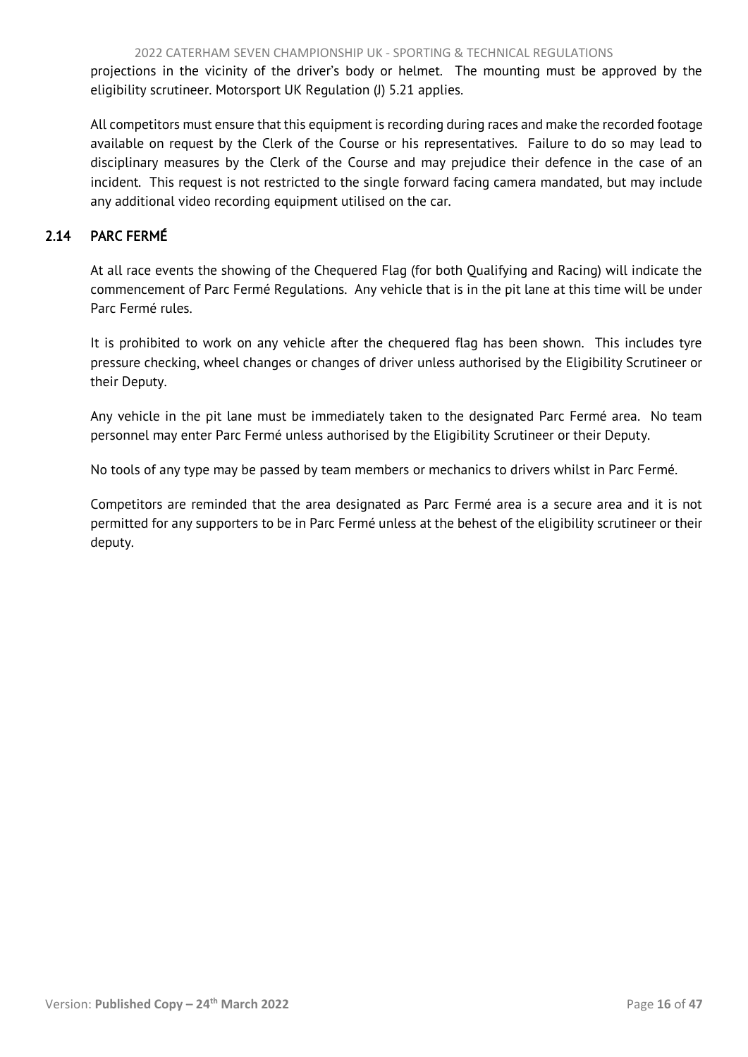projections in the vicinity of the driver's body or helmet. The mounting must be approved by the eligibility scrutineer. Motorsport UK Regulation (J) 5.21 applies.

All competitors must ensure that this equipment is recording during races and make the recorded footage available on request by the Clerk of the Course or his representatives. Failure to do so may lead to disciplinary measures by the Clerk of the Course and may prejudice their defence in the case of an incident. This request is not restricted to the single forward facing camera mandated, but may include any additional video recording equipment utilised on the car.

## 2.14 PARC FERMÉ

At all race events the showing of the Chequered Flag (for both Qualifying and Racing) will indicate the commencement of Parc Fermé Regulations. Any vehicle that is in the pit lane at this time will be under Parc Fermé rules.

It is prohibited to work on any vehicle after the chequered flag has been shown. This includes tyre pressure checking, wheel changes or changes of driver unless authorised by the Eligibility Scrutineer or their Deputy.

Any vehicle in the pit lane must be immediately taken to the designated Parc Fermé area. No team personnel may enter Parc Fermé unless authorised by the Eligibility Scrutineer or their Deputy.

No tools of any type may be passed by team members or mechanics to drivers whilst in Parc Fermé.

Competitors are reminded that the area designated as Parc Fermé area is a secure area and it is not permitted for any supporters to be in Parc Fermé unless at the behest of the eligibility scrutineer or their deputy.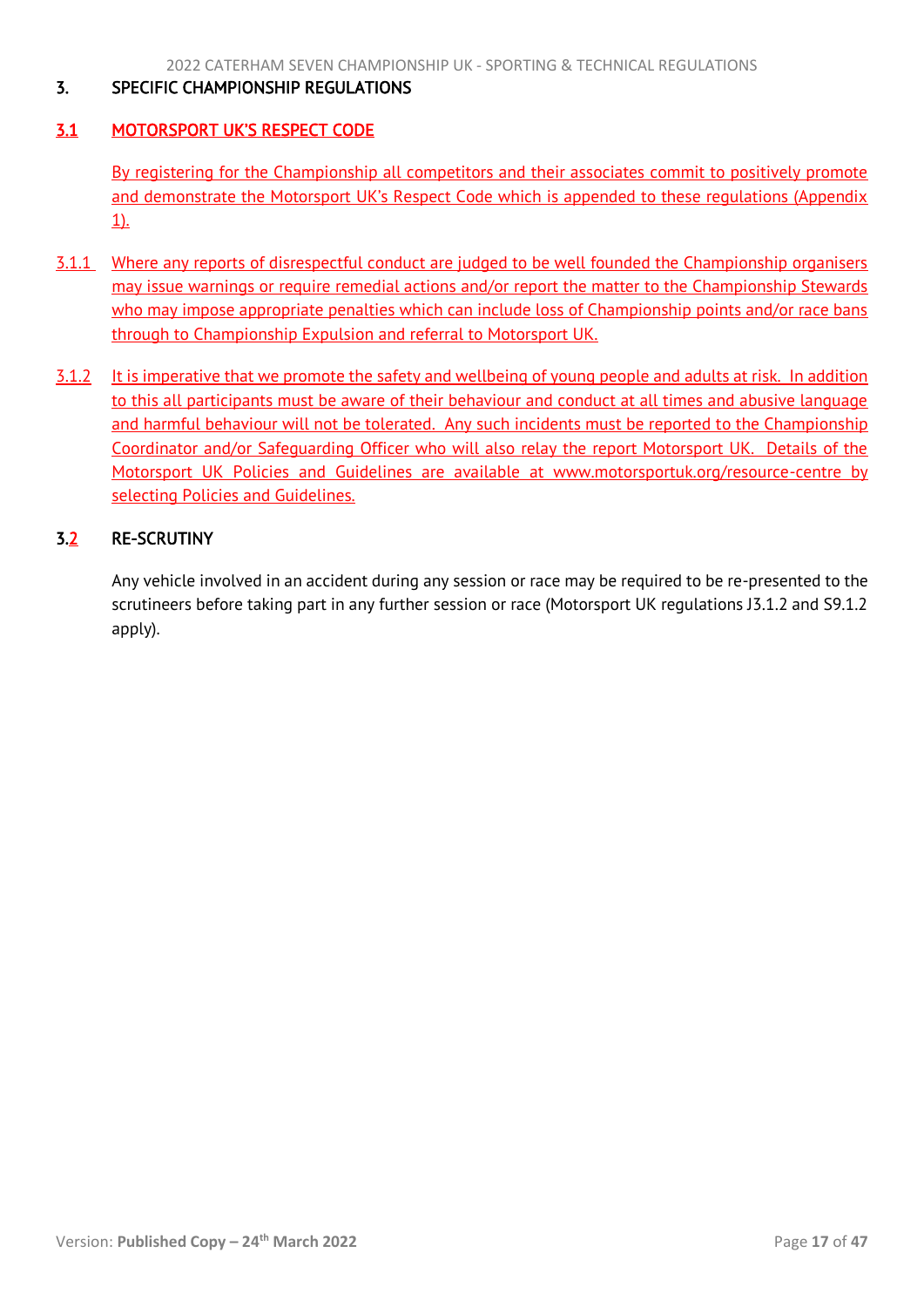## 3. SPECIFIC CHAMPIONSHIP REGULATIONS

### 3.1 MOTORSPORT UK'S RESPECT CODE

By registering for the Championship all competitors and their associates commit to positively promote and demonstrate the Motorsport UK's Respect Code which is appended to these regulations (Appendix 1).

3.1.1 Where any reports of disrespectful conduct are judged to be well founded the Championship organisers may issue warnings or require remedial actions and/or report the matter to the Championship Stewards who may impose appropriate penalties which can include loss of Championship points and/or race bans through to Championship Expulsion and referral to Motorsport UK.

3.1.2 It is imperative that we promote the safety and wellbeing of young people and adults at risk. In addition to this all participants must be aware of their behaviour and conduct at all times and abusive language and harmful behaviour will not be tolerated. Any such incidents must be reported to the Championship Coordinator and/or Safeguarding Officer who will also relay the report Motorsport UK. Details of the Motorsport UK Policies and Guidelines are available at www.motorsportuk.org/resource-centre by selecting Policies and Guidelines.

### 3.2 RE-SCRUTINY

Any vehicle involved in an accident during any session or race may be required to be re-presented to the scrutineers before taking part in any further session or race (Motorsport UK regulations J3.1.2 and S9.1.2 apply).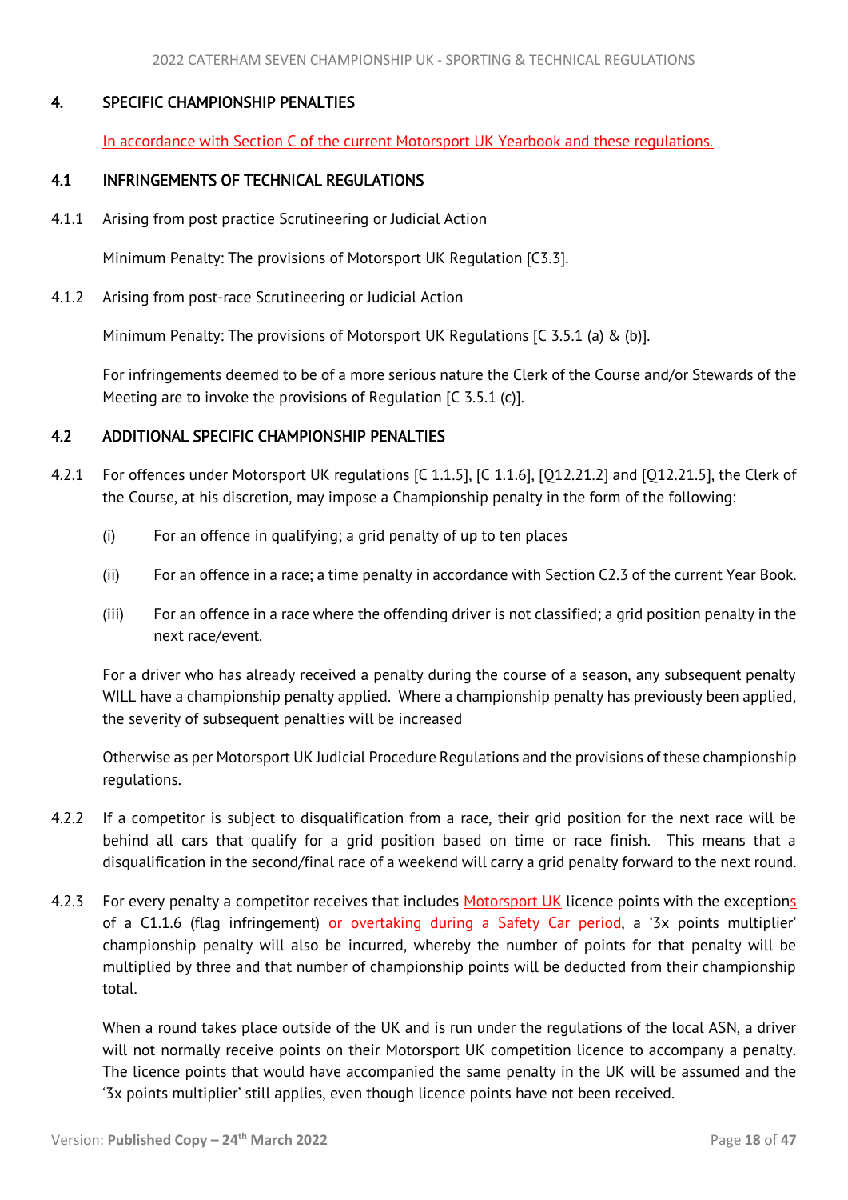## 4. SPECIFIC CHAMPIONSHIP PENALTIES

In accordance with Section C of the current Motorsport UK Yearbook and these regulations.

### 4.1 INFRINGEMENTS OF TECHNICAL REGULATIONS

4.1.1 Arising from post practice Scrutineering or Judicial Action

Minimum Penalty: The provisions of Motorsport UK Regulation [C3.3].

4.1.2 Arising from post-race Scrutineering or Judicial Action

Minimum Penalty: The provisions of Motorsport UK Regulations [C 3.5.1 (a) & (b)].

For infringements deemed to be of a more serious nature the Clerk of the Course and/or Stewards of the Meeting are to invoke the provisions of Regulation [C 3.5.1 (c)].

### 4.2 ADDITIONAL SPECIFIC CHAMPIONSHIP PENALTIES

4.2.1 For offences under Motorsport UK regulations [C 1.1.5], [C 1.1.6], [Q12.21.2] and [Q12.21.5], the Clerk of the Course, at his discretion, may impose a Championship penalty in the form of the following:

(i) For an offence in qualifying; a grid penalty of up to ten places

(ii) For an offence in a race; a time penalty in accordance with Section C2.3 of the current Year Book.

(iii) For an offence in a race where the offending driver is not classified; a grid position penalty in the next race/event.

For a driver who has already received a penalty during the course of a season, any subsequent penalty WILL have a championship penalty applied. Where a championship penalty has previously been applied, the severity of subsequent penalties will be increased

Otherwise as per Motorsport UK Judicial Procedure Regulations and the provisions of these championship regulations.

4.2.2 If a competitor is subject to disqualification from a race, their grid position for the next race will be behind all cars that qualify for a grid position based on time or race finish. This means that a disqualification in the second/final race of a weekend will carry a grid penalty forward to the next round.

4.2.3 For every penalty a competitor receives that includes Motorsport UK licence points with the exceptions of a C1.1.6 (flag infringement) or overtaking during a Safety Car period, a '3x points multiplier' championship penalty will also be incurred, whereby the number of points for that penalty will be multiplied by three and that number of championship points will be deducted from their championship total.

When a round takes place outside of the UK and is run under the regulations of the local ASN, a driver will not normally receive points on their Motorsport UK competition licence to accompany a penalty. The licence points that would have accompanied the same penalty in the UK will be assumed and the '3x points multiplier' still applies, even though licence points have not been received.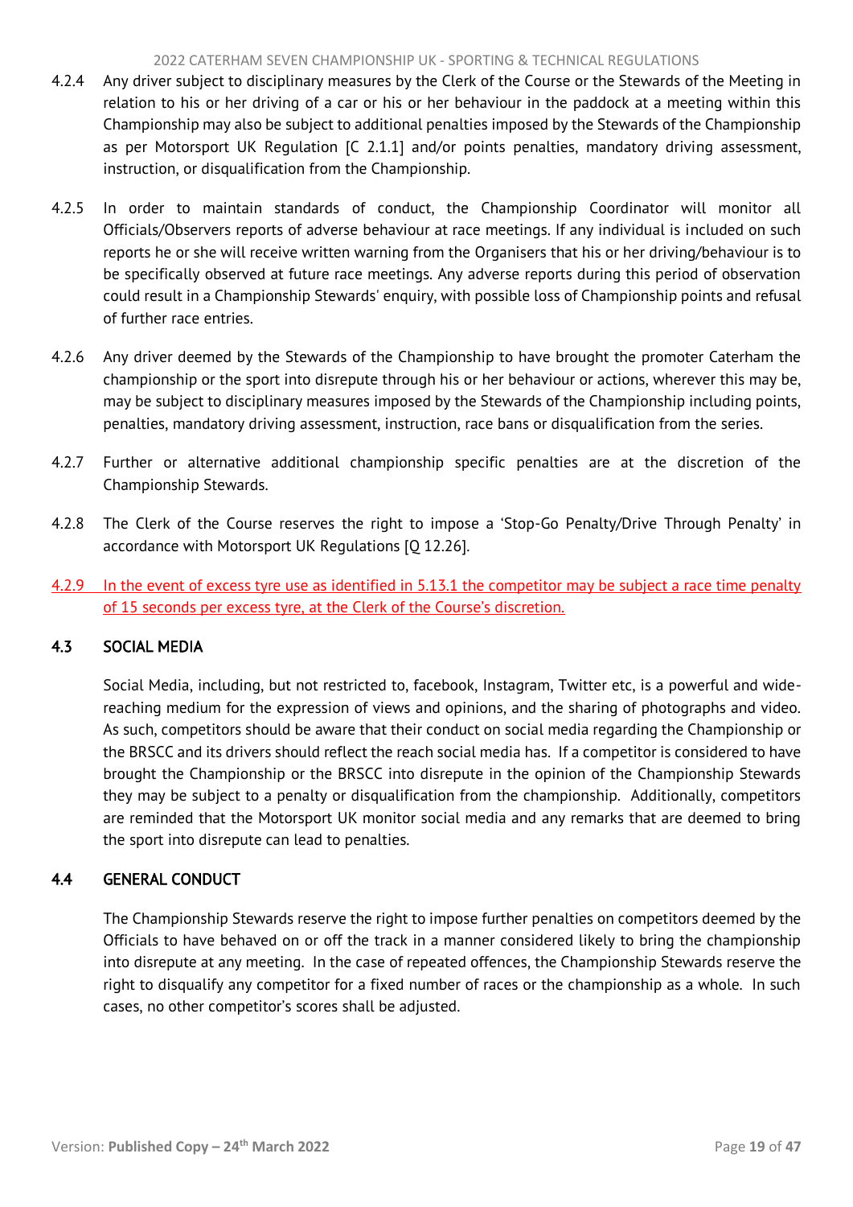4.2.4 Any driver subject to disciplinary measures by the Clerk of the Course or the Stewards of the Meeting in relation to his or her driving of a car or his or her behaviour in the paddock at a meeting within this Championship may also be subject to additional penalties imposed by the Stewards of the Championship as per Motorsport UK Regulation [C 2.1.1] and/or points penalties, mandatory driving assessment, instruction, or disqualification from the Championship.

4.2.5 In order to maintain standards of conduct, the Championship Coordinator will monitor all Officials/Observers reports of adverse behaviour at race meetings. If any individual is included on such reports he or she will receive written warning from the Organisers that his or her driving/behaviour is to be specifically observed at future race meetings. Any adverse reports during this period of observation could result in a Championship Stewards' enquiry, with possible loss of Championship points and refusal of further race entries.

4.2.6 Any driver deemed by the Stewards of the Championship to have brought the promoter Caterham the championship or the sport into disrepute through his or her behaviour or actions, wherever this may be, may be subject to disciplinary measures imposed by the Stewards of the Championship including points, penalties, mandatory driving assessment, instruction, race bans or disqualification from the series.

4.2.7 Further or alternative additional championship specific penalties are at the discretion of the Championship Stewards.

4.2.8 The Clerk of the Course reserves the right to impose a 'Stop-Go Penalty/Drive Through Penalty' in accordance with Motorsport UK Regulations [Q 12.26].

4.2.9 In the event of excess tyre use as identified in 5.13.1 the competitor may be subject a race time penalty of 15 seconds per excess tyre, at the Clerk of the Course's discretion.

### 4.3 SOCIAL MEDIA

Social Media, including, but not restricted to, facebook, Instagram, Twitter etc, is a powerful and wide-reaching medium for the expression of views and opinions, and the sharing of photographs and video. As such, competitors should be aware that their conduct on social media regarding the Championship or the BRSCC and its drivers should reflect the reach social media has. If a competitor is considered to have brought the Championship or the BRSCC into disrepute in the opinion of the Championship Stewards they may be subject to a penalty or disqualification from the championship. Additionally, competitors are reminded that the Motorsport UK monitor social media and any remarks that are deemed to bring the sport into disrepute can lead to penalties.

### 4.4 GENERAL CONDUCT

The Championship Stewards reserve the right to impose further penalties on competitors deemed by the Officials to have behaved on or off the track in a manner considered likely to bring the championship into disrepute at any meeting. In the case of repeated offences, the Championship Stewards reserve the right to disqualify any competitor for a fixed number of races or the championship as a whole. In such cases, no other competitor's scores shall be adjusted.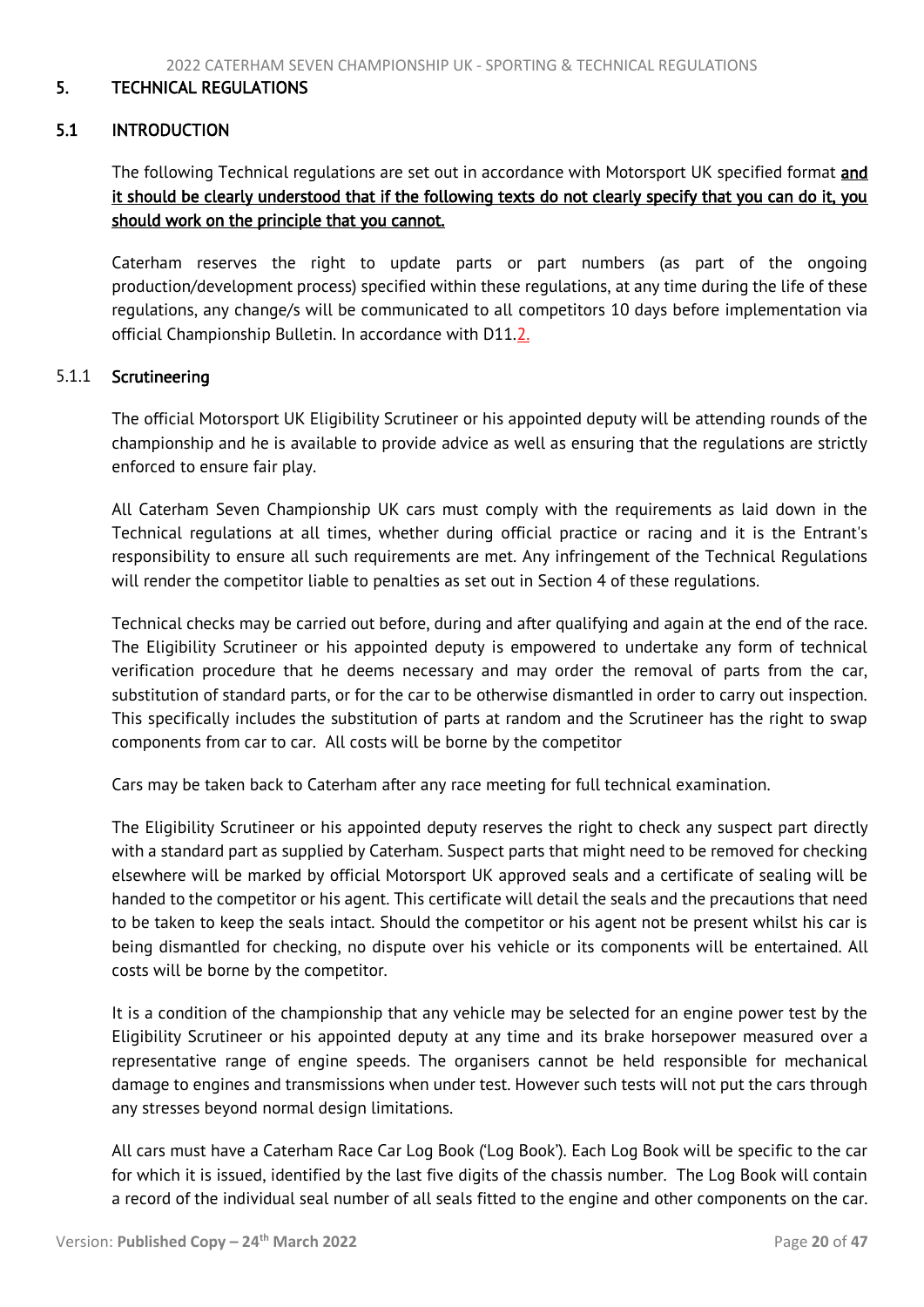## 5. TECHNICAL REGULATIONS

### 5.1 INTRODUCTION

The following Technical regulations are set out in accordance with Motorsport UK specified format **and it should be clearly understood that if the following texts do not clearly specify that you can do it, you should work on the principle that you cannot.**

Caterham reserves the right to update parts or part numbers (as part of the ongoing production/development process) specified within these regulations, at any time during the life of these regulations, any change/s will be communicated to all competitors 10 days before implementation via official Championship Bulletin. In accordance with D11.2.

#### 5.1.1 Scrutineering

The official Motorsport UK Eligibility Scrutineer or his appointed deputy will be attending rounds of the championship and he is available to provide advice as well as ensuring that the regulations are strictly enforced to ensure fair play.

All Caterham Seven Championship UK cars must comply with the requirements as laid down in the Technical regulations at all times, whether during official practice or racing and it is the Entrant's responsibility to ensure all such requirements are met. Any infringement of the Technical Regulations will render the competitor liable to penalties as set out in Section 4 of these regulations.

Technical checks may be carried out before, during and after qualifying and again at the end of the race. The Eligibility Scrutineer or his appointed deputy is empowered to undertake any form of technical verification procedure that he deems necessary and may order the removal of parts from the car, substitution of standard parts, or for the car to be otherwise dismantled in order to carry out inspection. This specifically includes the substitution of parts at random and the Scrutineer has the right to swap components from car to car. All costs will be borne by the competitor

Cars may be taken back to Caterham after any race meeting for full technical examination.

The Eligibility Scrutineer or his appointed deputy reserves the right to check any suspect part directly with a standard part as supplied by Caterham. Suspect parts that might need to be removed for checking elsewhere will be marked by official Motorsport UK approved seals and a certificate of sealing will be handed to the competitor or his agent. This certificate will detail the seals and the precautions that need to be taken to keep the seals intact. Should the competitor or his agent not be present whilst his car is being dismantled for checking, no dispute over his vehicle or its components will be entertained. All costs will be borne by the competitor.

It is a condition of the championship that any vehicle may be selected for an engine power test by the Eligibility Scrutineer or his appointed deputy at any time and its brake horsepower measured over a representative range of engine speeds. The organisers cannot be held responsible for mechanical damage to engines and transmissions when under test. However such tests will not put the cars through any stresses beyond normal design limitations.

All cars must have a Caterham Race Car Log Book ('Log Book'). Each Log Book will be specific to the car for which it is issued, identified by the last five digits of the chassis number. The Log Book will contain a record of the individual seal number of all seals fitted to the engine and other components on the car.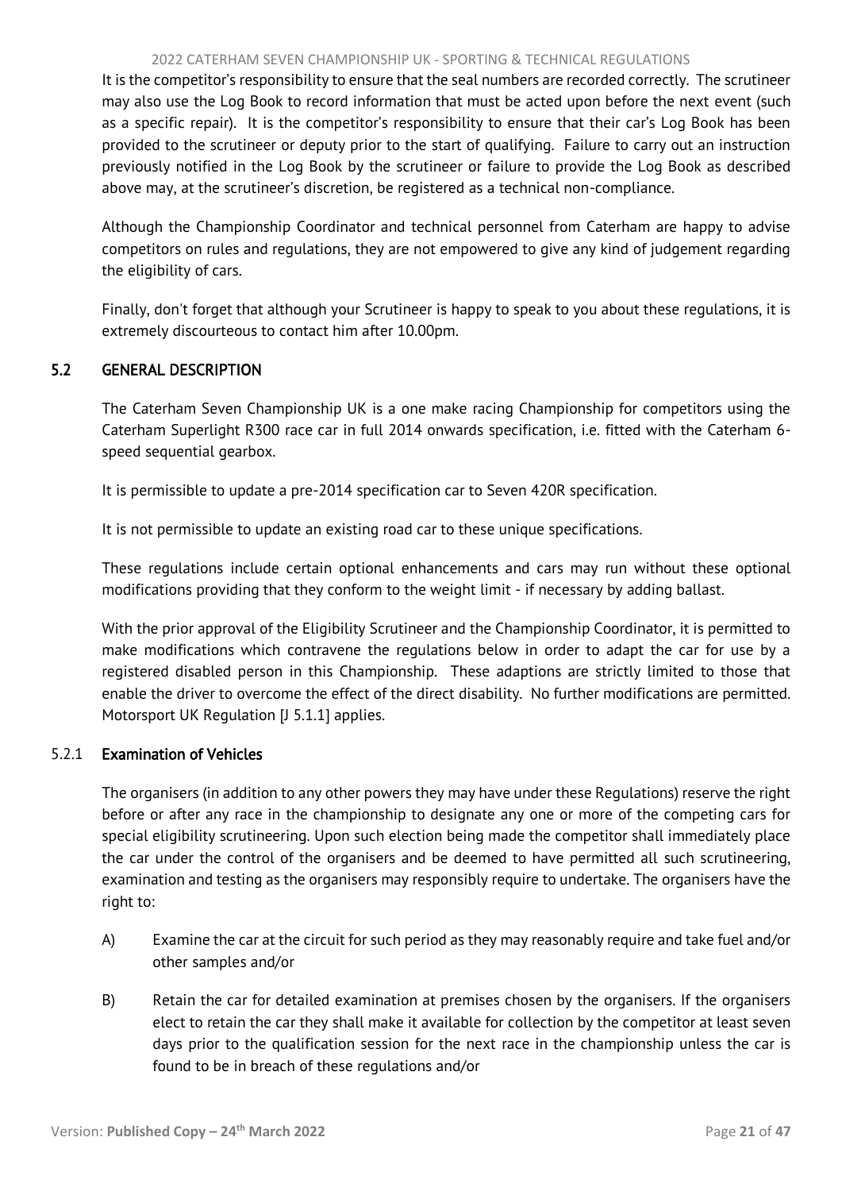It is the competitor's responsibility to ensure that the seal numbers are recorded correctly. The scrutineer may also use the Log Book to record information that must be acted upon before the next event (such as a specific repair). It is the competitor's responsibility to ensure that their car's Log Book has been provided to the scrutineer or deputy prior to the start of qualifying. Failure to carry out an instruction previously notified in the Log Book by the scrutineer or failure to provide the Log Book as described above may, at the scrutineer's discretion, be registered as a technical non-compliance.

Although the Championship Coordinator and technical personnel from Caterham are happy to advise competitors on rules and regulations, they are not empowered to give any kind of judgement regarding the eligibility of cars.

Finally, don't forget that although your Scrutineer is happy to speak to you about these regulations, it is extremely discourteous to contact him after 10.00pm.

## 5.2 GENERAL DESCRIPTION

The Caterham Seven Championship UK is a one make racing Championship for competitors using the Caterham Superlight R300 race car in full 2014 onwards specification, i.e. fitted with the Caterham 6-speed sequential gearbox.

It is permissible to update a pre-2014 specification car to Seven 420R specification.

It is not permissible to update an existing road car to these unique specifications.

These regulations include certain optional enhancements and cars may run without these optional modifications providing that they conform to the weight limit - if necessary by adding ballast.

With the prior approval of the Eligibility Scrutineer and the Championship Coordinator, it is permitted to make modifications which contravene the regulations below in order to adapt the car for use by a registered disabled person in this Championship. These adaptions are strictly limited to those that enable the driver to overcome the effect of the direct disability. No further modifications are permitted. Motorsport UK Regulation [J 5.1.1] applies.

### 5.2.1 Examination of Vehicles

The organisers (in addition to any other powers they may have under these Regulations) reserve the right before or after any race in the championship to designate any one or more of the competing cars for special eligibility scrutineering. Upon such election being made the competitor shall immediately place the car under the control of the organisers and be deemed to have permitted all such scrutineering, examination and testing as the organisers may responsibly require to undertake. The organisers have the right to:

A) Examine the car at the circuit for such period as they may reasonably require and take fuel and/or other samples and/or

B) Retain the car for detailed examination at premises chosen by the organisers. If the organisers elect to retain the car they shall make it available for collection by the competitor at least seven days prior to the qualification session for the next race in the championship unless the car is found to be in breach of these regulations and/or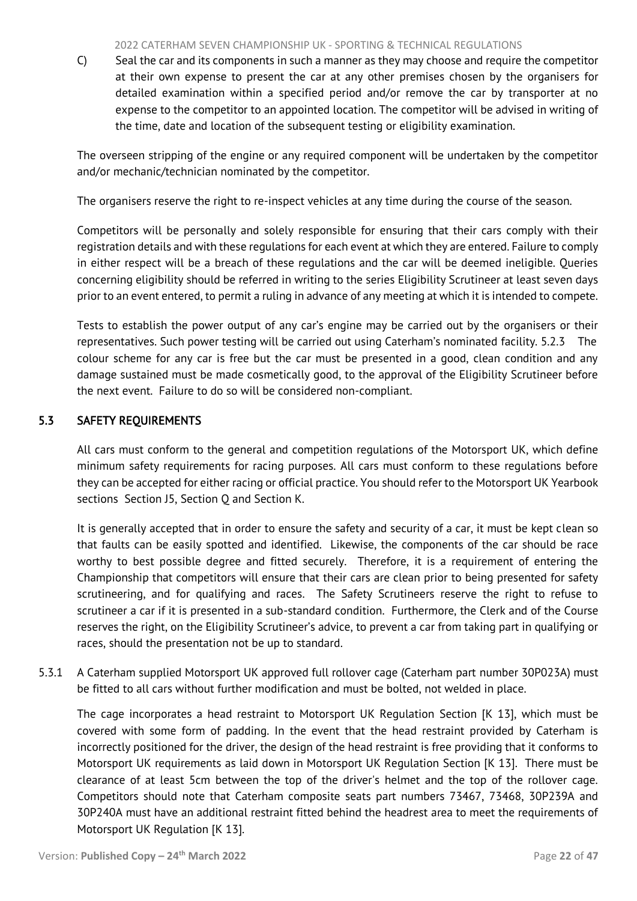C) Seal the car and its components in such a manner as they may choose and require the competitor at their own expense to present the car at any other premises chosen by the organisers for detailed examination within a specified period and/or remove the car by transporter at no expense to the competitor to an appointed location. The competitor will be advised in writing of the time, date and location of the subsequent testing or eligibility examination.

The overseen stripping of the engine or any required component will be undertaken by the competitor and/or mechanic/technician nominated by the competitor.

The organisers reserve the right to re-inspect vehicles at any time during the course of the season.

Competitors will be personally and solely responsible for ensuring that their cars comply with their registration details and with these regulations for each event at which they are entered. Failure to comply in either respect will be a breach of these regulations and the car will be deemed ineligible. Queries concerning eligibility should be referred in writing to the series Eligibility Scrutineer at least seven days prior to an event entered, to permit a ruling in advance of any meeting at which it is intended to compete.

Tests to establish the power output of any car's engine may be carried out by the organisers or their representatives. Such power testing will be carried out using Caterham's nominated facility. 5.2.3 The colour scheme for any car is free but the car must be presented in a good, clean condition and any damage sustained must be made cosmetically good, to the approval of the Eligibility Scrutineer before the next event. Failure to do so will be considered non-compliant.

## 5.3 SAFETY REQUIREMENTS

All cars must conform to the general and competition regulations of the Motorsport UK, which define minimum safety requirements for racing purposes. All cars must conform to these regulations before they can be accepted for either racing or official practice. You should refer to the Motorsport UK Yearbook sections Section J5, Section Q and Section K.

It is generally accepted that in order to ensure the safety and security of a car, it must be kept clean so that faults can be easily spotted and identified. Likewise, the components of the car should be race worthy to best possible degree and fitted securely. Therefore, it is a requirement of entering the Championship that competitors will ensure that their cars are clean prior to being presented for safety scrutineering, and for qualifying and races. The Safety Scrutineers reserve the right to refuse to scrutineer a car if it is presented in a sub-standard condition. Furthermore, the Clerk and of the Course reserves the right, on the Eligibility Scrutineer's advice, to prevent a car from taking part in qualifying or races, should the presentation not be up to standard.

5.3.1 A Caterham supplied Motorsport UK approved full rollover cage (Caterham part number 30P023A) must be fitted to all cars without further modification and must be bolted, not welded in place.

The cage incorporates a head restraint to Motorsport UK Regulation Section [K 13], which must be covered with some form of padding. In the event that the head restraint provided by Caterham is incorrectly positioned for the driver, the design of the head restraint is free providing that it conforms to Motorsport UK requirements as laid down in Motorsport UK Regulation Section [K 13]. There must be clearance of at least 5cm between the top of the driver's helmet and the top of the rollover cage. Competitors should note that Caterham composite seats part numbers 73467, 73468, 30P239A and 30P240A must have an additional restraint fitted behind the headrest area to meet the requirements of Motorsport UK Regulation [K 13].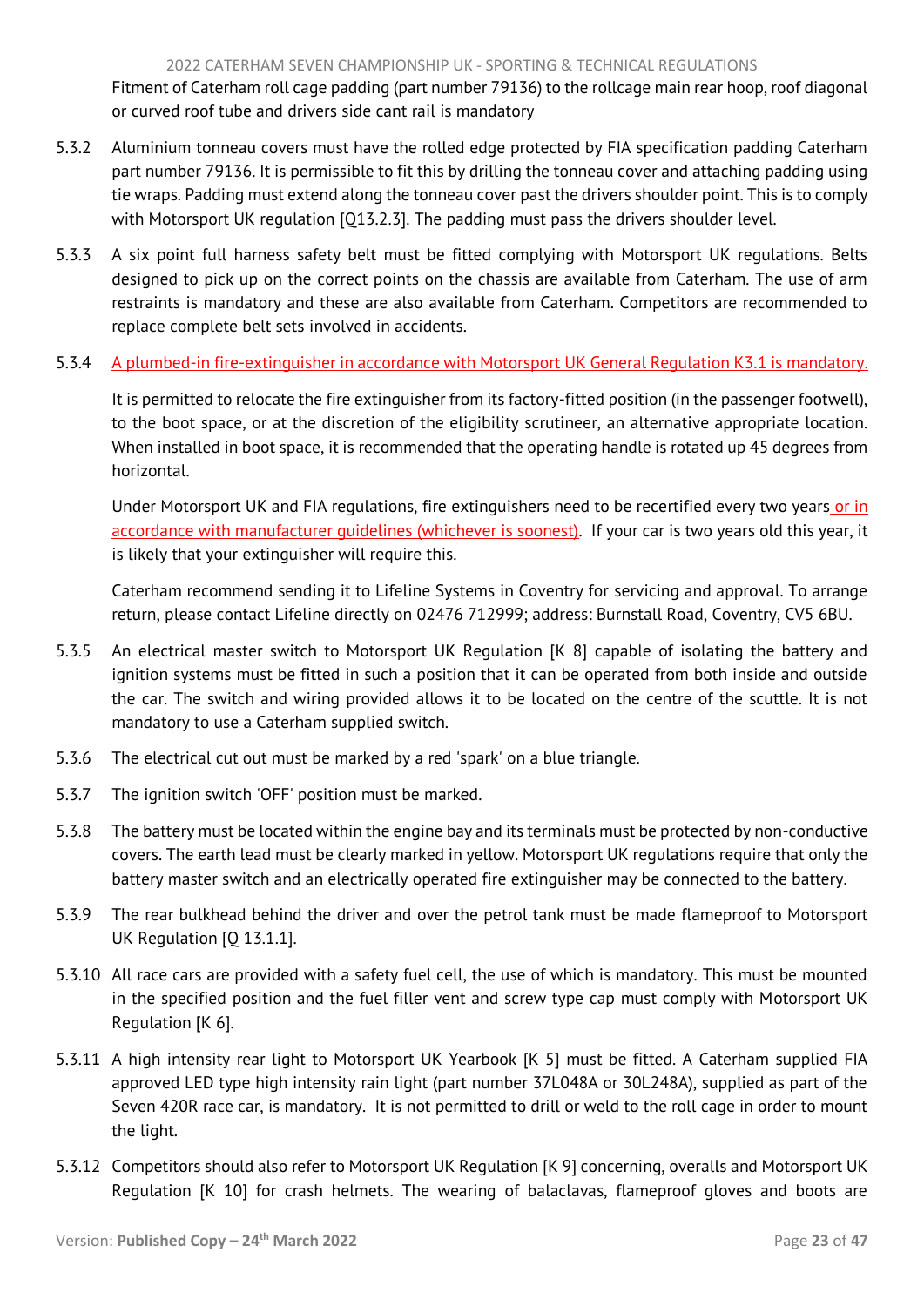Fitment of Caterham roll cage padding (part number 79136) to the rollcage main rear hoop, roof diagonal or curved roof tube and drivers side cant rail is mandatory

5.3.2 Aluminium tonneau covers must have the rolled edge protected by FIA specification padding Caterham part number 79136. It is permissible to fit this by drilling the tonneau cover and attaching padding using tie wraps. Padding must extend along the tonneau cover past the drivers shoulder point. This is to comply with Motorsport UK regulation [Q13.2.3]. The padding must pass the drivers shoulder level.

5.3.3 A six point full harness safety belt must be fitted complying with Motorsport UK regulations. Belts designed to pick up on the correct points on the chassis are available from Caterham. The use of arm restraints is mandatory and these are also available from Caterham. Competitors are recommended to replace complete belt sets involved in accidents.

5.3.4 A plumbed-in fire-extinguisher in accordance with Motorsport UK General Regulation K3.1 is mandatory.

It is permitted to relocate the fire extinguisher from its factory-fitted position (in the passenger footwell), to the boot space, or at the discretion of the eligibility scrutineer, an alternative appropriate location. When installed in boot space, it is recommended that the operating handle is rotated up 45 degrees from horizontal.

Under Motorsport UK and FIA regulations, fire extinguishers need to be recertified every two years or in accordance with manufacturer guidelines (whichever is soonest). If your car is two years old this year, it is likely that your extinguisher will require this.

Caterham recommend sending it to Lifeline Systems in Coventry for servicing and approval. To arrange return, please contact Lifeline directly on 02476 712999; address: Burnstall Road, Coventry, CV5 6BU.

5.3.5 An electrical master switch to Motorsport UK Regulation [K 8] capable of isolating the battery and ignition systems must be fitted in such a position that it can be operated from both inside and outside the car. The switch and wiring provided allows it to be located on the centre of the scuttle. It is not mandatory to use a Caterham supplied switch.

5.3.6 The electrical cut out must be marked by a red 'spark' on a blue triangle.

5.3.7 The ignition switch 'OFF' position must be marked.

5.3.8 The battery must be located within the engine bay and its terminals must be protected by non-conductive covers. The earth lead must be clearly marked in yellow. Motorsport UK regulations require that only the battery master switch and an electrically operated fire extinguisher may be connected to the battery.

5.3.9 The rear bulkhead behind the driver and over the petrol tank must be made flameproof to Motorsport UK Regulation [Q 13.1.1].

5.3.10 All race cars are provided with a safety fuel cell, the use of which is mandatory. This must be mounted in the specified position and the fuel filler vent and screw type cap must comply with Motorsport UK Regulation [K 6].

5.3.11 A high intensity rear light to Motorsport UK Yearbook [K 5] must be fitted. A Caterham supplied FIA approved LED type high intensity rain light (part number 37L048A or 30L248A), supplied as part of the Seven 420R race car, is mandatory. It is not permitted to drill or weld to the roll cage in order to mount the light.

5.3.12 Competitors should also refer to Motorsport UK Regulation [K 9] concerning, overalls and Motorsport UK Regulation [K 10] for crash helmets. The wearing of balaclavas, flameproof gloves and boots are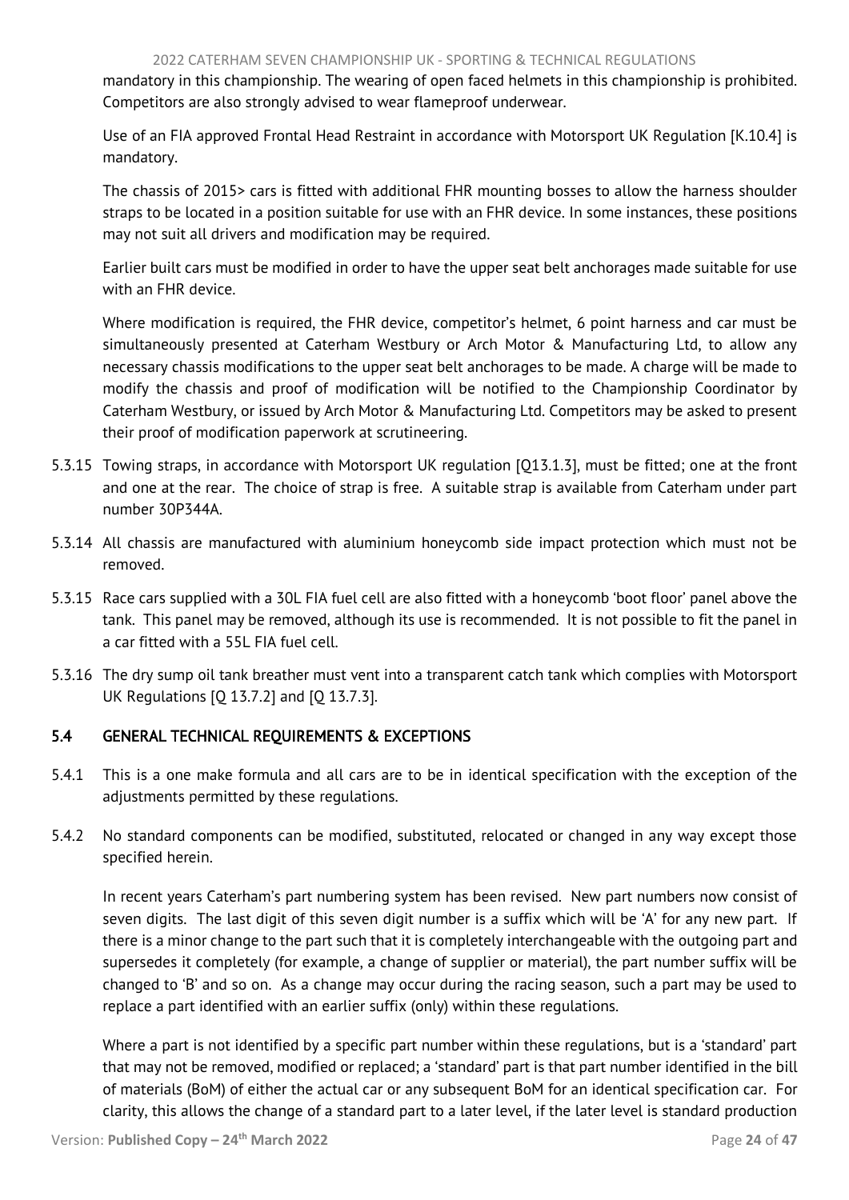mandatory in this championship. The wearing of open faced helmets in this championship is prohibited. Competitors are also strongly advised to wear flameproof underwear.

Use of an FIA approved Frontal Head Restraint in accordance with Motorsport UK Regulation [K.10.4] is mandatory.

The chassis of 2015> cars is fitted with additional FHR mounting bosses to allow the harness shoulder straps to be located in a position suitable for use with an FHR device. In some instances, these positions may not suit all drivers and modification may be required.

Earlier built cars must be modified in order to have the upper seat belt anchorages made suitable for use with an FHR device.

Where modification is required, the FHR device, competitor's helmet, 6 point harness and car must be simultaneously presented at Caterham Westbury or Arch Motor & Manufacturing Ltd, to allow any necessary chassis modifications to the upper seat belt anchorages to be made. A charge will be made to modify the chassis and proof of modification will be notified to the Championship Coordinator by Caterham Westbury, or issued by Arch Motor & Manufacturing Ltd. Competitors may be asked to present their proof of modification paperwork at scrutineering.

5.3.15 Towing straps, in accordance with Motorsport UK regulation [Q13.1.3], must be fitted; one at the front and one at the rear. The choice of strap is free. A suitable strap is available from Caterham under part number 30P344A.

5.3.14 All chassis are manufactured with aluminium honeycomb side impact protection which must not be removed.

5.3.15 Race cars supplied with a 30L FIA fuel cell are also fitted with a honeycomb 'boot floor' panel above the tank. This panel may be removed, although its use is recommended. It is not possible to fit the panel in a car fitted with a 55L FIA fuel cell.

5.3.16 The dry sump oil tank breather must vent into a transparent catch tank which complies with Motorsport UK Regulations [Q 13.7.2] and [Q 13.7.3].

## 5.4 GENERAL TECHNICAL REQUIREMENTS & EXCEPTIONS

5.4.1 This is a one make formula and all cars are to be in identical specification with the exception of the adjustments permitted by these regulations.

5.4.2 No standard components can be modified, substituted, relocated or changed in any way except those specified herein.

In recent years Caterham's part numbering system has been revised. New part numbers now consist of seven digits. The last digit of this seven digit number is a suffix which will be 'A' for any new part. If there is a minor change to the part such that it is completely interchangeable with the outgoing part and supersedes it completely (for example, a change of supplier or material), the part number suffix will be changed to 'B' and so on. As a change may occur during the racing season, such a part may be used to replace a part identified with an earlier suffix (only) within these regulations.

Where a part is not identified by a specific part number within these regulations, but is a 'standard' part that may not be removed, modified or replaced; a 'standard' part is that part number identified in the bill of materials (BoM) of either the actual car or any subsequent BoM for an identical specification car. For clarity, this allows the change of a standard part to a later level, if the later level is standard production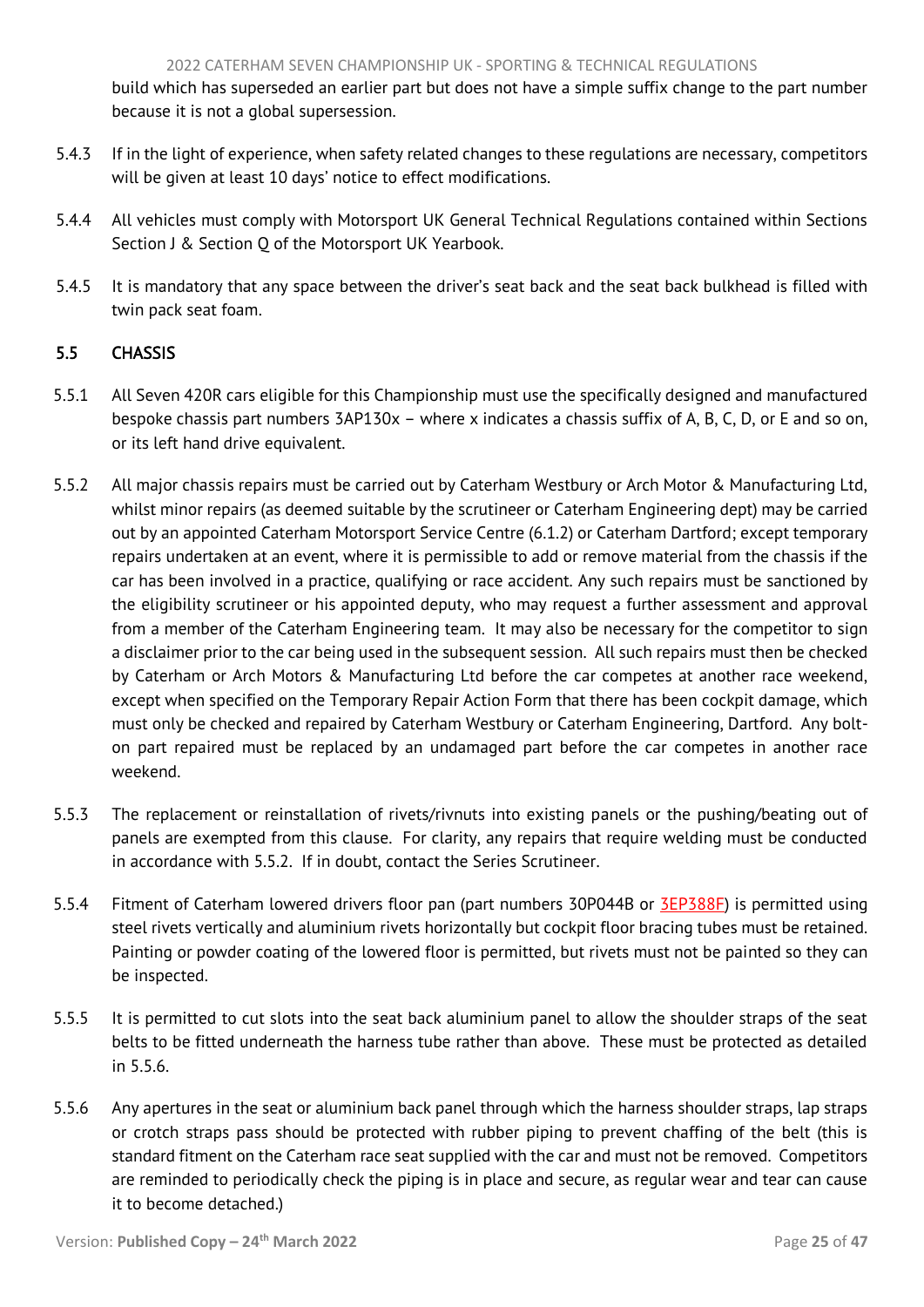build which has superseded an earlier part but does not have a simple suffix change to the part number because it is not a global supersession.

5.4.3 If in the light of experience, when safety related changes to these regulations are necessary, competitors will be given at least 10 days' notice to effect modifications.

5.4.4 All vehicles must comply with Motorsport UK General Technical Regulations contained within Sections Section J & Section Q of the Motorsport UK Yearbook.

5.4.5 It is mandatory that any space between the driver's seat back and the seat back bulkhead is filled with twin pack seat foam.

## 5.5 CHASSIS

5.5.1 All Seven 420R cars eligible for this Championship must use the specifically designed and manufactured bespoke chassis part numbers 3AP130x – where x indicates a chassis suffix of A, B, C, D, or E and so on, or its left hand drive equivalent.

5.5.2 All major chassis repairs must be carried out by Caterham Westbury or Arch Motor & Manufacturing Ltd, whilst minor repairs (as deemed suitable by the scrutineer or Caterham Engineering dept) may be carried out by an appointed Caterham Motorsport Service Centre (6.1.2) or Caterham Dartford; except temporary repairs undertaken at an event, where it is permissible to add or remove material from the chassis if the car has been involved in a practice, qualifying or race accident. Any such repairs must be sanctioned by the eligibility scrutineer or his appointed deputy, who may request a further assessment and approval from a member of the Caterham Engineering team. It may also be necessary for the competitor to sign a disclaimer prior to the car being used in the subsequent session. All such repairs must then be checked by Caterham or Arch Motors & Manufacturing Ltd before the car competes at another race weekend, except when specified on the Temporary Repair Action Form that there has been cockpit damage, which must only be checked and repaired by Caterham Westbury or Caterham Engineering, Dartford. Any bolt-on part repaired must be replaced by an undamaged part before the car competes in another race weekend.

5.5.3 The replacement or reinstallation of rivets/rivnuts into existing panels or the pushing/beating out of panels are exempted from this clause. For clarity, any repairs that require welding must be conducted in accordance with 5.5.2. If in doubt, contact the Series Scrutineer.

5.5.4 Fitment of Caterham lowered drivers floor pan (part numbers 30P044B or 3EP388F) is permitted using steel rivets vertically and aluminium rivets horizontally but cockpit floor bracing tubes must be retained. Painting or powder coating of the lowered floor is permitted, but rivets must not be painted so they can be inspected.

5.5.5 It is permitted to cut slots into the seat back aluminium panel to allow the shoulder straps of the seat belts to be fitted underneath the harness tube rather than above. These must be protected as detailed in 5.5.6.

5.5.6 Any apertures in the seat or aluminium back panel through which the harness shoulder straps, lap straps or crotch straps pass should be protected with rubber piping to prevent chaffing of the belt (this is standard fitment on the Caterham race seat supplied with the car and must not be removed. Competitors are reminded to periodically check the piping is in place and secure, as regular wear and tear can cause it to become detached.)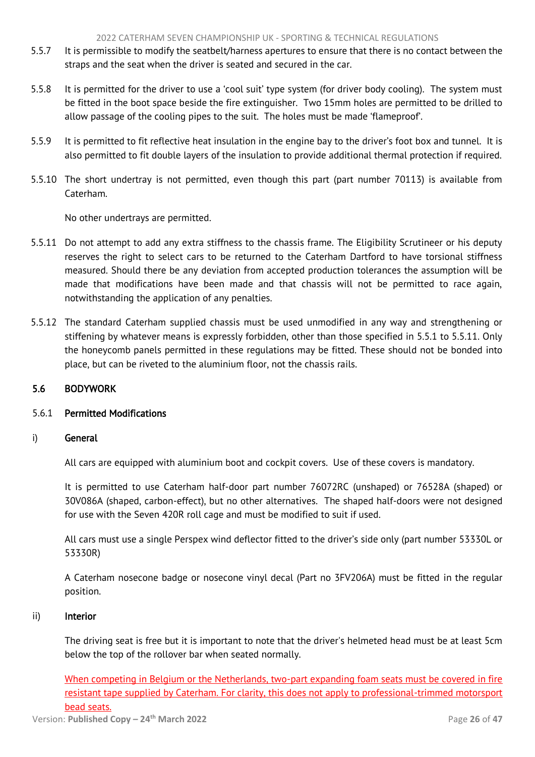5.5.7 It is permissible to modify the seatbelt/harness apertures to ensure that there is no contact between the straps and the seat when the driver is seated and secured in the car.

5.5.8 It is permitted for the driver to use a 'cool suit' type system (for driver body cooling). The system must be fitted in the boot space beside the fire extinguisher. Two 15mm holes are permitted to be drilled to allow passage of the cooling pipes to the suit. The holes must be made 'flameproof'.

5.5.9 It is permitted to fit reflective heat insulation in the engine bay to the driver's foot box and tunnel. It is also permitted to fit double layers of the insulation to provide additional thermal protection if required.

5.5.10 The short undertray is not permitted, even though this part (part number 70113) is available from Caterham.

No other undertrays are permitted.

5.5.11 Do not attempt to add any extra stiffness to the chassis frame. The Eligibility Scrutineer or his deputy reserves the right to select cars to be returned to the Caterham Dartford to have torsional stiffness measured. Should there be any deviation from accepted production tolerances the assumption will be made that modifications have been made and that chassis will not be permitted to race again, notwithstanding the application of any penalties.

5.5.12 The standard Caterham supplied chassis must be used unmodified in any way and strengthening or stiffening by whatever means is expressly forbidden, other than those specified in 5.5.1 to 5.5.11. Only the honeycomb panels permitted in these regulations may be fitted. These should not be bonded into place, but can be riveted to the aluminium floor, not the chassis rails.

## 5.6 BODYWORK

### 5.6.1 Permitted Modifications

#### i) General

All cars are equipped with aluminium boot and cockpit covers. Use of these covers is mandatory.

It is permitted to use Caterham half-door part number 76072RC (unshaped) or 76528A (shaped) or 30V086A (shaped, carbon-effect), but no other alternatives. The shaped half-doors were not designed for use with the Seven 420R roll cage and must be modified to suit if used.

All cars must use a single Perspex wind deflector fitted to the driver's side only (part number 53330L or 53330R)

A Caterham nosecone badge or nosecone vinyl decal (Part no 3FV206A) must be fitted in the regular position.

#### ii) Interior

The driving seat is free but it is important to note that the driver's helmeted head must be at least 5cm below the top of the rollover bar when seated normally.

When competing in Belgium or the Netherlands, two-part expanding foam seats must be covered in fire resistant tape supplied by Caterham. For clarity, this does not apply to professional-trimmed motorsport bead seats.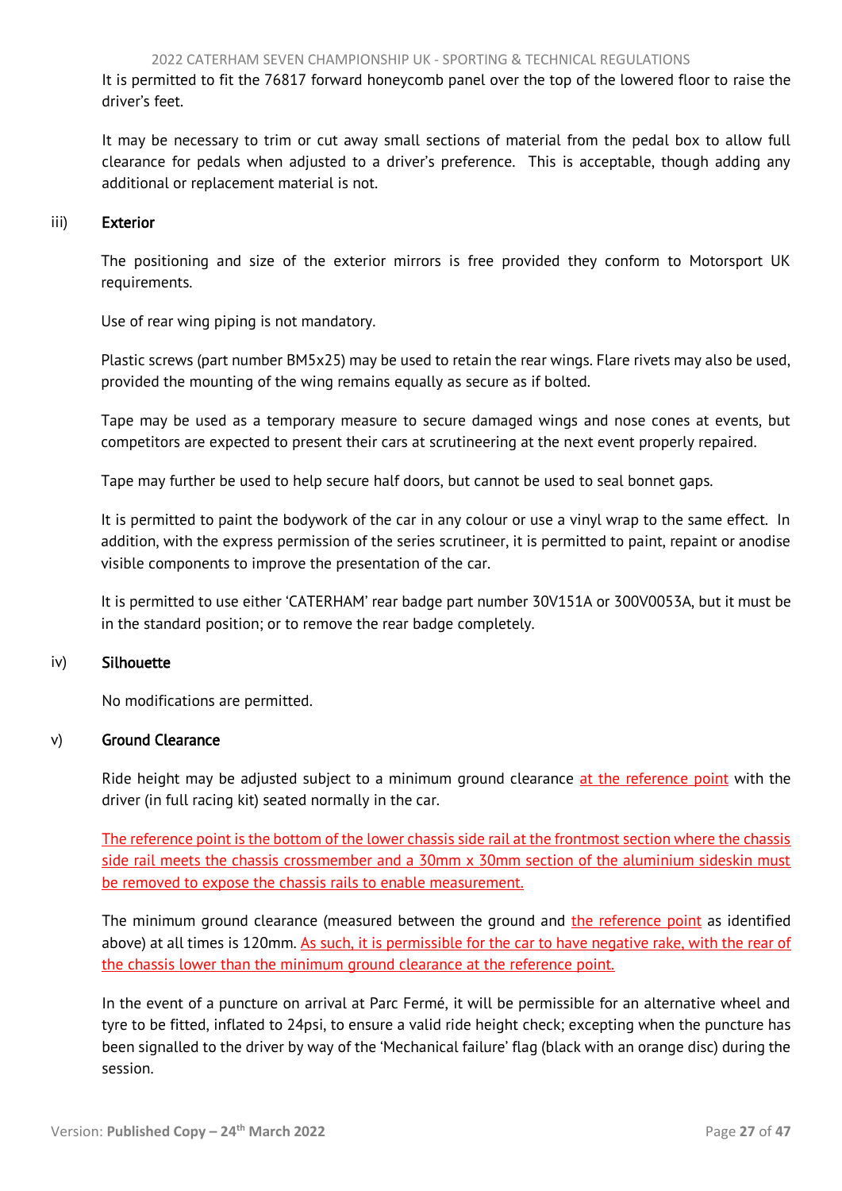It is permitted to fit the 76817 forward honeycomb panel over the top of the lowered floor to raise the driver's feet.

It may be necessary to trim or cut away small sections of material from the pedal box to allow full clearance for pedals when adjusted to a driver's preference. This is acceptable, though adding any additional or replacement material is not.

### iii) Exterior

The positioning and size of the exterior mirrors is free provided they conform to Motorsport UK requirements.

Use of rear wing piping is not mandatory.

Plastic screws (part number BM5x25) may be used to retain the rear wings. Flare rivets may also be used, provided the mounting of the wing remains equally as secure as if bolted.

Tape may be used as a temporary measure to secure damaged wings and nose cones at events, but competitors are expected to present their cars at scrutineering at the next event properly repaired.

Tape may further be used to help secure half doors, but cannot be used to seal bonnet gaps.

It is permitted to paint the bodywork of the car in any colour or use a vinyl wrap to the same effect. In addition, with the express permission of the series scrutineer, it is permitted to paint, repaint or anodise visible components to improve the presentation of the car.

It is permitted to use either 'CATERHAM' rear badge part number 30V151A or 300V0053A, but it must be in the standard position; or to remove the rear badge completely.

### iv) Silhouette

No modifications are permitted.

### v) Ground Clearance

Ride height may be adjusted subject to a minimum ground clearance at the reference point with the driver (in full racing kit) seated normally in the car.

The reference point is the bottom of the lower chassis side rail at the frontmost section where the chassis side rail meets the chassis crossmember and a 30mm x 30mm section of the aluminium sideskin must be removed to expose the chassis rails to enable measurement.

The minimum ground clearance (measured between the ground and the reference point as identified above) at all times is 120mm. As such, it is permissible for the car to have negative rake, with the rear of the chassis lower than the minimum ground clearance at the reference point.

In the event of a puncture on arrival at Parc Fermé, it will be permissible for an alternative wheel and tyre to be fitted, inflated to 24psi, to ensure a valid ride height check; excepting when the puncture has been signalled to the driver by way of the 'Mechanical failure' flag (black with an orange disc) during the session.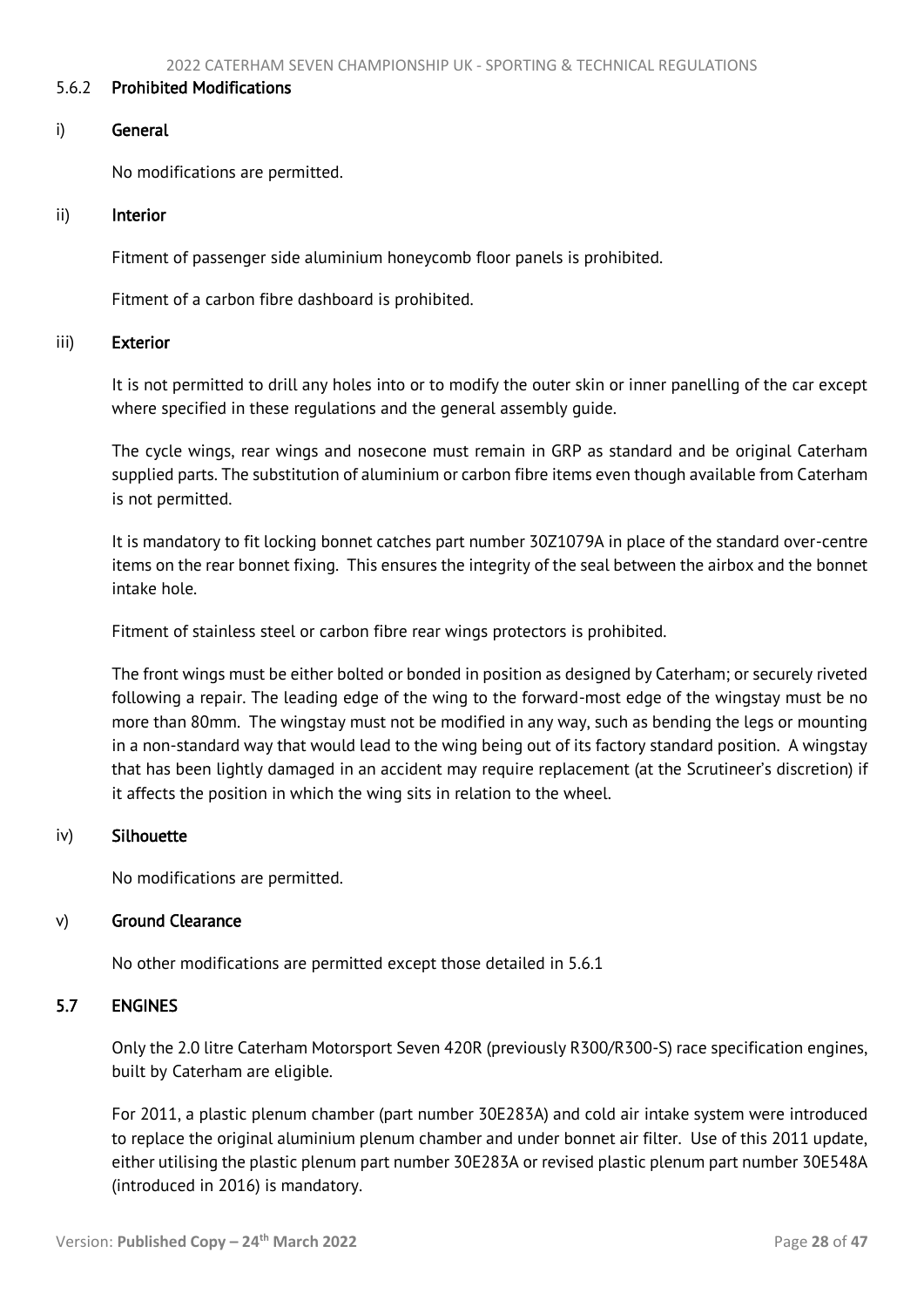### 5.6.2 Prohibited Modifications

#### i) General

No modifications are permitted.

#### ii) Interior

Fitment of passenger side aluminium honeycomb floor panels is prohibited.

Fitment of a carbon fibre dashboard is prohibited.

#### iii) Exterior

It is not permitted to drill any holes into or to modify the outer skin or inner panelling of the car except where specified in these regulations and the general assembly guide.

The cycle wings, rear wings and nosecone must remain in GRP as standard and be original Caterham supplied parts. The substitution of aluminium or carbon fibre items even though available from Caterham is not permitted.

It is mandatory to fit locking bonnet catches part number 30Z1079A in place of the standard over-centre items on the rear bonnet fixing. This ensures the integrity of the seal between the airbox and the bonnet intake hole.

Fitment of stainless steel or carbon fibre rear wings protectors is prohibited.

The front wings must be either bolted or bonded in position as designed by Caterham; or securely riveted following a repair. The leading edge of the wing to the forward-most edge of the wingstay must be no more than 80mm. The wingstay must not be modified in any way, such as bending the legs or mounting in a non-standard way that would lead to the wing being out of its factory standard position. A wingstay that has been lightly damaged in an accident may require replacement (at the Scrutineer's discretion) if it affects the position in which the wing sits in relation to the wheel.

#### iv) Silhouette

No modifications are permitted.

#### v) Ground Clearance

No other modifications are permitted except those detailed in 5.6.1

## 5.7 ENGINES

Only the 2.0 litre Caterham Motorsport Seven 420R (previously R300/R300-S) race specification engines, built by Caterham are eligible.

For 2011, a plastic plenum chamber (part number 30E283A) and cold air intake system were introduced to replace the original aluminium plenum chamber and under bonnet air filter. Use of this 2011 update, either utilising the plastic plenum part number 30E283A or revised plastic plenum part number 30E548A (introduced in 2016) is mandatory.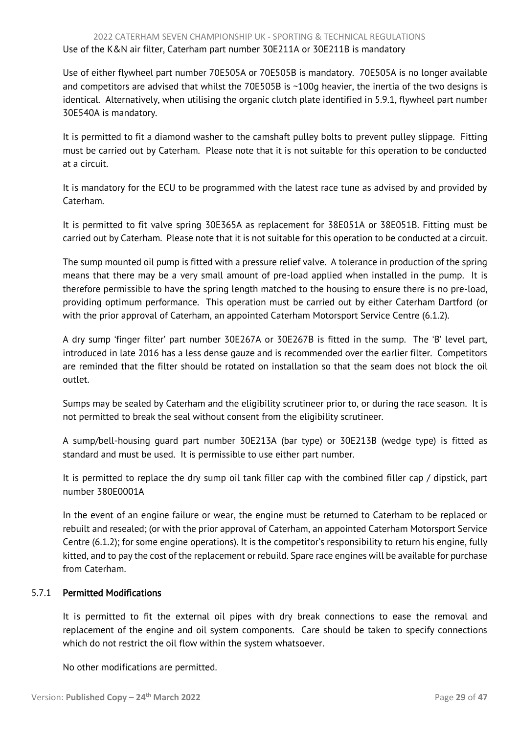Use of the K&N air filter, Caterham part number 30E211A or 30E211B is mandatory

Use of either flywheel part number 70E505A or 70E505B is mandatory. 70E505A is no longer available and competitors are advised that whilst the 70E505B is ~100g heavier, the inertia of the two designs is identical. Alternatively, when utilising the organic clutch plate identified in 5.9.1, flywheel part number 30E540A is mandatory.

It is permitted to fit a diamond washer to the camshaft pulley bolts to prevent pulley slippage. Fitting must be carried out by Caterham. Please note that it is not suitable for this operation to be conducted at a circuit.

It is mandatory for the ECU to be programmed with the latest race tune as advised by and provided by Caterham.

It is permitted to fit valve spring 30E365A as replacement for 38E051A or 38E051B. Fitting must be carried out by Caterham. Please note that it is not suitable for this operation to be conducted at a circuit.

The sump mounted oil pump is fitted with a pressure relief valve. A tolerance in production of the spring means that there may be a very small amount of pre-load applied when installed in the pump. It is therefore permissible to have the spring length matched to the housing to ensure there is no pre-load, providing optimum performance. This operation must be carried out by either Caterham Dartford (or with the prior approval of Caterham, an appointed Caterham Motorsport Service Centre (6.1.2).

A dry sump 'finger filter' part number 30E267A or 30E267B is fitted in the sump. The 'B' level part, introduced in late 2016 has a less dense gauze and is recommended over the earlier filter. Competitors are reminded that the filter should be rotated on installation so that the seam does not block the oil outlet.

Sumps may be sealed by Caterham and the eligibility scrutineer prior to, or during the race season. It is not permitted to break the seal without consent from the eligibility scrutineer.

A sump/bell-housing guard part number 30E213A (bar type) or 30E213B (wedge type) is fitted as standard and must be used. It is permissible to use either part number.

It is permitted to replace the dry sump oil tank filler cap with the combined filler cap / dipstick, part number 380E0001A

In the event of an engine failure or wear, the engine must be returned to Caterham to be replaced or rebuilt and resealed; (or with the prior approval of Caterham, an appointed Caterham Motorsport Service Centre (6.1.2); for some engine operations). It is the competitor's responsibility to return his engine, fully kitted, and to pay the cost of the replacement or rebuild. Spare race engines will be available for purchase from Caterham.

### 5.7.1 Permitted Modifications

It is permitted to fit the external oil pipes with dry break connections to ease the removal and replacement of the engine and oil system components. Care should be taken to specify connections which do not restrict the oil flow within the system whatsoever.

No other modifications are permitted.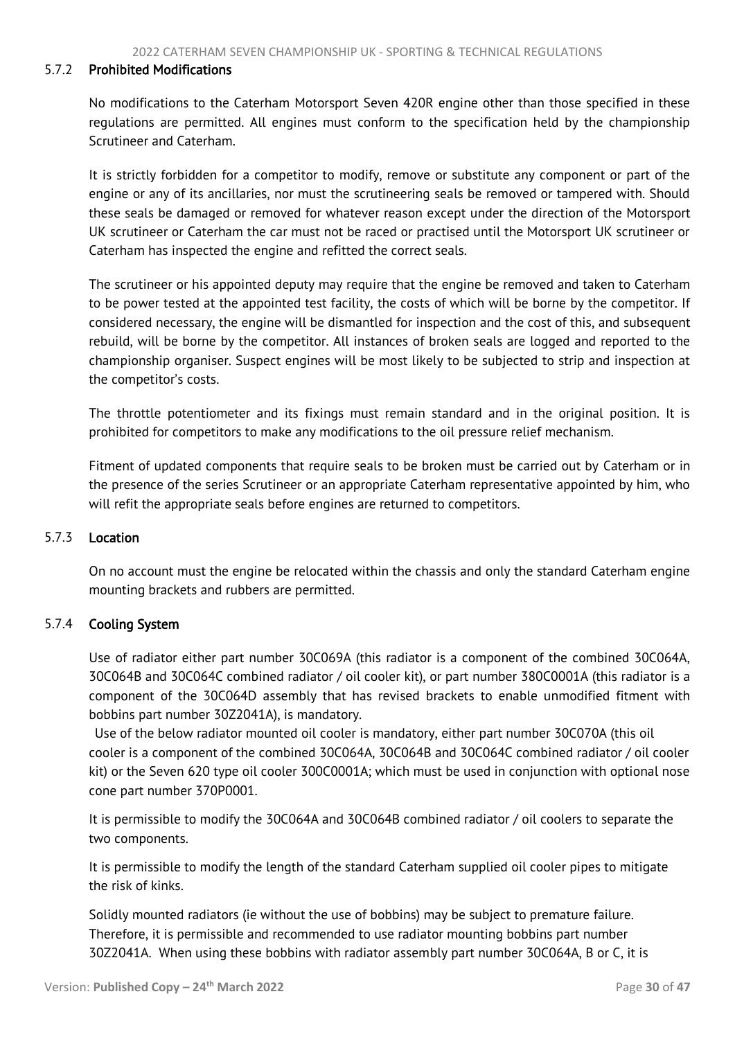### 5.7.2 Prohibited Modifications

No modifications to the Caterham Motorsport Seven 420R engine other than those specified in these regulations are permitted. All engines must conform to the specification held by the championship Scrutineer and Caterham.

It is strictly forbidden for a competitor to modify, remove or substitute any component or part of the engine or any of its ancillaries, nor must the scrutineering seals be removed or tampered with. Should these seals be damaged or removed for whatever reason except under the direction of the Motorsport UK scrutineer or Caterham the car must not be raced or practised until the Motorsport UK scrutineer or Caterham has inspected the engine and refitted the correct seals.

The scrutineer or his appointed deputy may require that the engine be removed and taken to Caterham to be power tested at the appointed test facility, the costs of which will be borne by the competitor. If considered necessary, the engine will be dismantled for inspection and the cost of this, and subsequent rebuild, will be borne by the competitor. All instances of broken seals are logged and reported to the championship organiser. Suspect engines will be most likely to be subjected to strip and inspection at the competitor's costs.

The throttle potentiometer and its fixings must remain standard and in the original position. It is prohibited for competitors to make any modifications to the oil pressure relief mechanism.

Fitment of updated components that require seals to be broken must be carried out by Caterham or in the presence of the series Scrutineer or an appropriate Caterham representative appointed by him, who will refit the appropriate seals before engines are returned to competitors.

### 5.7.3 Location

On no account must the engine be relocated within the chassis and only the standard Caterham engine mounting brackets and rubbers are permitted.

### 5.7.4 Cooling System

Use of radiator either part number 30C069A (this radiator is a component of the combined 30C064A, 30C064B and 30C064C combined radiator / oil cooler kit), or part number 380C0001A (this radiator is a component of the 30C064D assembly that has revised brackets to enable unmodified fitment with bobbins part number 30Z2041A), is mandatory.

Use of the below radiator mounted oil cooler is mandatory, either part number 30C070A (this oil cooler is a component of the combined 30C064A, 30C064B and 30C064C combined radiator / oil cooler kit) or the Seven 620 type oil cooler 300C0001A; which must be used in conjunction with optional nose cone part number 370P0001.

It is permissible to modify the 30C064A and 30C064B combined radiator / oil coolers to separate the two components.

It is permissible to modify the length of the standard Caterham supplied oil cooler pipes to mitigate the risk of kinks.

Solidly mounted radiators (ie without the use of bobbins) may be subject to premature failure. Therefore, it is permissible and recommended to use radiator mounting bobbins part number 30Z2041A. When using these bobbins with radiator assembly part number 30C064A, B or C, it is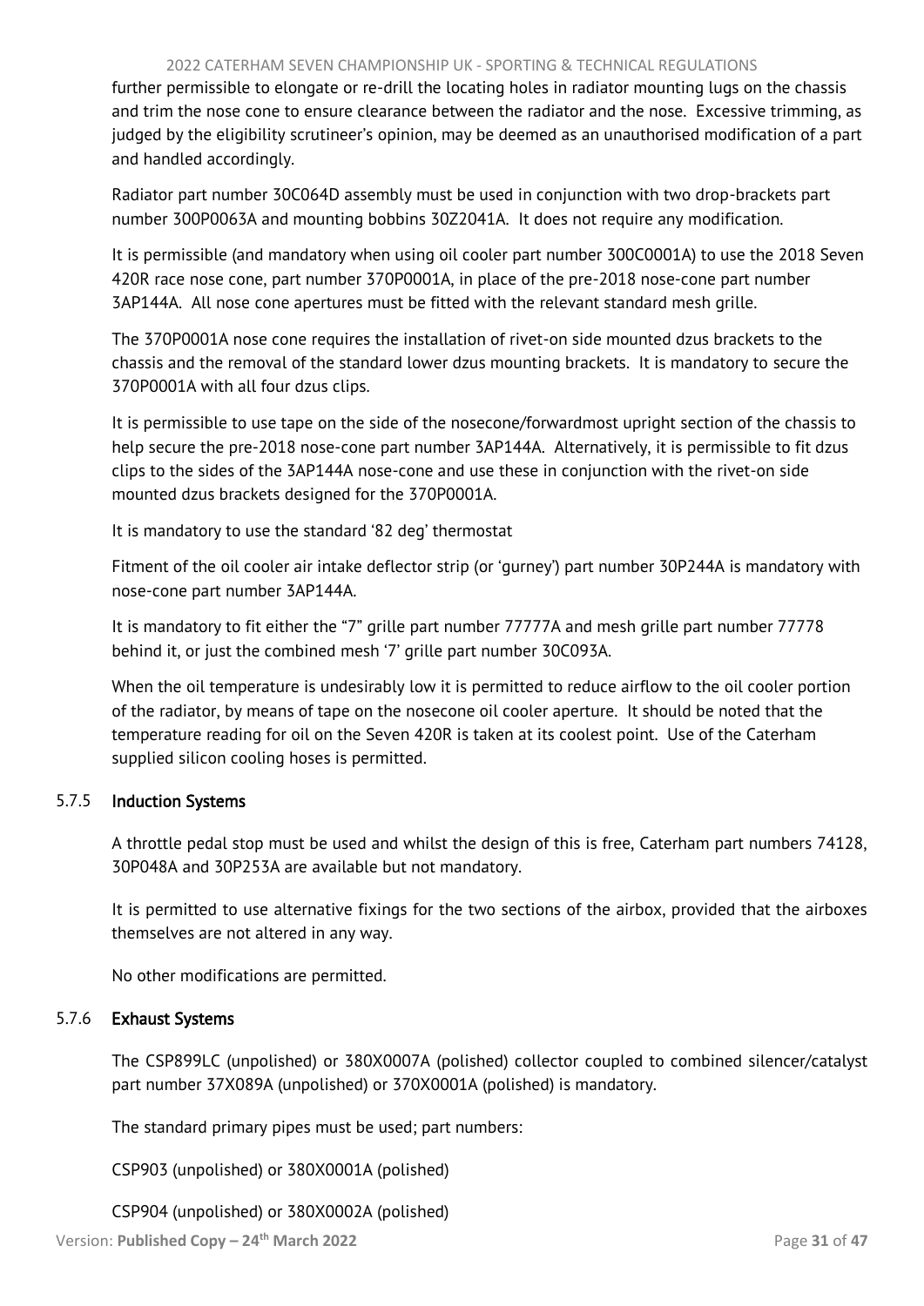further permissible to elongate or re-drill the locating holes in radiator mounting lugs on the chassis and trim the nose cone to ensure clearance between the radiator and the nose. Excessive trimming, as judged by the eligibility scrutineer's opinion, may be deemed as an unauthorised modification of a part and handled accordingly.

Radiator part number 30C064D assembly must be used in conjunction with two drop-brackets part number 300P0063A and mounting bobbins 30Z2041A. It does not require any modification.

It is permissible (and mandatory when using oil cooler part number 300C0001A) to use the 2018 Seven 420R race nose cone, part number 370P0001A, in place of the pre-2018 nose-cone part number 3AP144A. All nose cone apertures must be fitted with the relevant standard mesh grille.

The 370P0001A nose cone requires the installation of rivet-on side mounted dzus brackets to the chassis and the removal of the standard lower dzus mounting brackets. It is mandatory to secure the 370P0001A with all four dzus clips.

It is permissible to use tape on the side of the nosecone/forwardmost upright section of the chassis to help secure the pre-2018 nose-cone part number 3AP144A. Alternatively, it is permissible to fit dzus clips to the sides of the 3AP144A nose-cone and use these in conjunction with the rivet-on side mounted dzus brackets designed for the 370P0001A.

It is mandatory to use the standard '82 deg' thermostat

Fitment of the oil cooler air intake deflector strip (or 'gurney') part number 30P244A is mandatory with nose-cone part number 3AP144A.

It is mandatory to fit either the "7" grille part number 77777A and mesh grille part number 77778 behind it, or just the combined mesh '7' grille part number 30C093A.

When the oil temperature is undesirably low it is permitted to reduce airflow to the oil cooler portion of the radiator, by means of tape on the nosecone oil cooler aperture. It should be noted that the temperature reading for oil on the Seven 420R is taken at its coolest point. Use of the Caterham supplied silicon cooling hoses is permitted.

### 5.7.5 Induction Systems

A throttle pedal stop must be used and whilst the design of this is free, Caterham part numbers 74128, 30P048A and 30P253A are available but not mandatory.

It is permitted to use alternative fixings for the two sections of the airbox, provided that the airboxes themselves are not altered in any way.

No other modifications are permitted.

### 5.7.6 Exhaust Systems

The CSP899LC (unpolished) or 380X0007A (polished) collector coupled to combined silencer/catalyst part number 37X089A (unpolished) or 370X0001A (polished) is mandatory.

The standard primary pipes must be used; part numbers:

CSP903 (unpolished) or 380X0001A (polished)

CSP904 (unpolished) or 380X0002A (polished)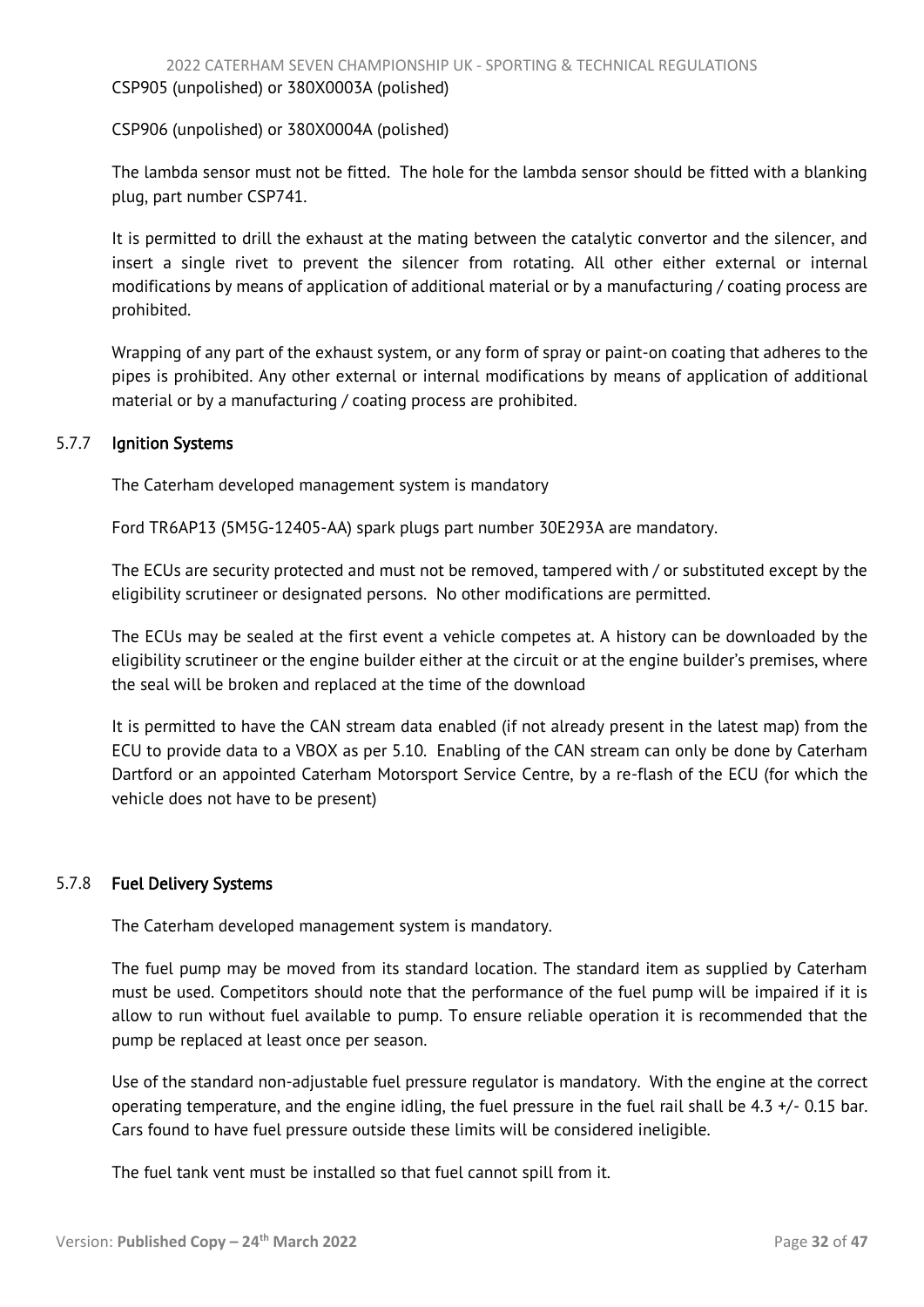CSP905 (unpolished) or 380X0003A (polished)

CSP906 (unpolished) or 380X0004A (polished)

The lambda sensor must not be fitted. The hole for the lambda sensor should be fitted with a blanking plug, part number CSP741.

It is permitted to drill the exhaust at the mating between the catalytic convertor and the silencer, and insert a single rivet to prevent the silencer from rotating. All other either external or internal modifications by means of application of additional material or by a manufacturing / coating process are prohibited.

Wrapping of any part of the exhaust system, or any form of spray or paint-on coating that adheres to the pipes is prohibited. Any other external or internal modifications by means of application of additional material or by a manufacturing / coating process are prohibited.

### 5.7.7 Ignition Systems

The Caterham developed management system is mandatory

Ford TR6AP13 (5M5G-12405-AA) spark plugs part number 30E293A are mandatory.

The ECUs are security protected and must not be removed, tampered with / or substituted except by the eligibility scrutineer or designated persons. No other modifications are permitted.

The ECUs may be sealed at the first event a vehicle competes at. A history can be downloaded by the eligibility scrutineer or the engine builder either at the circuit or at the engine builder's premises, where the seal will be broken and replaced at the time of the download

It is permitted to have the CAN stream data enabled (if not already present in the latest map) from the ECU to provide data to a VBOX as per 5.10. Enabling of the CAN stream can only be done by Caterham Dartford or an appointed Caterham Motorsport Service Centre, by a re-flash of the ECU (for which the vehicle does not have to be present)

### 5.7.8 Fuel Delivery Systems

The Caterham developed management system is mandatory.

The fuel pump may be moved from its standard location. The standard item as supplied by Caterham must be used. Competitors should note that the performance of the fuel pump will be impaired if it is allow to run without fuel available to pump. To ensure reliable operation it is recommended that the pump be replaced at least once per season.

Use of the standard non-adjustable fuel pressure regulator is mandatory. With the engine at the correct operating temperature, and the engine idling, the fuel pressure in the fuel rail shall be 4.3 +/- 0.15 bar. Cars found to have fuel pressure outside these limits will be considered ineligible.

The fuel tank vent must be installed so that fuel cannot spill from it.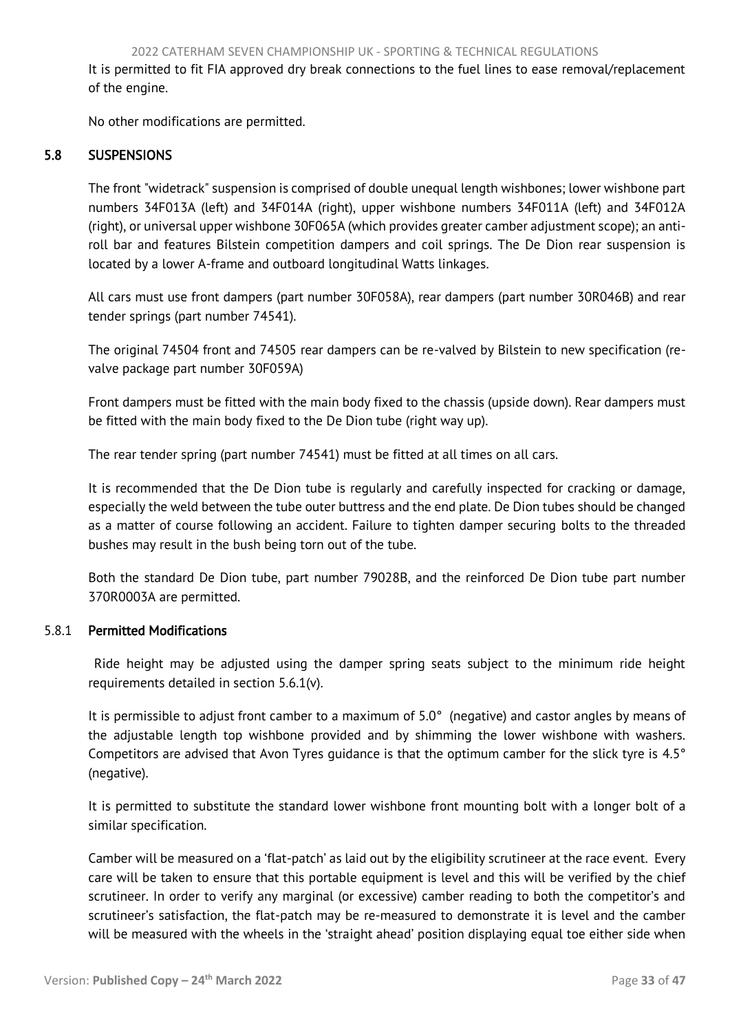It is permitted to fit FIA approved dry break connections to the fuel lines to ease removal/replacement of the engine.

No other modifications are permitted.

## 5.8 SUSPENSIONS

The front "widetrack" suspension is comprised of double unequal length wishbones; lower wishbone part numbers 34F013A (left) and 34F014A (right), upper wishbone numbers 34F011A (left) and 34F012A (right), or universal upper wishbone 30F065A (which provides greater camber adjustment scope); an anti-roll bar and features Bilstein competition dampers and coil springs. The De Dion rear suspension is located by a lower A-frame and outboard longitudinal Watts linkages.

All cars must use front dampers (part number 30F058A), rear dampers (part number 30R046B) and rear tender springs (part number 74541).

The original 74504 front and 74505 rear dampers can be re-valved by Bilstein to new specification (re-valve package part number 30F059A)

Front dampers must be fitted with the main body fixed to the chassis (upside down). Rear dampers must be fitted with the main body fixed to the De Dion tube (right way up).

The rear tender spring (part number 74541) must be fitted at all times on all cars.

It is recommended that the De Dion tube is regularly and carefully inspected for cracking or damage, especially the weld between the tube outer buttress and the end plate. De Dion tubes should be changed as a matter of course following an accident. Failure to tighten damper securing bolts to the threaded bushes may result in the bush being torn out of the tube.

Both the standard De Dion tube, part number 79028B, and the reinforced De Dion tube part number 370R0003A are permitted.

### 5.8.1 Permitted Modifications

Ride height may be adjusted using the damper spring seats subject to the minimum ride height requirements detailed in section 5.6.1(v).

It is permissible to adjust front camber to a maximum of 5.0° (negative) and castor angles by means of the adjustable length top wishbone provided and by shimming the lower wishbone with washers. Competitors are advised that Avon Tyres guidance is that the optimum camber for the slick tyre is 4.5° (negative).

It is permitted to substitute the standard lower wishbone front mounting bolt with a longer bolt of a similar specification.

Camber will be measured on a 'flat-patch' as laid out by the eligibility scrutineer at the race event. Every care will be taken to ensure that this portable equipment is level and this will be verified by the chief scrutineer. In order to verify any marginal (or excessive) camber reading to both the competitor's and scrutineer's satisfaction, the flat-patch may be re-measured to demonstrate it is level and the camber will be measured with the wheels in the 'straight ahead' position displaying equal toe either side when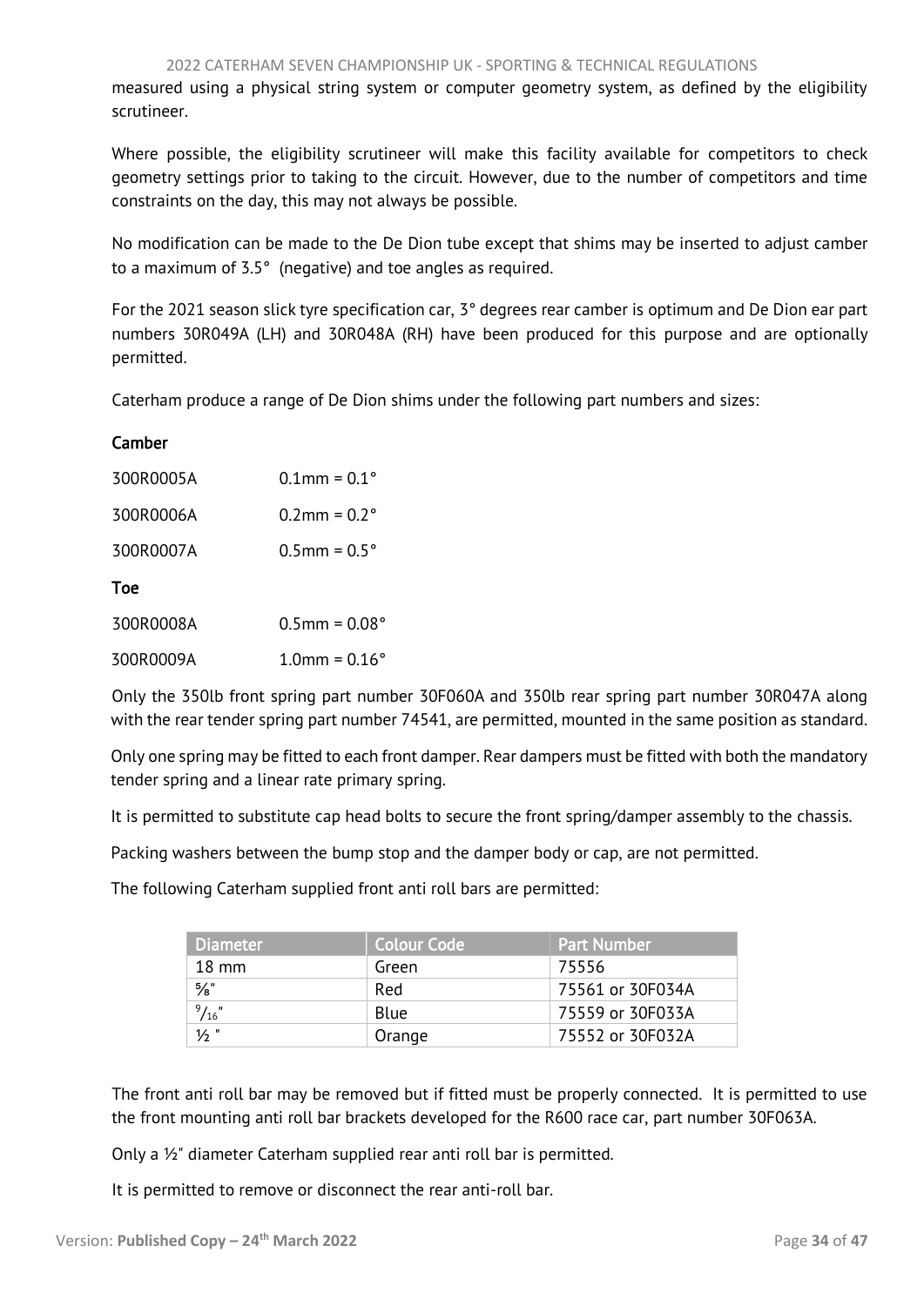measured using a physical string system or computer geometry system, as defined by the eligibility scrutineer.

Where possible, the eligibility scrutineer will make this facility available for competitors to check geometry settings prior to taking to the circuit. However, due to the number of competitors and time constraints on the day, this may not always be possible.

No modification can be made to the De Dion tube except that shims may be inserted to adjust camber to a maximum of 3.5° (negative) and toe angles as required.

For the 2021 season slick tyre specification car, 3° degrees rear camber is optimum and De Dion ear part numbers 30R049A (LH) and 30R048A (RH) have been produced for this purpose and are optionally permitted.

Caterham produce a range of De Dion shims under the following part numbers and sizes:

**Camber**

300R0005A 0.1mm = 0.1°

300R0006A 0.2mm = 0.2°

300R0007A 0.5mm = 0.5°

**Toe**

300R0008A 0.5mm = 0.08°

300R0009A 1.0mm = 0.16°

Only the 350lb front spring part number 30F060A and 350lb rear spring part number 30R047A along with the rear tender spring part number 74541, are permitted, mounted in the same position as standard.

Only one spring may be fitted to each front damper. Rear dampers must be fitted with both the mandatory tender spring and a linear rate primary spring.

It is permitted to substitute cap head bolts to secure the front spring/damper assembly to the chassis.

Packing washers between the bump stop and the damper body or cap, are not permitted.

The following Caterham supplied front anti roll bars are permitted:

| Diameter | Colour Code | Part Number |
|---|---|---|
| 18 mm | Green | 75556 |
| ⅝" | Red | 75561 or 30F034A |
| 9/16" | Blue | 75559 or 30F033A |
| ½ " | Orange | 75552 or 30F032A |

The front anti roll bar may be removed but if fitted must be properly connected. It is permitted to use the front mounting anti roll bar brackets developed for the R600 race car, part number 30F063A.

Only a ½" diameter Caterham supplied rear anti roll bar is permitted.

It is permitted to remove or disconnect the rear anti-roll bar.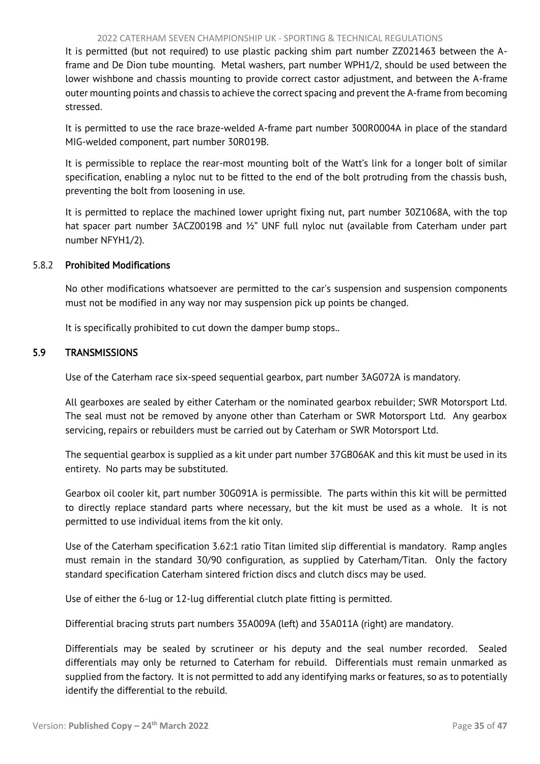It is permitted (but not required) to use plastic packing shim part number ZZ021463 between the A-frame and De Dion tube mounting. Metal washers, part number WPH1/2, should be used between the lower wishbone and chassis mounting to provide correct castor adjustment, and between the A-frame outer mounting points and chassis to achieve the correct spacing and prevent the A-frame from becoming stressed.

It is permitted to use the race braze-welded A-frame part number 300R0004A in place of the standard MIG-welded component, part number 30R019B.

It is permissible to replace the rear-most mounting bolt of the Watt's link for a longer bolt of similar specification, enabling a nyloc nut to be fitted to the end of the bolt protruding from the chassis bush, preventing the bolt from loosening in use.

It is permitted to replace the machined lower upright fixing nut, part number 30Z1068A, with the top hat spacer part number 3ACZ0019B and ½" UNF full nyloc nut (available from Caterham under part number NFYH1/2).

### 5.8.2 Prohibited Modifications

No other modifications whatsoever are permitted to the car's suspension and suspension components must not be modified in any way nor may suspension pick up points be changed.

It is specifically prohibited to cut down the damper bump stops..

## 5.9 TRANSMISSIONS

Use of the Caterham race six-speed sequential gearbox, part number 3AG072A is mandatory.

All gearboxes are sealed by either Caterham or the nominated gearbox rebuilder; SWR Motorsport Ltd. The seal must not be removed by anyone other than Caterham or SWR Motorsport Ltd. Any gearbox servicing, repairs or rebuilders must be carried out by Caterham or SWR Motorsport Ltd.

The sequential gearbox is supplied as a kit under part number 37GB06AK and this kit must be used in its entirety. No parts may be substituted.

Gearbox oil cooler kit, part number 30G091A is permissible. The parts within this kit will be permitted to directly replace standard parts where necessary, but the kit must be used as a whole. It is not permitted to use individual items from the kit only.

Use of the Caterham specification 3.62:1 ratio Titan limited slip differential is mandatory. Ramp angles must remain in the standard 30/90 configuration, as supplied by Caterham/Titan. Only the factory standard specification Caterham sintered friction discs and clutch discs may be used.

Use of either the 6-lug or 12-lug differential clutch plate fitting is permitted.

Differential bracing struts part numbers 35A009A (left) and 35A011A (right) are mandatory.

Differentials may be sealed by scrutineer or his deputy and the seal number recorded. Sealed differentials may only be returned to Caterham for rebuild. Differentials must remain unmarked as supplied from the factory. It is not permitted to add any identifying marks or features, so as to potentially identify the differential to the rebuild.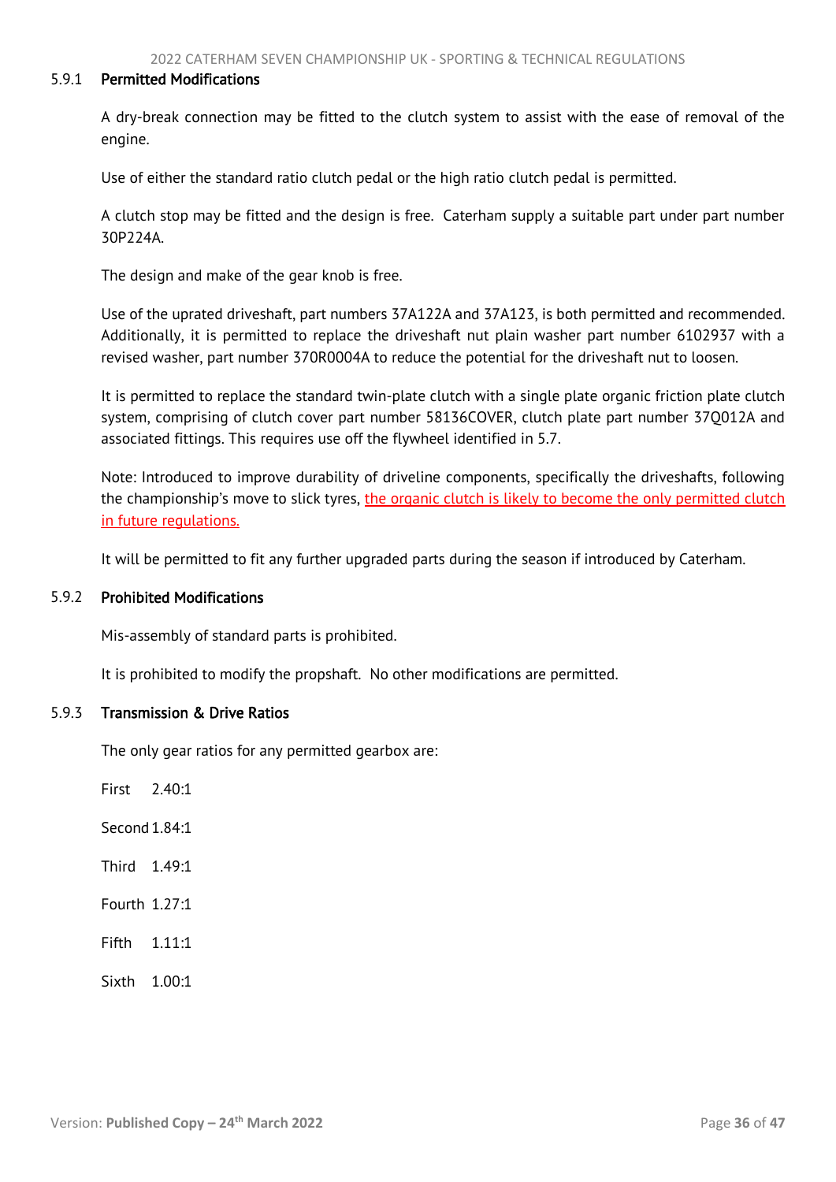### 5.9.1 Permitted Modifications

A dry-break connection may be fitted to the clutch system to assist with the ease of removal of the engine.

Use of either the standard ratio clutch pedal or the high ratio clutch pedal is permitted.

A clutch stop may be fitted and the design is free. Caterham supply a suitable part under part number 30P224A.

The design and make of the gear knob is free.

Use of the uprated driveshaft, part numbers 37A122A and 37A123, is both permitted and recommended. Additionally, it is permitted to replace the driveshaft nut plain washer part number 6102937 with a revised washer, part number 370R0004A to reduce the potential for the driveshaft nut to loosen.

It is permitted to replace the standard twin-plate clutch with a single plate organic friction plate clutch system, comprising of clutch cover part number 58136COVER, clutch plate part number 37Q012A and associated fittings. This requires use off the flywheel identified in 5.7.

Note: Introduced to improve durability of driveline components, specifically the driveshafts, following the championship's move to slick tyres, the organic clutch is likely to become the only permitted clutch in future regulations.

It will be permitted to fit any further upgraded parts during the season if introduced by Caterham.

### 5.9.2 Prohibited Modifications

Mis-assembly of standard parts is prohibited.

It is prohibited to modify the propshaft. No other modifications are permitted.

### 5.9.3 Transmission & Drive Ratios

The only gear ratios for any permitted gearbox are:

First 2.40:1

Second 1.84:1

Third 1.49:1

Fourth 1.27:1

Fifth 1.11:1

Sixth 1.00:1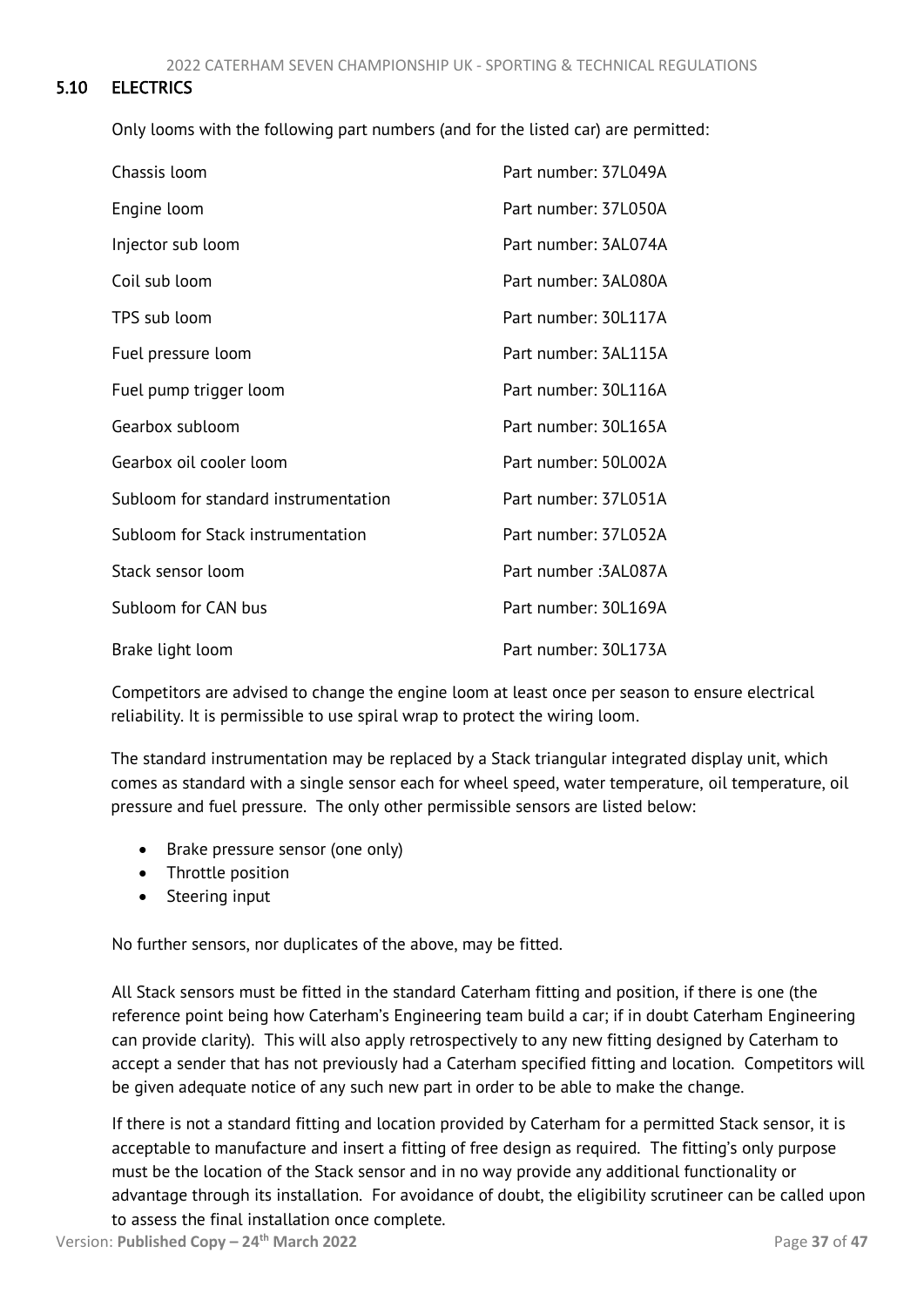## 5.10 ELECTRICS

Only looms with the following part numbers (and for the listed car) are permitted:

| | |
|---|---|
| Chassis loom | Part number: 37L049A |
| Engine loom | Part number: 37L050A |
| Injector sub loom | Part number: 3AL074A |
| Coil sub loom | Part number: 3AL080A |
| TPS sub loom | Part number: 30L117A |
| Fuel pressure loom | Part number: 3AL115A |
| Fuel pump trigger loom | Part number: 30L116A |
| Gearbox subloom | Part number: 30L165A |
| Gearbox oil cooler loom | Part number: 50L002A |
| Subloom for standard instrumentation | Part number: 37L051A |
| Subloom for Stack instrumentation | Part number: 37L052A |
| Stack sensor loom | Part number :3AL087A |
| Subloom for CAN bus | Part number: 30L169A |
| Brake light loom | Part number: 30L173A |

Competitors are advised to change the engine loom at least once per season to ensure electrical reliability. It is permissible to use spiral wrap to protect the wiring loom.

The standard instrumentation may be replaced by a Stack triangular integrated display unit, which comes as standard with a single sensor each for wheel speed, water temperature, oil temperature, oil pressure and fuel pressure. The only other permissible sensors are listed below:

- Brake pressure sensor (one only)
- Throttle position
- Steering input

No further sensors, nor duplicates of the above, may be fitted.

All Stack sensors must be fitted in the standard Caterham fitting and position, if there is one (the reference point being how Caterham's Engineering team build a car; if in doubt Caterham Engineering can provide clarity). This will also apply retrospectively to any new fitting designed by Caterham to accept a sender that has not previously had a Caterham specified fitting and location. Competitors will be given adequate notice of any such new part in order to be able to make the change.

If there is not a standard fitting and location provided by Caterham for a permitted Stack sensor, it is acceptable to manufacture and insert a fitting of free design as required. The fitting's only purpose must be the location of the Stack sensor and in no way provide any additional functionality or advantage through its installation. For avoidance of doubt, the eligibility scrutineer can be called upon to assess the final installation once complete.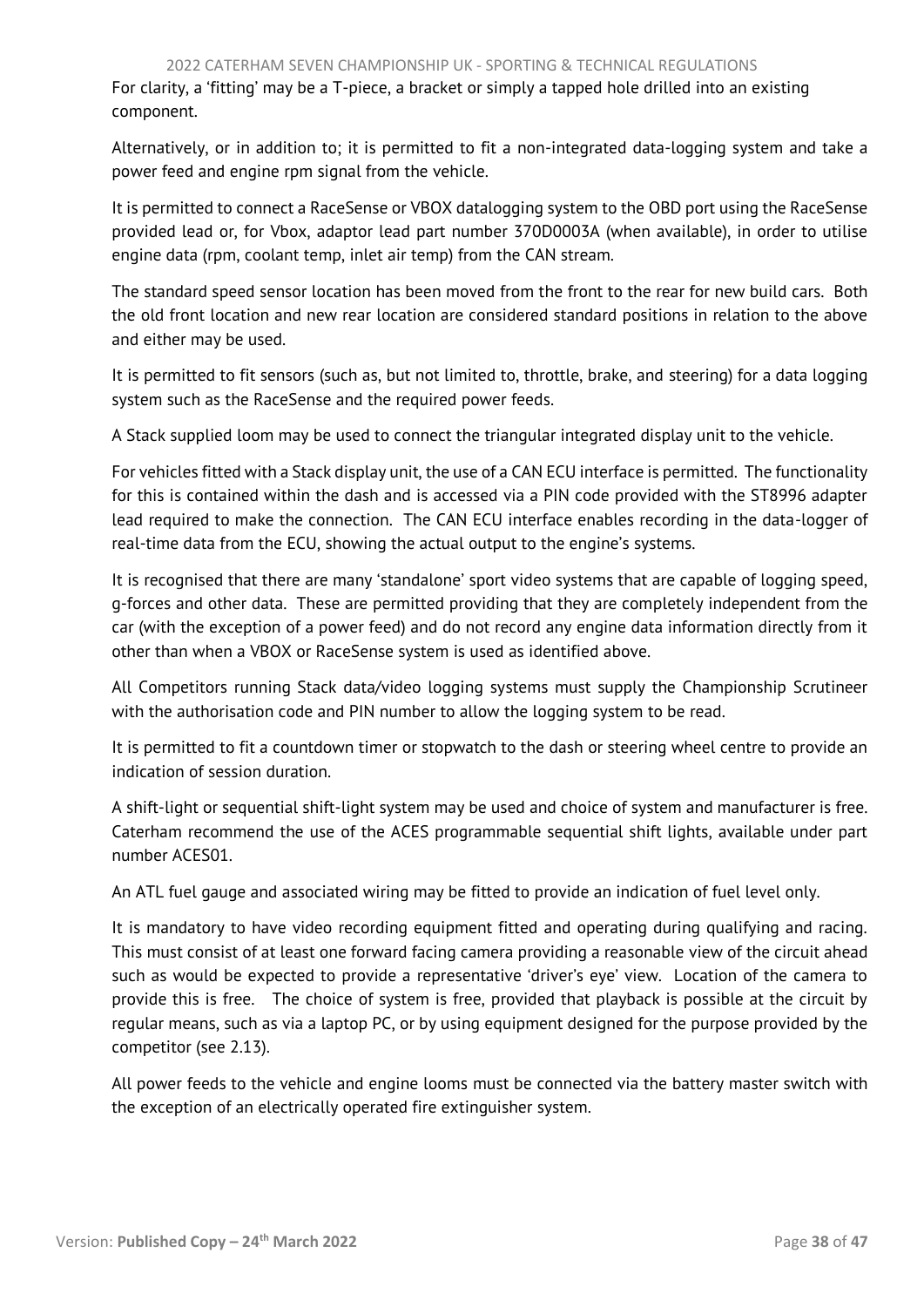For clarity, a 'fitting' may be a T-piece, a bracket or simply a tapped hole drilled into an existing component.

Alternatively, or in addition to; it is permitted to fit a non-integrated data-logging system and take a power feed and engine rpm signal from the vehicle.

It is permitted to connect a RaceSense or VBOX datalogging system to the OBD port using the RaceSense provided lead or, for Vbox, adaptor lead part number 370D0003A (when available), in order to utilise engine data (rpm, coolant temp, inlet air temp) from the CAN stream.

The standard speed sensor location has been moved from the front to the rear for new build cars. Both the old front location and new rear location are considered standard positions in relation to the above and either may be used.

It is permitted to fit sensors (such as, but not limited to, throttle, brake, and steering) for a data logging system such as the RaceSense and the required power feeds.

A Stack supplied loom may be used to connect the triangular integrated display unit to the vehicle.

For vehicles fitted with a Stack display unit, the use of a CAN ECU interface is permitted. The functionality for this is contained within the dash and is accessed via a PIN code provided with the ST8996 adapter lead required to make the connection. The CAN ECU interface enables recording in the data-logger of real-time data from the ECU, showing the actual output to the engine's systems.

It is recognised that there are many 'standalone' sport video systems that are capable of logging speed, g-forces and other data. These are permitted providing that they are completely independent from the car (with the exception of a power feed) and do not record any engine data information directly from it other than when a VBOX or RaceSense system is used as identified above.

All Competitors running Stack data/video logging systems must supply the Championship Scrutineer with the authorisation code and PIN number to allow the logging system to be read.

It is permitted to fit a countdown timer or stopwatch to the dash or steering wheel centre to provide an indication of session duration.

A shift-light or sequential shift-light system may be used and choice of system and manufacturer is free. Caterham recommend the use of the ACES programmable sequential shift lights, available under part number ACES01.

An ATL fuel gauge and associated wiring may be fitted to provide an indication of fuel level only.

It is mandatory to have video recording equipment fitted and operating during qualifying and racing. This must consist of at least one forward facing camera providing a reasonable view of the circuit ahead such as would be expected to provide a representative 'driver's eye' view. Location of the camera to provide this is free. The choice of system is free, provided that playback is possible at the circuit by regular means, such as via a laptop PC, or by using equipment designed for the purpose provided by the competitor (see 2.13).

All power feeds to the vehicle and engine looms must be connected via the battery master switch with the exception of an electrically operated fire extinguisher system.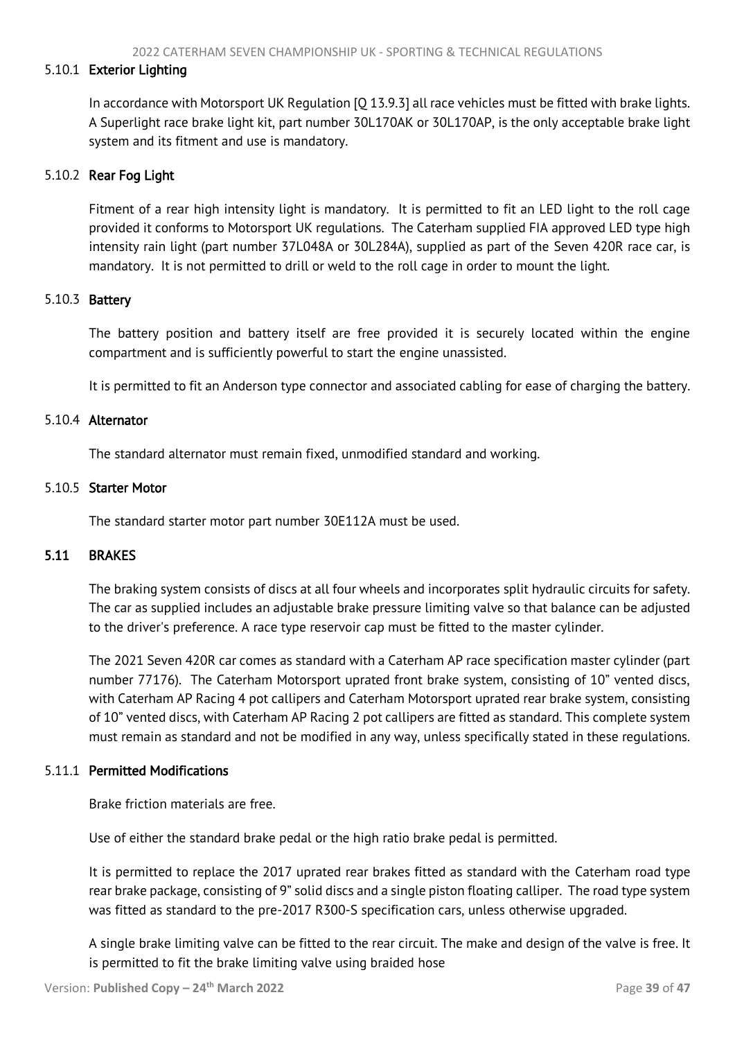#### 5.10.1 Exterior Lighting

In accordance with Motorsport UK Regulation [Q 13.9.3] all race vehicles must be fitted with brake lights. A Superlight race brake light kit, part number 30L170AK or 30L170AP, is the only acceptable brake light system and its fitment and use is mandatory.

#### 5.10.2 Rear Fog Light

Fitment of a rear high intensity light is mandatory. It is permitted to fit an LED light to the roll cage provided it conforms to Motorsport UK regulations. The Caterham supplied FIA approved LED type high intensity rain light (part number 37L048A or 30L284A), supplied as part of the Seven 420R race car, is mandatory. It is not permitted to drill or weld to the roll cage in order to mount the light.

#### 5.10.3 Battery

The battery position and battery itself are free provided it is securely located within the engine compartment and is sufficiently powerful to start the engine unassisted.

It is permitted to fit an Anderson type connector and associated cabling for ease of charging the battery.

#### 5.10.4 Alternator

The standard alternator must remain fixed, unmodified standard and working.

#### 5.10.5 Starter Motor

The standard starter motor part number 30E112A must be used.

### 5.11 BRAKES

The braking system consists of discs at all four wheels and incorporates split hydraulic circuits for safety. The car as supplied includes an adjustable brake pressure limiting valve so that balance can be adjusted to the driver's preference. A race type reservoir cap must be fitted to the master cylinder.

The 2021 Seven 420R car comes as standard with a Caterham AP race specification master cylinder (part number 77176). The Caterham Motorsport uprated front brake system, consisting of 10" vented discs, with Caterham AP Racing 4 pot callipers and Caterham Motorsport uprated rear brake system, consisting of 10" vented discs, with Caterham AP Racing 2 pot callipers are fitted as standard. This complete system must remain as standard and not be modified in any way, unless specifically stated in these regulations.

#### 5.11.1 Permitted Modifications

Brake friction materials are free.

Use of either the standard brake pedal or the high ratio brake pedal is permitted.

It is permitted to replace the 2017 uprated rear brakes fitted as standard with the Caterham road type rear brake package, consisting of 9" solid discs and a single piston floating calliper. The road type system was fitted as standard to the pre-2017 R300-S specification cars, unless otherwise upgraded.

A single brake limiting valve can be fitted to the rear circuit. The make and design of the valve is free. It is permitted to fit the brake limiting valve using braided hose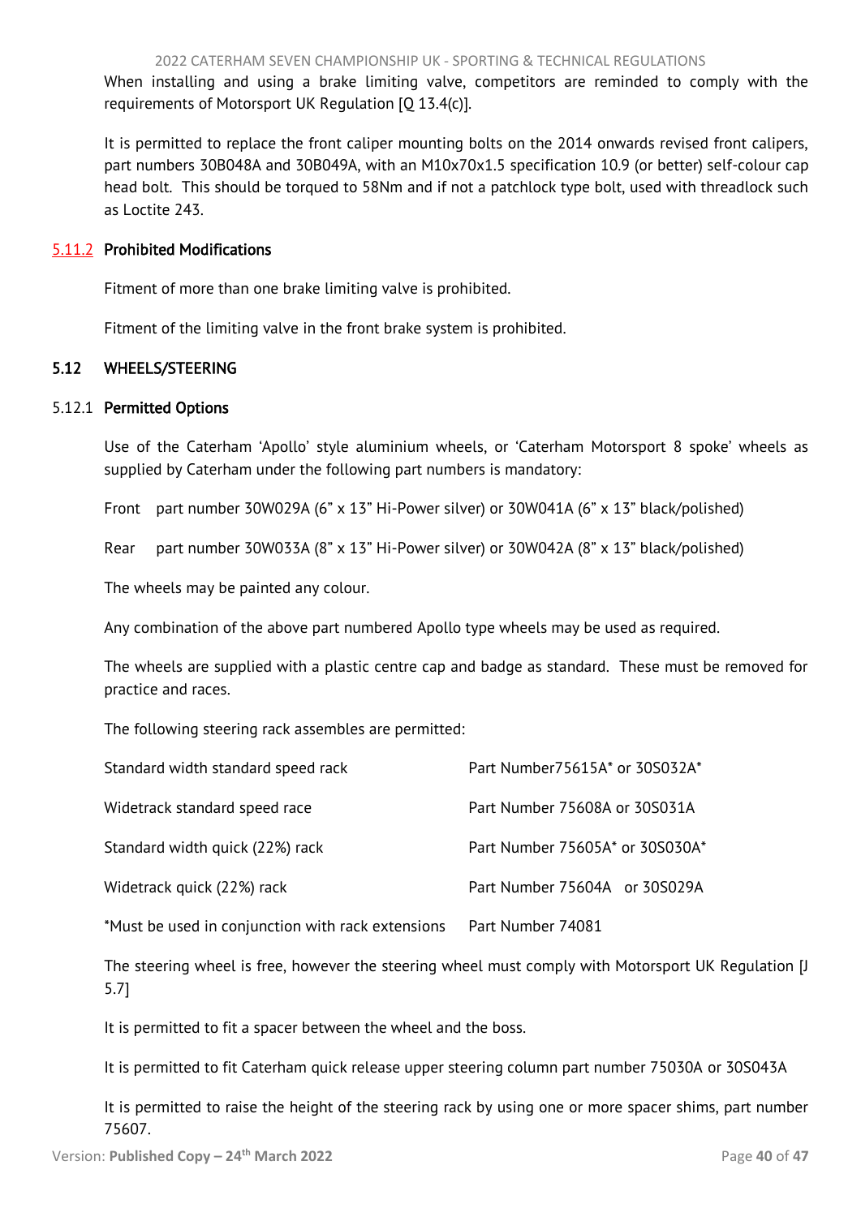When installing and using a brake limiting valve, competitors are reminded to comply with the requirements of Motorsport UK Regulation [Q 13.4(c)].

It is permitted to replace the front caliper mounting bolts on the 2014 onwards revised front calipers, part numbers 30B048A and 30B049A, with an M10x70x1.5 specification 10.9 (or better) self-colour cap head bolt. This should be torqued to 58Nm and if not a patchlock type bolt, used with threadlock such as Loctite 243.

#### 5.11.2 Prohibited Modifications

Fitment of more than one brake limiting valve is prohibited.

Fitment of the limiting valve in the front brake system is prohibited.

### 5.12 WHEELS/STEERING

#### 5.12.1 Permitted Options

Use of the Caterham 'Apollo' style aluminium wheels, or 'Caterham Motorsport 8 spoke' wheels as supplied by Caterham under the following part numbers is mandatory:

Front part number 30W029A (6" x 13" Hi-Power silver) or 30W041A (6" x 13" black/polished)

Rear part number 30W033A (8" x 13" Hi-Power silver) or 30W042A (8" x 13" black/polished)

The wheels may be painted any colour.

Any combination of the above part numbered Apollo type wheels may be used as required.

The wheels are supplied with a plastic centre cap and badge as standard. These must be removed for practice and races.

The following steering rack assembles are permitted:

| | |
|---|---|
| Standard width standard speed rack | Part Number75615A* or 30S032A* |
| Widetrack standard speed race | Part Number 75608A or 30S031A |
| Standard width quick (22%) rack | Part Number 75605A* or 30S030A* |
| Widetrack quick (22%) rack | Part Number 75604A or 30S029A |
| *Must be used in conjunction with rack extensions | Part Number 74081 |

The steering wheel is free, however the steering wheel must comply with Motorsport UK Regulation [J 5.7]

It is permitted to fit a spacer between the wheel and the boss.

It is permitted to fit Caterham quick release upper steering column part number 75030A or 30S043A

It is permitted to raise the height of the steering rack by using one or more spacer shims, part number 75607.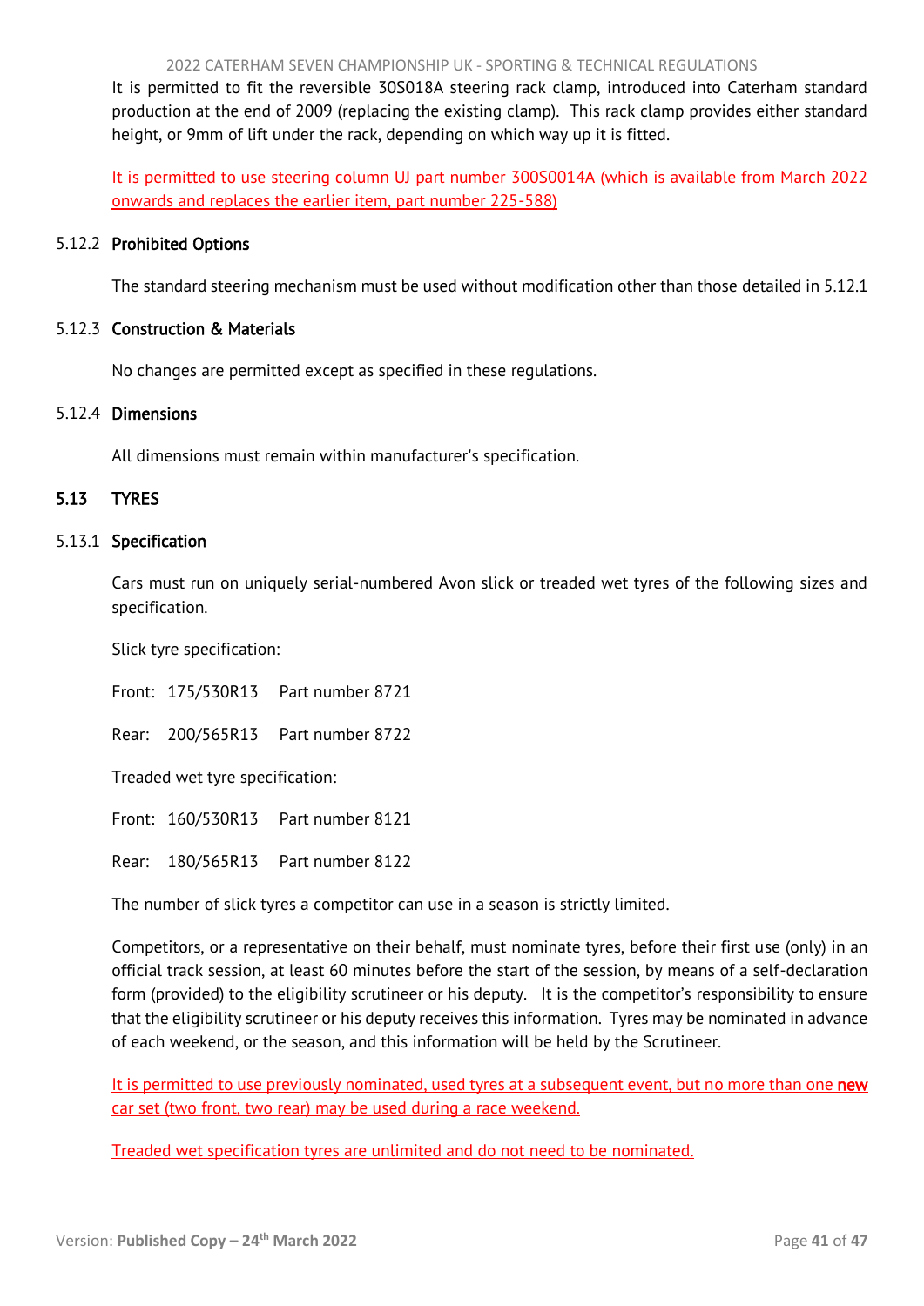It is permitted to fit the reversible 30S018A steering rack clamp, introduced into Caterham standard production at the end of 2009 (replacing the existing clamp). This rack clamp provides either standard height, or 9mm of lift under the rack, depending on which way up it is fitted.

It is permitted to use steering column UJ part number 300S0014A (which is available from March 2022 onwards and replaces the earlier item, part number 225-588)

#### 5.12.2 Prohibited Options

The standard steering mechanism must be used without modification other than those detailed in 5.12.1

#### 5.12.3 Construction & Materials

No changes are permitted except as specified in these regulations.

#### 5.12.4 Dimensions

All dimensions must remain within manufacturer's specification.

### 5.13 TYRES

#### 5.13.1 Specification

Cars must run on uniquely serial-numbered Avon slick or treaded wet tyres of the following sizes and specification.

Slick tyre specification:

Front: 175/530R13 Part number 8721

Rear: 200/565R13 Part number 8722

Treaded wet tyre specification:

Front: 160/530R13 Part number 8121

Rear: 180/565R13 Part number 8122

The number of slick tyres a competitor can use in a season is strictly limited.

Competitors, or a representative on their behalf, must nominate tyres, before their first use (only) in an official track session, at least 60 minutes before the start of the session, by means of a self-declaration form (provided) to the eligibility scrutineer or his deputy. It is the competitor's responsibility to ensure that the eligibility scrutineer or his deputy receives this information. Tyres may be nominated in advance of each weekend, or the season, and this information will be held by the Scrutineer.

It is permitted to use previously nominated, used tyres at a subsequent event, but no more than one **new** car set (two front, two rear) may be used during a race weekend.

Treaded wet specification tyres are unlimited and do not need to be nominated.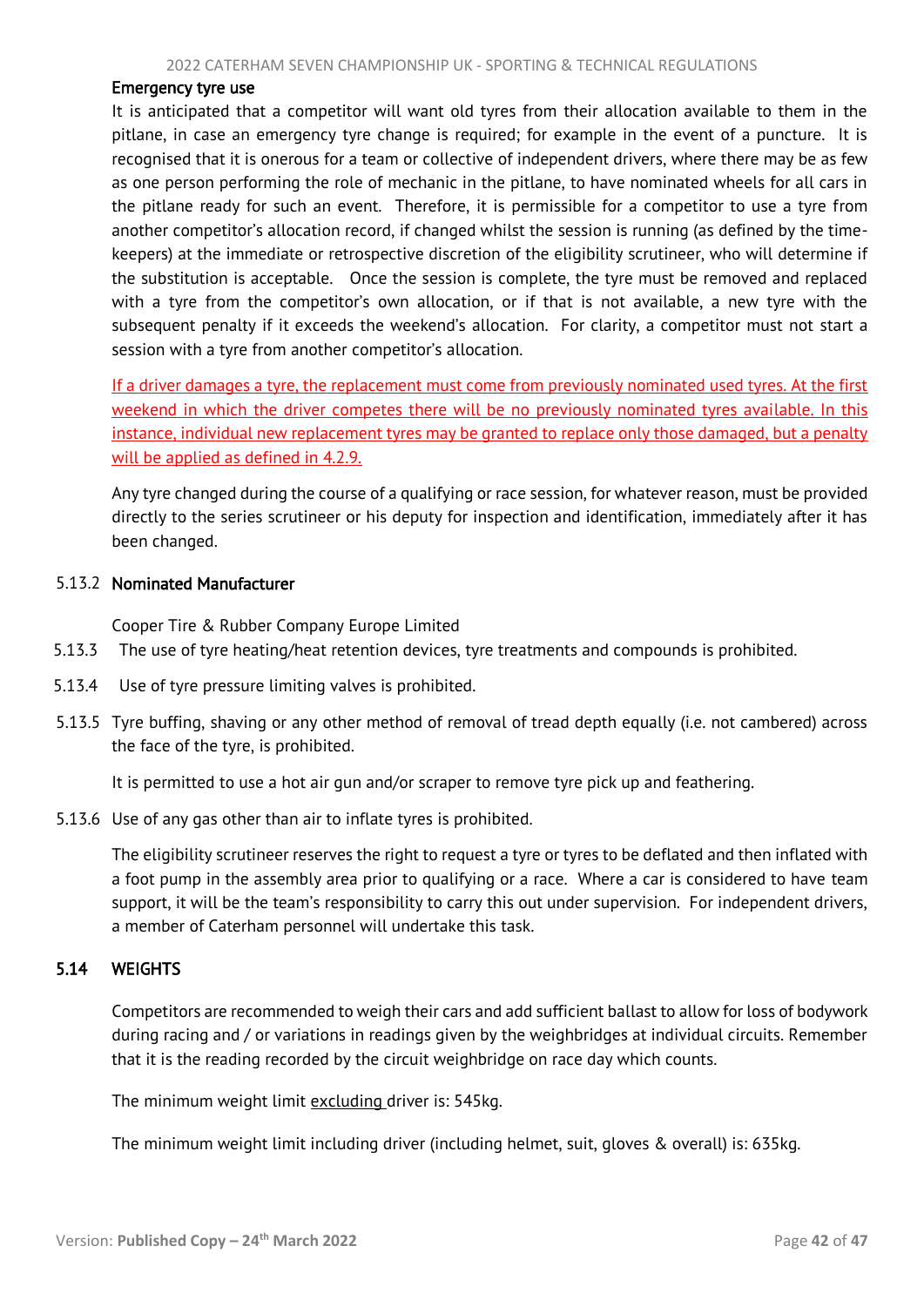#### Emergency tyre use

It is anticipated that a competitor will want old tyres from their allocation available to them in the pitlane, in case an emergency tyre change is required; for example in the event of a puncture. It is recognised that it is onerous for a team or collective of independent drivers, where there may be as few as one person performing the role of mechanic in the pitlane, to have nominated wheels for all cars in the pitlane ready for such an event. Therefore, it is permissible for a competitor to use a tyre from another competitor's allocation record, if changed whilst the session is running (as defined by the time-keepers) at the immediate or retrospective discretion of the eligibility scrutineer, who will determine if the substitution is acceptable. Once the session is complete, the tyre must be removed and replaced with a tyre from the competitor's own allocation, or if that is not available, a new tyre with the subsequent penalty if it exceeds the weekend's allocation. For clarity, a competitor must not start a session with a tyre from another competitor's allocation.

If a driver damages a tyre, the replacement must come from previously nominated used tyres. At the first weekend in which the driver competes there will be no previously nominated tyres available. In this instance, individual new replacement tyres may be granted to replace only those damaged, but a penalty will be applied as defined in 4.2.9.

Any tyre changed during the course of a qualifying or race session, for whatever reason, must be provided directly to the series scrutineer or his deputy for inspection and identification, immediately after it has been changed.

#### 5.13.2 Nominated Manufacturer

Cooper Tire & Rubber Company Europe Limited

5.13.3 The use of tyre heating/heat retention devices, tyre treatments and compounds is prohibited.

5.13.4 Use of tyre pressure limiting valves is prohibited.

5.13.5 Tyre buffing, shaving or any other method of removal of tread depth equally (i.e. not cambered) across the face of the tyre, is prohibited.

It is permitted to use a hot air gun and/or scraper to remove tyre pick up and feathering.

5.13.6 Use of any gas other than air to inflate tyres is prohibited.

The eligibility scrutineer reserves the right to request a tyre or tyres to be deflated and then inflated with a foot pump in the assembly area prior to qualifying or a race. Where a car is considered to have team support, it will be the team's responsibility to carry this out under supervision. For independent drivers, a member of Caterham personnel will undertake this task.

### 5.14 WEIGHTS

Competitors are recommended to weigh their cars and add sufficient ballast to allow for loss of bodywork during racing and / or variations in readings given by the weighbridges at individual circuits. Remember that it is the reading recorded by the circuit weighbridge on race day which counts.

The minimum weight limit excluding driver is: 545kg.

The minimum weight limit including driver (including helmet, suit, gloves & overall) is: 635kg.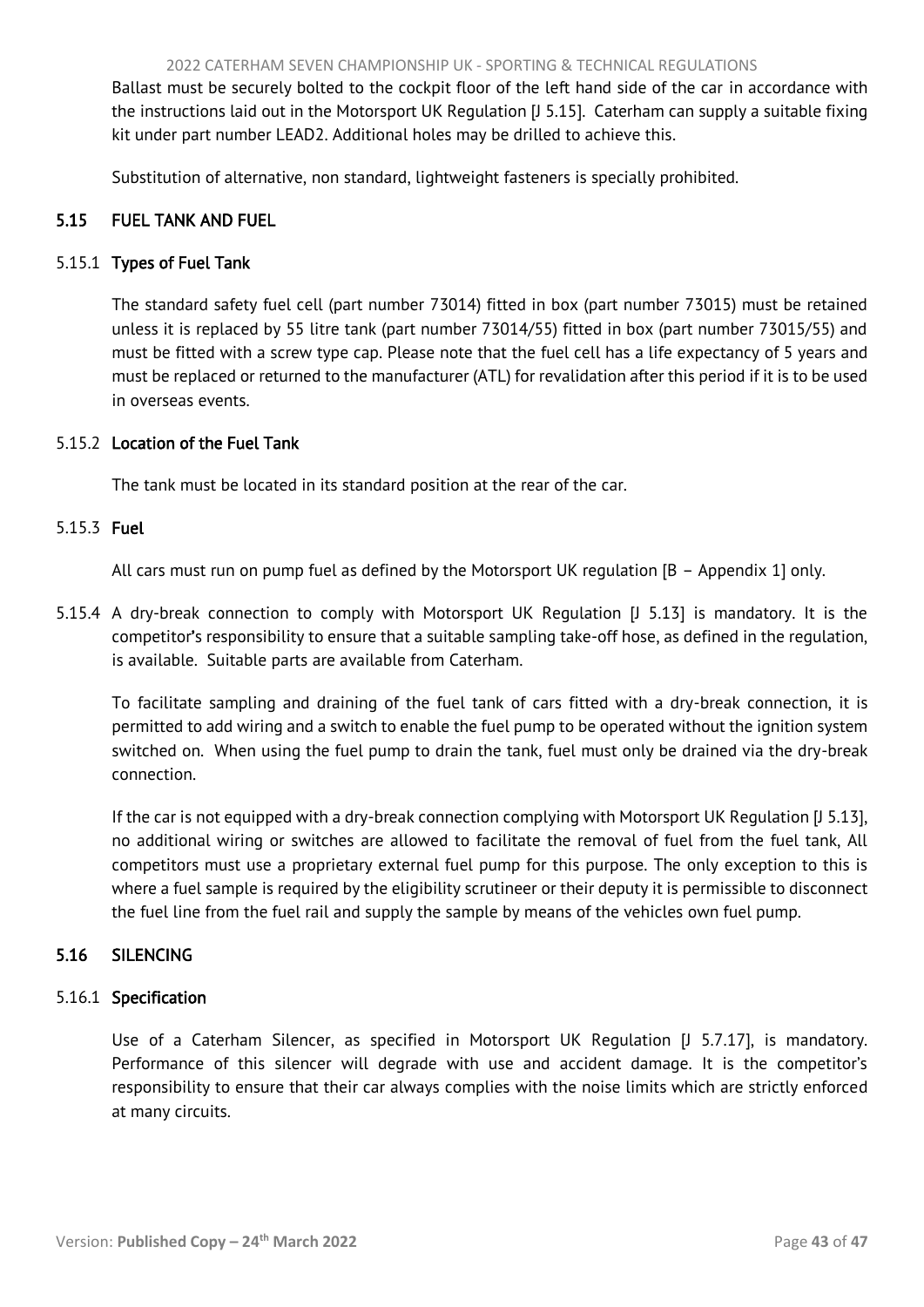Ballast must be securely bolted to the cockpit floor of the left hand side of the car in accordance with the instructions laid out in the Motorsport UK Regulation [J 5.15]. Caterham can supply a suitable fixing kit under part number LEAD2. Additional holes may be drilled to achieve this.

Substitution of alternative, non standard, lightweight fasteners is specially prohibited.

## 5.15 FUEL TANK AND FUEL

### 5.15.1 Types of Fuel Tank

The standard safety fuel cell (part number 73014) fitted in box (part number 73015) must be retained unless it is replaced by 55 litre tank (part number 73014/55) fitted in box (part number 73015/55) and must be fitted with a screw type cap. Please note that the fuel cell has a life expectancy of 5 years and must be replaced or returned to the manufacturer (ATL) for revalidation after this period if it is to be used in overseas events.

### 5.15.2 Location of the Fuel Tank

The tank must be located in its standard position at the rear of the car.

### 5.15.3 Fuel

All cars must run on pump fuel as defined by the Motorsport UK regulation [B – Appendix 1] only.

5.15.4 A dry-break connection to comply with Motorsport UK Regulation [J 5.13] is mandatory. It is the competitor's responsibility to ensure that a suitable sampling take-off hose, as defined in the regulation, is available. Suitable parts are available from Caterham.

To facilitate sampling and draining of the fuel tank of cars fitted with a dry-break connection, it is permitted to add wiring and a switch to enable the fuel pump to be operated without the ignition system switched on. When using the fuel pump to drain the tank, fuel must only be drained via the dry-break connection.

If the car is not equipped with a dry-break connection complying with Motorsport UK Regulation [J 5.13], no additional wiring or switches are allowed to facilitate the removal of fuel from the fuel tank, All competitors must use a proprietary external fuel pump for this purpose. The only exception to this is where a fuel sample is required by the eligibility scrutineer or their deputy it is permissible to disconnect the fuel line from the fuel rail and supply the sample by means of the vehicles own fuel pump.

## 5.16 SILENCING

### 5.16.1 Specification

Use of a Caterham Silencer, as specified in Motorsport UK Regulation [J 5.7.17], is mandatory. Performance of this silencer will degrade with use and accident damage. It is the competitor's responsibility to ensure that their car always complies with the noise limits which are strictly enforced at many circuits.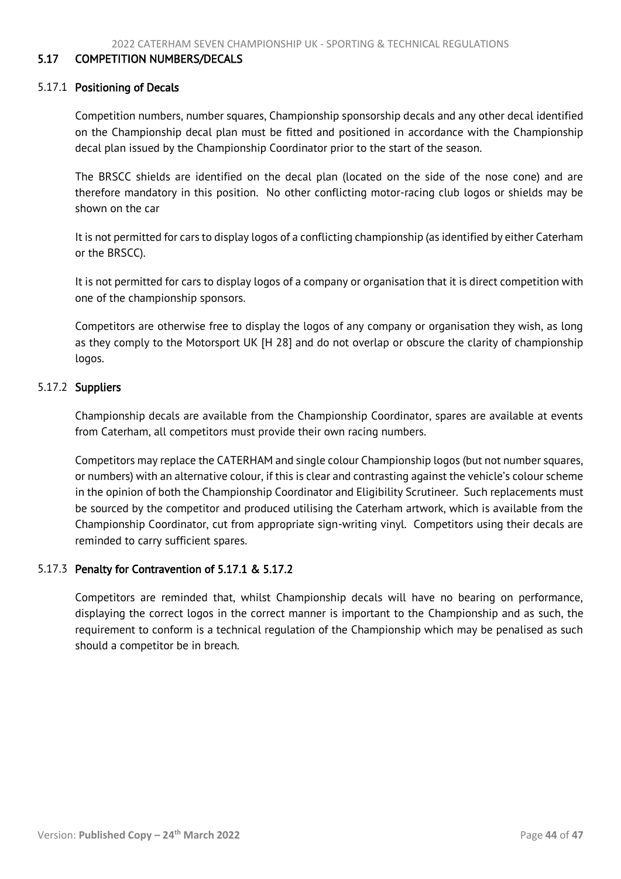## 5.17 COMPETITION NUMBERS/DECALS

### 5.17.1 Positioning of Decals

Competition numbers, number squares, Championship sponsorship decals and any other decal identified on the Championship decal plan must be fitted and positioned in accordance with the Championship decal plan issued by the Championship Coordinator prior to the start of the season.

The BRSCC shields are identified on the decal plan (located on the side of the nose cone) and are therefore mandatory in this position. No other conflicting motor-racing club logos or shields may be shown on the car

It is not permitted for cars to display logos of a conflicting championship (as identified by either Caterham or the BRSCC).

It is not permitted for cars to display logos of a company or organisation that it is direct competition with one of the championship sponsors.

Competitors are otherwise free to display the logos of any company or organisation they wish, as long as they comply to the Motorsport UK [H 28] and do not overlap or obscure the clarity of championship logos.

### 5.17.2 Suppliers

Championship decals are available from the Championship Coordinator, spares are available at events from Caterham, all competitors must provide their own racing numbers.

Competitors may replace the CATERHAM and single colour Championship logos (but not number squares, or numbers) with an alternative colour, if this is clear and contrasting against the vehicle's colour scheme in the opinion of both the Championship Coordinator and Eligibility Scrutineer. Such replacements must be sourced by the competitor and produced utilising the Caterham artwork, which is available from the Championship Coordinator, cut from appropriate sign-writing vinyl. Competitors using their decals are reminded to carry sufficient spares.

### 5.17.3 Penalty for Contravention of 5.17.1 & 5.17.2

Competitors are reminded that, whilst Championship decals will have no bearing on performance, displaying the correct logos in the correct manner is important to the Championship and as such, the requirement to conform is a technical regulation of the Championship which may be penalised as such should a competitor be in breach.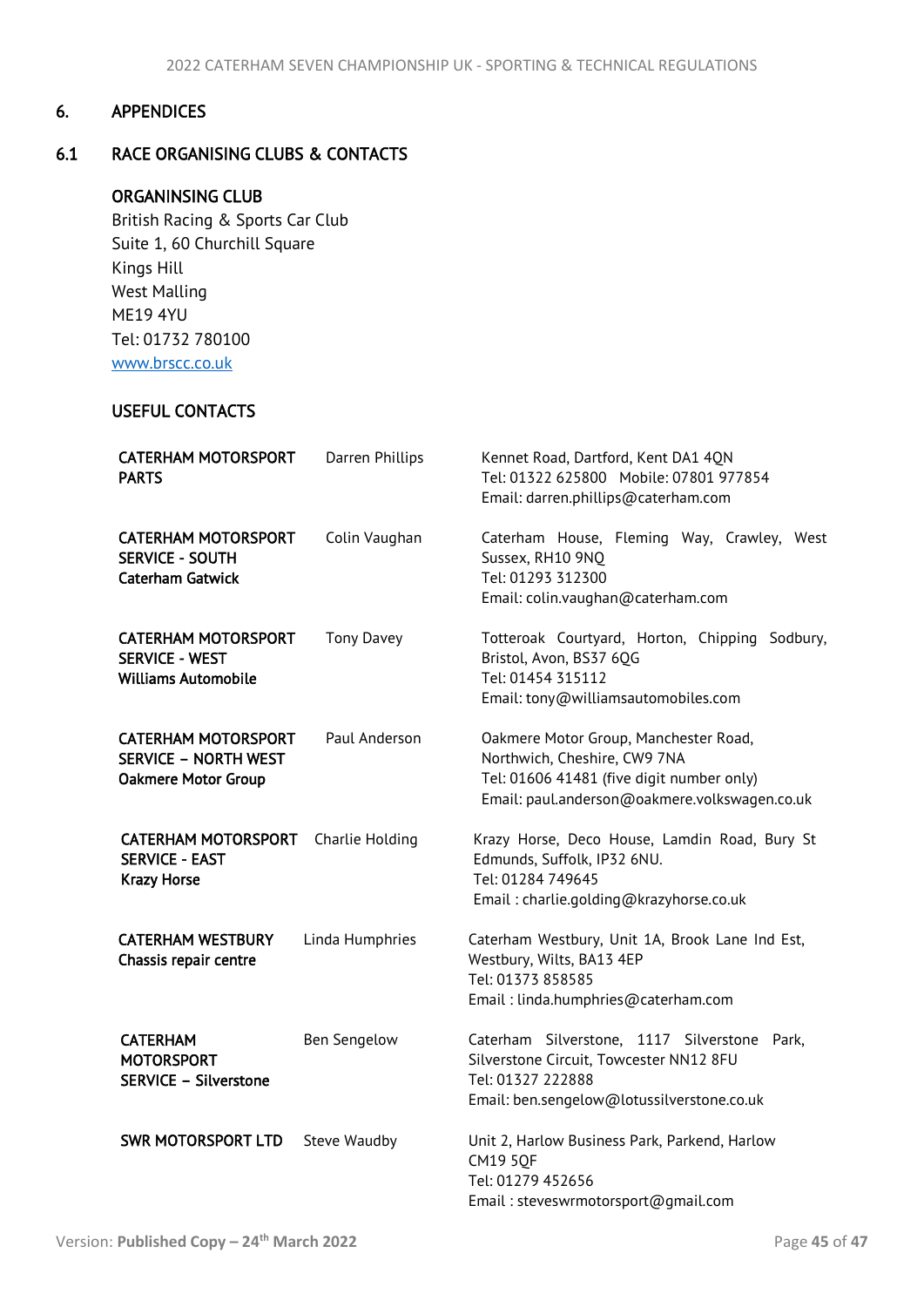# 6. APPENDICES

## 6.1 RACE ORGANISING CLUBS & CONTACTS

### ORGANINSING CLUB

British Racing & Sports Car Club
Suite 1, 60 Churchill Square
Kings Hill
West Malling
ME19 4YU
Tel: 01732 780100
www.brscc.co.uk

### USEFUL CONTACTS

| | | |
|---|---|---|
| **CATERHAM MOTORSPORT PARTS** | Darren Phillips | Kennet Road, Dartford, Kent DA1 4QN<br>Tel: 01322 625800 Mobile: 07801 977854<br>Email: darren.phillips@caterham.com |
| **CATERHAM MOTORSPORT SERVICE - SOUTH**<br>**Caterham Gatwick** | Colin Vaughan | Caterham House, Fleming Way, Crawley, West Sussex, RH10 9NQ<br>Tel: 01293 312300<br>Email: colin.vaughan@caterham.com |
| **CATERHAM MOTORSPORT SERVICE - WEST**<br>**Williams Automobile** | Tony Davey | Totteroak Courtyard, Horton, Chipping Sodbury, Bristol, Avon, BS37 6QG<br>Tel: 01454 315112<br>Email: tony@williamsautomobiles.com |
| **CATERHAM MOTORSPORT SERVICE – NORTH WEST**<br>**Oakmere Motor Group** | Paul Anderson | Oakmere Motor Group, Manchester Road, Northwich, Cheshire, CW9 7NA<br>Tel: 01606 41481 (five digit number only)<br>Email: paul.anderson@oakmere.volkswagen.co.uk |
| **CATERHAM MOTORSPORT SERVICE - EAST**<br>**Krazy Horse** | Charlie Holding | Krazy Horse, Deco House, Lamdin Road, Bury St Edmunds, Suffolk, IP32 6NU.<br>Tel: 01284 749645<br>Email : charlie.golding@krazyhorse.co.uk |
| **CATERHAM WESTBURY**<br>**Chassis repair centre** | Linda Humphries | Caterham Westbury, Unit 1A, Brook Lane Ind Est, Westbury, Wilts, BA13 4EP<br>Tel: 01373 858585<br>Email : linda.humphries@caterham.com |
| **CATERHAM MOTORSPORT SERVICE – Silverstone** | Ben Sengelow | Caterham Silverstone, 1117 Silverstone Park, Silverstone Circuit, Towcester NN12 8FU<br>Tel: 01327 222888<br>Email: ben.sengelow@lotussilverstone.co.uk |
| **SWR MOTORSPORT LTD** | Steve Waudby | Unit 2, Harlow Business Park, Parkend, Harlow CM19 5QF<br>Tel: 01279 452656<br>Email : steveswrmotorsport@gmail.com |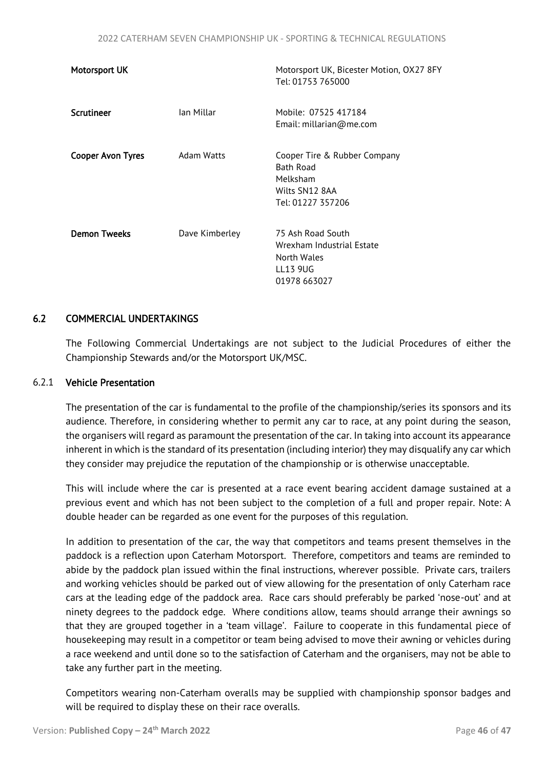| | | |
|---|---|---|
| **Motorsport UK** | | Motorsport UK, Bicester Motion, OX27 8FY<br>Tel: 01753 765000 |
| **Scrutineer** | Ian Millar | Mobile: 07525 417184<br>Email: millarian@me.com |
| **Cooper Avon Tyres** | Adam Watts | Cooper Tire & Rubber Company<br>Bath Road<br>Melksham<br>Wilts SN12 8AA<br>Tel: 01227 357206 |
| **Demon Tweeks** | Dave Kimberley | 75 Ash Road South<br>Wrexham Industrial Estate<br>North Wales<br>LL13 9UG<br>01978 663027 |

## 6.2 COMMERCIAL UNDERTAKINGS

The Following Commercial Undertakings are not subject to the Judicial Procedures of either the Championship Stewards and/or the Motorsport UK/MSC.

### 6.2.1 Vehicle Presentation

The presentation of the car is fundamental to the profile of the championship/series its sponsors and its audience. Therefore, in considering whether to permit any car to race, at any point during the season, the organisers will regard as paramount the presentation of the car. In taking into account its appearance inherent in which is the standard of its presentation (including interior) they may disqualify any car which they consider may prejudice the reputation of the championship or is otherwise unacceptable.

This will include where the car is presented at a race event bearing accident damage sustained at a previous event and which has not been subject to the completion of a full and proper repair. Note: A double header can be regarded as one event for the purposes of this regulation.

In addition to presentation of the car, the way that competitors and teams present themselves in the paddock is a reflection upon Caterham Motorsport. Therefore, competitors and teams are reminded to abide by the paddock plan issued within the final instructions, wherever possible. Private cars, trailers and working vehicles should be parked out of view allowing for the presentation of only Caterham race cars at the leading edge of the paddock area. Race cars should preferably be parked 'nose-out' and at ninety degrees to the paddock edge. Where conditions allow, teams should arrange their awnings so that they are grouped together in a 'team village'. Failure to cooperate in this fundamental piece of housekeeping may result in a competitor or team being advised to move their awning or vehicles during a race weekend and until done so to the satisfaction of Caterham and the organisers, may not be able to take any further part in the meeting.

Competitors wearing non-Caterham overalls may be supplied with championship sponsor badges and will be required to display these on their race overalls.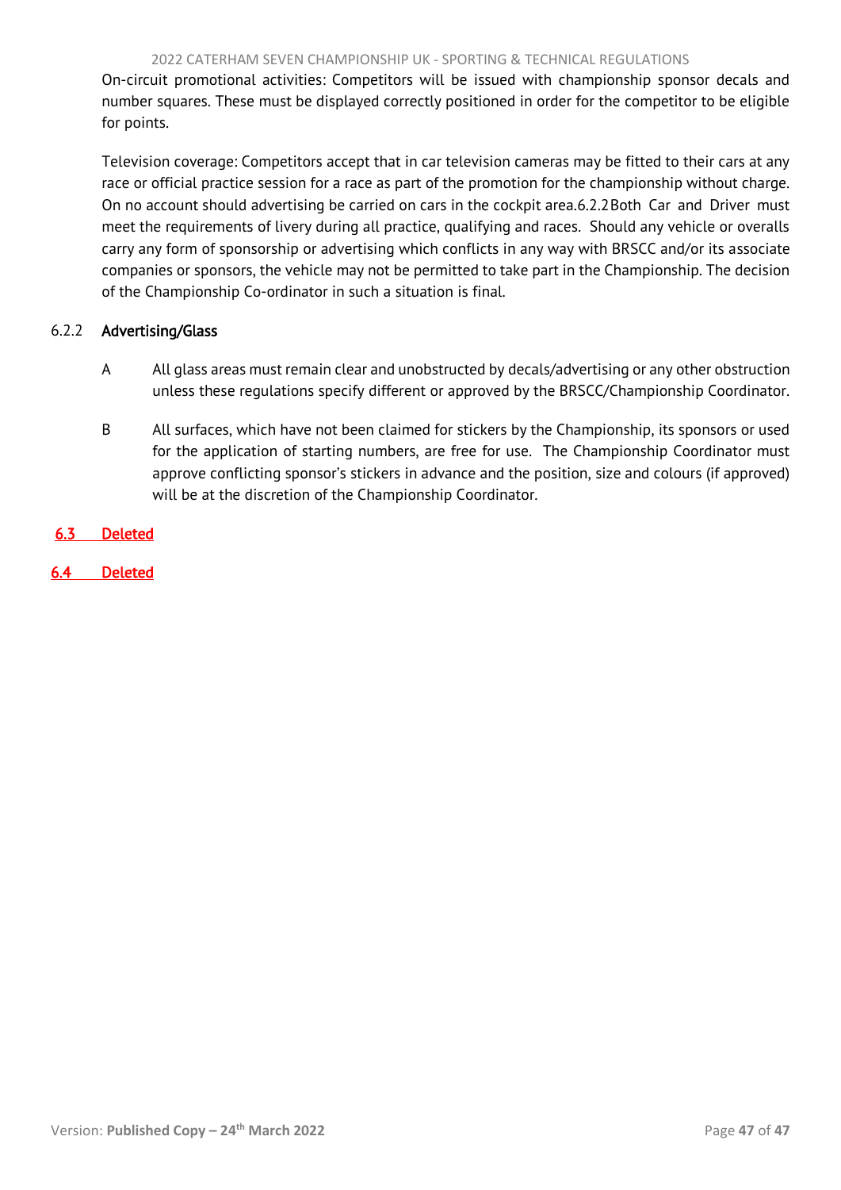On-circuit promotional activities: Competitors will be issued with championship sponsor decals and number squares. These must be displayed correctly positioned in order for the competitor to be eligible for points.

Television coverage: Competitors accept that in car television cameras may be fitted to their cars at any race or official practice session for a race as part of the promotion for the championship without charge. On no account should advertising be carried on cars in the cockpit area.6.2.2 Both Car and Driver must meet the requirements of livery during all practice, qualifying and races. Should any vehicle or overalls carry any form of sponsorship or advertising which conflicts in any way with BRSCC and/or its associate companies or sponsors, the vehicle may not be permitted to take part in the Championship. The decision of the Championship Co-ordinator in such a situation is final.

#### 6.2.2 Advertising/Glass

A All glass areas must remain clear and unobstructed by decals/advertising or any other obstruction unless these regulations specify different or approved by the BRSCC/Championship Coordinator.

B All surfaces, which have not been claimed for stickers by the Championship, its sponsors or used for the application of starting numbers, are free for use. The Championship Coordinator must approve conflicting sponsor's stickers in advance and the position, size and colours (if approved) will be at the discretion of the Championship Coordinator.

### 6.3 Deleted

### 6.4 Deleted